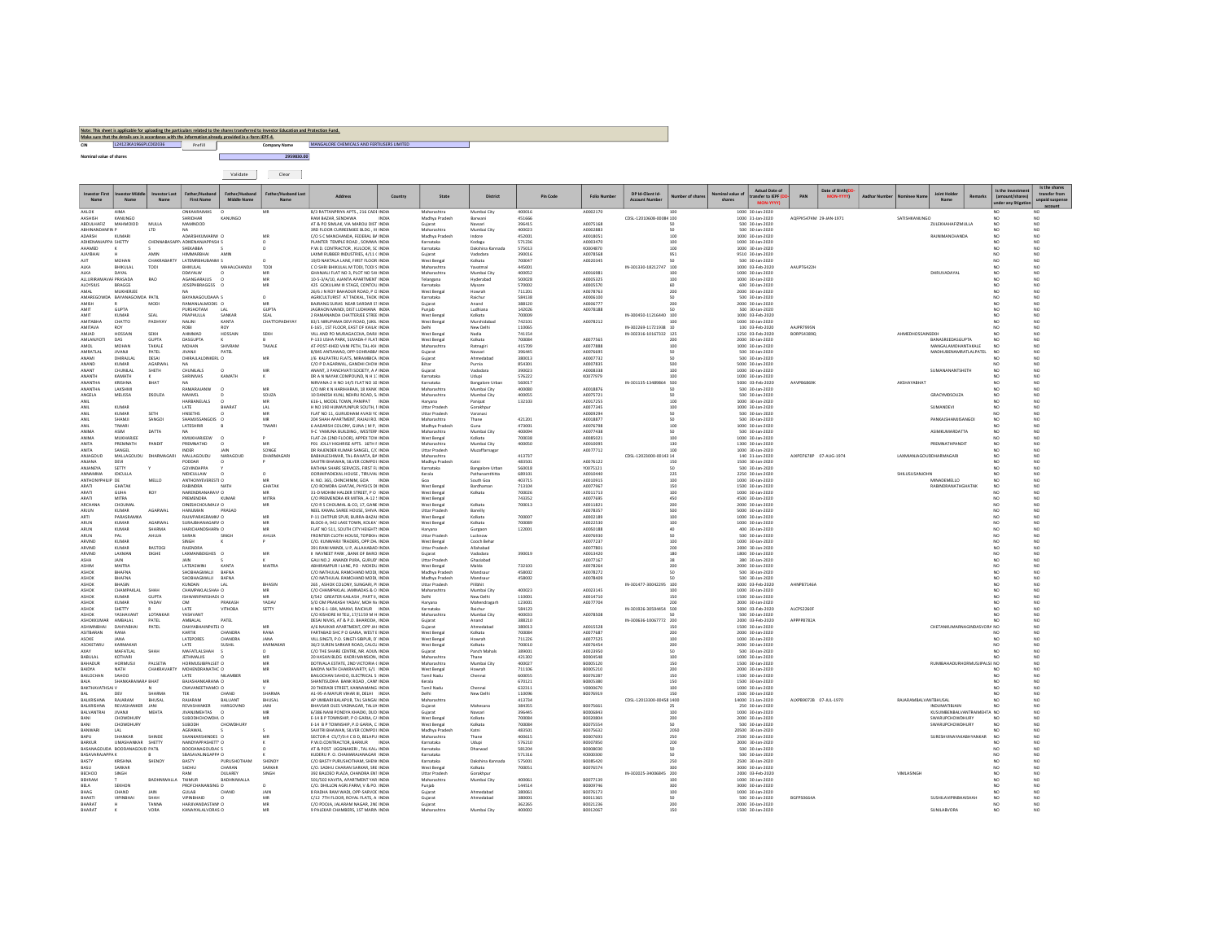**Note: This sheet is applicable for uploading the particulars related to the shares transferred to Investor Education and Protection Fund.**
**Make sure that the details are in accordance with the information already provided in e-form IEPF-4.**

**CIN** L24123KA1966PLC002036 Prefill **Company Name** MANGALORE CHEMICALS AND FERTILISERS LIMITED

**Nominal value of shares** 2959830.00

Validate Clear

| Investor First Name | Investor Middle Name | Investor Last Name | Father/Husband First Name | Father/Husband Middle Name | Father/Husband Last Name | Address | Country | State | District | Pin Code | Folio Number | DP Id-Client Id-Account Number | Number of shares | Nominal value of shares | Actual Date of transfer to IEPF (DD-MON-YYYY) | PAN | Date of Birth(DD-MON-YYYY) | Aadhar Number | Nominee Name | Joint Holder Name | Remarks | Is the Investment (amount/shares) under any litigation. | Is the shares transfer from unpaid suspense account |
|---|---|---|---|---|---|---|---|---|---|---|---|---|---|---|---|---|---|---|---|---|---|---|---|
| AALOK | AIMA | | ONKAARAIMAS | O | MR | B/3 RATTANPRIYA APTS., 216 CADI | INDIA | Maharashtra | Mumbai City | 400016 | A0002170 | | 100 | 1000 | 30-Jan-2020 | | | | | | | NO | NO |
| AASHISH | KANUNGO | | SHRIDHAR | KANUNGO | | RAM BAZAR, SENDHWA | INDIA | Madhya Pradesh | Barwani | 451666 | | CDSL-12010600-00084 | 100 | 1000 | 31-Jan-2020 | AQFPK5474M | 29-JAN-1971 | | SATISHKANUNGO | | | NO | NO |
| ABDULHAFIZ | MAHMOOD | MULLA | MAHMOOD | | | AT & PO SIMLAK, VIA MAROLI DIST | INDIA | Gujarat | Navsari | 396415 | A0075168 | | 50 | 500 | 30-Jan-2020 | | | | | ZULEKHAHAFIZMULLA | | NO | NO |
| ABHINANDANFIN | P | LTD | NA | | | 3RD FLOOR CURREEMJEE BLDG., 88 | INDIA | Maharashtra | Mumbai City | 400023 | A0002883 | | 50 | 500 | 30-Jan-2020 | | | | | | | NO | NO |
| ADARSH | KUMARI | | ADARSHKUMARIW | O | MR | C/O S C MANCHANDA, FEDERAL BA | INDIA | Madhya Pradesh | Indore | 452001 | A0018051 | | 100 | 1000 | 30-Jan-2020 | | | | | RAJNIMANCHANDA | | NO | NO |
| ADIKENANJAPPA | SHETTY | CHENNABASAPPA | ADIKENANJAPPASH | S | O | PLANTER TEMPLE ROAD , SOMWA | INDIA | Karnataka | Kodagu | 571236 | A0003470 | | 100 | 1000 | 30-Jan-2020 | | | | | | | NO | NO |
| AHAMED | K | S | SHEKABBA | | O | P.W.D. CONTRACTOR , KULOOR, SC | INDIA | Karnataka | Dakshina Kannada | 575013 | K0004870 | | 100 | 1000 | 30-Jan-2020 | | | | | | | NO | NO |
| AJAYBHAI | H | AMIN | HIMMBARBHAI | AMIN | | LAXMI RUBBER INDUSTRIES, 4/11 C | INDIA | Gujarat | Vadodara | 390016 | A0078568 | | 951 | 9510 | 30-Jan-2020 | | | | | | | NO | NO |
| AJIT | MOHAN | CHAKRABARTY | LATEMRBHUBANMO | S | O | 19/D NAKTALA LANE, FIRST FLOOR | INDIA | West Bengal | Kolkata | 700047 | A0020345 | | 50 | 500 | 30-Jan-2020 | | | | | | | NO | NO |
| ALKA | BHIKULAL | TODI | BHIKULAL | MAHALCHANDJI | TODI | C O SHRI BHIKULAL M TODI, TODI S | INDIA | Maharashtra | Yavatmal | 445001 | | IN-301330-18212747 | 100 | 1000 | 03-Feb-2020 | AAUPT6422H | | | | | | NO | NO |
| ALKA | DAYAL | | DDAYALW | O | MR | GHANIALI FLAT NO 3, PLOT NO 54 | INDIA | Maharashtra | Mumbai City | 400052 | A0016981 | | 100 | 1000 | 30-Jan-2020 | | | | | DHRUVADAYAL | | NO | NO |
| ALLURIRAMAVAF | PRASADA | RAO | AGANGARAJUS | O | MR | 10-5-3/A/10, AJANTA APARTMENT | INDIA | Telangana | Hyderabad | 500028 | A0005325 | | 100 | 1000 | 30-Jan-2020 | | | | | | | NO | NO |
| ALOYSIUS | BRAGGS | | JOSEPHBRAGGSS | O | MR | 425 GOKULAM III STAGE, CONTOL | INDIA | Karnataka | Mysore | 570002 | A0005570 | | 60 | 600 | 30-Jan-2020 | | | | | | | NO | NO |
| AMAL | MUKHERJEE | | NA | | | 26/6 J N ROY BAHADUR ROAD, P O | INDIA | West Bengal | Howrah | 711201 | A0078763 | | 200 | 2000 | 30-Jan-2020 | | | | | | | NO | NO |
| AMAREGOWDA | BAYANAGOUDAPA | PATIL | BAYANAGOUDAPA | S | O | AGRICULTURIST AT TADKAL, TADK | INDIA | Karnataka | Raichur | 584138 | A0006100 | | 50 | 500 | 30-Jan-2020 | | | | | | | NO | NO |
| AMISH | R | MODI | RAMANLALMODIS | O | MR | BAJRANG SURAG NEAR SARDAR ST | INDIA | Gujarat | Anand | 388120 | A0006777 | | 200 | 2000 | 30-Jan-2020 | | | | | | | NO | NO |
| AMIT | GUPTA | | PURSHOTAM | LAL | GUPTA | JAGRAON MANDI, DIST LUDHIANA | INDIA | Punjab | Ludhiana | 142026 | A0078188 | | 50 | 500 | 30-Jan-2020 | | | | | | | NO | NO |
| AMIT | KUMAR | SEAL | PRAPHULLA | SANKAR | SEAL | 2 RAMANANDA CHATTERJEE STREE | INDIA | West Bengal | Kolkata | 700009 | | IN-300450-11216440 | 100 | 1000 | 03-Feb-2020 | | | | | | | NO | NO |
| AMITABHA | CHATTO | PADHYAY | NALINI | KANTA | CHATTOPADHYAY | 83/1 NIRUPAMA DEVI ROAD, (UKIL | INDIA | West Bengal | Murshidabad | 742101 | A0078212 | | 100 | 1000 | 30-Jan-2020 | | | | | | | NO | NO |
| AMITAVA | ROY | | ROBI | ROY | | E-165 , 1ST FLOOR, EAST OF KAILA | INDIA | Delhi | New Delhi | 110065 | | IN-302269-11721938 | 10 | 100 | 03-Feb-2020 | AAJPR7995N | | | | | | NO | NO |
| AMJAD | HOSSAIN | SEKH | AHMMAD | HOSSAIN | SEKH | VILL AND PO MURAGACCHA, DAKI | INDIA | West Bengal | Nadia | 741154 | | IN-302316-10167332 | 125 | 1250 | 03-Feb-2020 | BORPS4389Q | | | AHMEDHOSSAINSEKH | | | NO | NO |
| AMLANJYOTI | DAS | GUPTA | DASGUPTA | K | B | P-133 LISHA PARK, SUVADA-F FLAT | INDIA | West Bengal | Kolkata | 700084 | A0077565 | | 200 | 2000 | 30-Jan-2020 | | | | | BANASREEDASGUPTA | | NO | NO |
| AMOL | MOHAN | TAKALE | MOHAN | SHVRAM | TAKALE | AT-POST-KHED VANI PETH, TAL-KH | INDIA | Maharashtra | Ratnagiri | 415709 | A0077888 | | 100 | 1000 | 30-Jan-2020 | | | | | MANGALAMOHANTAKALE | | NO | NO |
| AMRATLAL | JIVANJI | PATEL | JIVANJI | PATEL | | B/845 ANTIAWAD, OPP SCHEKABAI | INDIA | Gujarat | Navsari | 396445 | A0076695 | | 50 | 500 | 30-Jan-2020 | | | | | MADHUBENAMRATLALPATEL | | NO | NO |
| ANAMI | DHIRAJLAL | DESAI | DHIRAJLALDINKERL | O | MR | J/6 KALPATRU FLATS, MIRAMBICA | INDIA | Gujarat | Ahmedabad | 380013 | A0007732 | | 50 | 500 | 30-Jan-2020 | | | | | | | NO | NO |
| ANAND | KUMAR | AGARWAL | NA | | | C/O P D AGARWAL, GANDHI CHOW | INDIA | Bihar | Purnia | 854301 | A0007835 | | 500 | 5000 | 30-Jan-2020 | | | | | | | NO | NO |
| ANANT | CHUNILAL | SHETH | CHUNILALS | O | MR | ANANT, 3 PANCHVATI SOCIETY, A P | INDIA | Gujarat | Vadodara | 390023 | A0008338 | | 100 | 1000 | 30-Jan-2020 | | | | | SUMANANANTSHETH | | NO | NO |
| ANANTH | KAMATH | K | SHRINIVAS | KAMATH | K | DR A N NAYAK COMPOUND, N H 1 | INDIA | Karnataka | Udupi | 576222 | K0077979 | | 100 | 1000 | 30-Jan-2020 | | | | | | | NO | NO |
| ANANTHA | KRISHNA | BHAT | NA | | | NIRVANA-2 H NO 14/5 FLAT NO 30 | INDIA | Karnataka | Bangalore Urban | 560017 | | IN-301135-13489864 | 500 | 5000 | 03-Feb-2020 | AAVPB6869K | | | AKSHAYABHAT | | | NO | NO |
| ANANTHA | LAKSHMI | | RAMARAJANW | O | MR | C/O MR K N HARIHARAN, 18 KANK | INDIA | Maharashtra | Mumbai City | 400080 | A0018876 | | 50 | 500 | 30-Jan-2020 | | | | | | | NO | NO |
| ANGELA | MELISSA | DSOUZA | MAMVEL | S | SOUZA | 10 DANESH KUNJ, NEHRU ROAD, S | INDIA | Maharashtra | Mumbai City | 400055 | A0075721 | | 50 | 500 | 30-Jan-2020 | | | | | GRACYADSOUZA | | NO | NO |
| ANIL | | | HARBANSLALS | O | MR | 616-L, MODEL TOWN, PANIPAT | INDIA | Haryana | Panipat | 132103 | A0017255 | | 100 | 1000 | 30-Jan-2020 | | | | | | | NO | NO |
| ANIL | KUMAR | | LATE | BHARAT | LAL | H NO 190 HUMAYUNPUR SOUTH, I | INDIA | Uttar Pradesh | Gorakhpur | | A0077345 | | 100 | 1000 | 30-Jan-2020 | | | | | SUMANDEVI | | NO | NO |
| ANIL | KUMAR | SETH | HNSETHS | O | MR | FLAT NO 11, GURUDHAM AVASI YC | INDIA | Uttar Pradesh | Varanasi | | A0009294 | | 50 | 500 | 30-Jan-2020 | | | | | | | NO | NO |
| ANIL | SHAMJI | SANGOI | SHAMJISSANGOIS | O | MR | 204 SHAH APARTMENT, RAHAJI RO | INDIA | Maharashtra | Thane | 421201 | A0018877 | | 50 | 500 | 30-Jan-2020 | | | | | PANKAJSHAMJISANGOI | | NO | NO |
| ANIL | TIWARI | | LATESHRIR | B | TIWARI | 6 AADARSH COLONY, GUNA ( M P) | INDIA | Madhya Pradesh | Guna | 473001 | A0076798 | | 100 | 1000 | 30-Jan-2020 | | | | | | | NO | NO |
| ANIMA | ASRA | DATTA | NA | | | 9-C YAMUNA BUILDING , WESTERN | INDIA | Maharashtra | Mumbai City | 400094 | A0077438 | | 50 | 500 | 30-Jan-2020 | | | | | ASIMKUMARDATTA | | NO | NO |
| ANIMA | MUKHARJEE | | KMUKHARJEEW | O | P | FLAT-2A (2ND FLOOR), APPEX TOW | INDIA | West Bengal | Kolkata | 700038 | A0085021 | | 100 | 1000 | 30-Jan-2020 | | | | | | | NO | NO |
| ANITA | PREMNATH | PANDIT | PREMNATHD | O | MR | P01 JOLLY HIGHRISE APTS. 18TH F | INDIA | Maharashtra | Mumbai City | 400050 | A0010095 | | 130 | 1300 | 30-Jan-2020 | | | | | PREMNATHPANDIT | | NO | NO |
| ANITA | SANGEL | | INDER | JAIN | SONGE | DR RAJENDER KUMAR SANGEL, C/C | INDIA | Uttar Pradesh | Muzaffarnagar | | A0077712 | | 100 | 1000 | 30-Jan-2020 | | | | | | | NO | NO |
| ANJAGOUD | MALLAGOUDU | DHARMAGARI | MALLAGOUDU | NARAGOUD | DHARMAGARI | BABHALESHWAR, TAL-RAHATA, DI | INDIA | Maharashtra | | 413737 | | CDSL-12023000-00143 | 14 | 140 | 31-Jan-2020 | AIXPD7678P | 07-AUG-1974 | | LAXMIANJAGOUDDHARMAGARI | | | NO | NO |
| ANJANA | DEVI | | PODDAR | O | P | SAVITRI BHAWAN, SILVER COMPOU | INDIA | Madhya Pradesh | Katni | 483501 | A0076122 | | 150 | 1500 | 30-Jan-2020 | | | | | | | NO | NO |
| ANJANEYA | SETTY | Y | GOVINDAPPA | Y | | RATHNA SHREE SERVICES, FIRST FL | INDIA | Karnataka | Bangalore Urban | 560018 | Y0075221 | | 50 | 500 | 30-Jan-2020 | | | | | | | NO | NO |
| ANNAMMA | IDICULLA | | NIDICULLAW | O | O | DOBRAPADICKAL HOUSE , TIRUVAL | INDIA | Kerala | Pathanamthitta | 689101 | A0010440 | | 225 | 2250 | 30-Jan-2020 | | | | SHILUSUSANJOHN | | | NO | NO |
| ANTHONYPHILIP | DE | MELLO | ANTHONYEVERESTI | O | MR | H. NO. 365, CHINCHINIM, GOA | INDIA | Goa | South Goa | 403715 | A0010915 | | 100 | 1000 | 30-Jan-2020 | | | | | MINADEMELLO | | NO | NO |
| ARATI | GHATAK | | RABINDRA | NATH | GHATAK | C/O ROWORA GHATAK, PHYSICS DI | INDIA | West Bengal | Bardhaman | 713104 | A0077967 | | 150 | 1500 | 30-Jan-2020 | | | | | RABINDRANATHGHATAK | | NO | NO |
| ARATI | GUHA | ROY | NARENDRANARAYA | O | MR | 31-D MOHIM HALDER STREET, P O | INDIA | West Bengal | Kolkata | 700026 | A0011713 | | 100 | 1000 | 30-Jan-2020 | | | | | | | NO | NO |
| ARATI | MITRA | | PREMENDRA | KUMAR | MITRA | C/O PREMENDRA KR MITRA, A-12 | INDIA | West Bengal | | 743352 | A0077685 | | 450 | 4500 | 30-Jan-2020 | | | | | | | NO | NO |
| ARCHANA | CHOUMAL | | DINESHCHOUMALV | O | MR | C/O R S CHOUMAL & CO, 17, GANE | INDIA | West Bengal | Kolkata | 700013 | A0011821 | | 200 | 2000 | 30-Jan-2020 | | | | | | | NO | NO |
| ARJUN | KUMAR | AGARWAL | HANUMAN | PRASAD | | NEEL KAMAL SAREE HOUSE, SHIVA | INDIA | Uttar Pradesh | Bareilly | | A0078357 | | 500 | 5000 | 30-Jan-2020 | | | | | | | NO | NO |
| ARTI | PARASRAMKA | | RAJVPARASRAMKA | O | MR | P-11 CHITPUR SPUR, BURRA BAZAI | INDIA | West Bengal | Kolkata | 700007 | A0002189 | | 100 | 1000 | 30-Jan-2020 | | | | | | | NO | NO |
| ARUN | KUMAR | AGARWAL | SURAJBHANAGARW | O | MR | BLOCK-A, 942 LAKE TOWN, KOLKA | INDIA | West Bengal | Kolkata | 700089 | A0022530 | | 100 | 1000 | 30-Jan-2020 | | | | | | | NO | NO |
| ARUN | KUMAR | SHARMA | HARICHANDSHARN | O | MR | FLAT NO 511, SOUTH CITY HEIGHT | INDIA | Haryana | Gurgaon | 122001 | A0050188 | | 40 | 400 | 30-Jan-2020 | | | | | | | NO | NO |
| ARUN | PAL | AHUJA | SARAN | SINGH | AHUJA | FRONTIER CLOTH HOUSE, TOPEKH | INDIA | Uttar Pradesh | Lucknow | | A0076930 | | 50 | 500 | 30-Jan-2020 | | | | | | | NO | NO |
| ARVIND | KUMAR | | SINGH | K | P | C/O. KUNWARJI TRADERS, OPP.DN. | INDIA | West Bengal | Cooch Behar | | A0077237 | | 100 | 1000 | 30-Jan-2020 | | | | | | | NO | NO |
| ARVIND | KUMAR | RASTOGI | RAJENDRA | | | 391 RANI MANDI, U P, ALLAHABAD | INDIA | Uttar Pradesh | Allahabad | | A0077801 | | 200 | 2000 | 30-Jan-2020 | | | | | | | NO | NO |
| ARVIND | LAXMAN | DIGHE | LAXMANBDIGHES | O | MR | 8 NAVNEET PARK , BANK OF BAROI | INDIA | Gujarat | Vadodara | 390019 | A0013420 | | 180 | 1800 | 30-Jan-2020 | | | | | | | NO | NO |
| ASHA | JAIN | | JAIN | S | K | GALI NO 2 ANANDI PURA, GURUD | INDIA | Uttar Pradesh | Ghaziabad | | A0077167 | | 38 | 380 | 30-Jan-2020 | | | | | | | NO | NO |
| ASHIM | MAITRA | | LATEASWINI | KANTA | MAITRA | ABHIRAMPUR I LANE, PO - MOKDU | INDIA | West Bengal | Malda | 732103 | A0078264 | | 200 | 2000 | 30-Jan-2020 | | | | | | | NO | NO |
| ASHOK | BHAFNA | | SHOBHAGMALJI | BAFNA | | C/O NATHULAL RAMCHAND MODI | INDIA | Madhya Pradesh | Mandsaur | 458002 | A0078272 | | 50 | 500 | 30-Jan-2020 | | | | | | | NO | NO |
| ASHOK | BHAFNA | | SHOBHAGMALJI | BAFNA | | C/O NATHULAL RAMCHAND MODI | INDIA | Madhya Pradesh | Mandsaur | 458002 | A0078409 | | 50 | 500 | 30-Jan-2020 | | | | | | | NO | NO |
| ASHOK | BHASIN | | KUNDAN | LAL | BHASIN | 265 , ASHOK COLONY, SUNGARI, PI | INDIA | Uttar Pradesh | Pilibhit | | | IN-301477-30042295 | 100 | 1000 | 03-Feb-2020 | AHMPB7146A | | | | | | NO | NO |
| ASHOK | CHAMPAKLAL | SHAH | CHAMPAKLALSHAH | O | MR | C/O CHAMPAKLAL JAMNADAS & C | INDIA | Maharashtra | Mumbai City | 400023 | A0023145 | | 100 | 1000 | 30-Jan-2020 | | | | | | | NO | NO |
| ASHOK | KUMAR | GUPTA | ISHWARIPARSHADO | O | MR | E/542 GREATER KAILASH , PART II, | INDIA | Delhi | New Delhi | 110001 | A0014710 | | 150 | 1500 | 30-Jan-2020 | | | | | | | NO | NO |
| ASHOK | KUMAR | YADAV | OM | PRAKASH | YADAV | S/O OM PRAKASH YADAV, MOH N | INDIA | Haryana | Mahendragarh | 123001 | A0077704 | | 200 | 2000 | 30-Jan-2020 | | | | | | | NO | NO |
| ASHOK | SHETTY | R | LATE | VITHOBA | SETTY | H NO 6-1-184, MAIN , RAICHUR | INDIA | Karnataka | Raichur | 584123 | | IN-301926-30594454 | 500 | 5000 | 03-Feb-2020 | ALCPS2360F | | | | | | NO | NO |
| ASHOK | YASHAVANT | LOTANKAR | YASHVANT | | | C/O KISHORE M TELI, 17/1159 M | INDIA | Maharashtra | Mumbai City | 400033 | A0078508 | | 50 | 500 | 30-Jan-2020 | | | | | | | NO | NO |
| ASHOKKUMAR | AMBALAL | PATEL | AMBALAL | PATEL | | DESAI NIVAS, AT & P.O. BHARODA, | INDIA | Gujarat | Anand | 388210 | | IN-300636-10067772 | 200 | 2000 | 03-Feb-2020 | APPPR8782A | | | | | | NO | NO |
| ASHVINBHAI | DAHYABHAI | PATEL | DAHYABHAIPATEL | O | MR | A/6 NAVKAR APARTMENT, OPP JAI | INDIA | Gujarat | Ahmedabad | 380013 | A0015528 | | 150 | 1500 | 30-Jan-2020 | | | | | CHETANKUMARNAGINDASVORA | | NO | NO |
| ASITBARAN | RANA | | KARTIK | CHANDRA | RANA | FARTABAD SHC P O GARIA, WEST E | INDIA | West Bengal | Kolkata | 700084 | A0077687 | | 200 | 2000 | 30-Jan-2020 | | | | | | | NO | NO |
| ASOKE | JANA | | LATEPORES | CHANDRA | JANA | VILL SINGTI, P.O. SINGTI-SIBPUR, D | INDIA | West Bengal | Howrah | 711226 | A0077525 | | 300 | 3000 | 30-Jan-2020 | | | | | | | NO | NO |
| ASOKTARU | KARMAKAR | | LATE | SUSHIL | KARMAKAR | 26/2 SUREN SARKAR ROAD, CALCU | INDIA | West Bengal | Kolkata | 700010 | A0076454 | | 200 | 2000 | 30-Jan-2020 | | | | | | | NO | NO |
| AXAY | MAFATLAL | SHAH | MAFATLALSHAH | S | O | C/O THE SHARE CENTRE, NR. ADUA | INDIA | Gujarat | Panch Mahals | 389001 | A0023950 | | 50 | 500 | 30-Jan-2020 | | | | | | | NO | NO |
| BABULAL | KOTHARI | | JETHMALIS | O | MR | 20 HASANI BLDG KADRI MANSION, | INDIA | Maharashtra | Thane | 421302 | B0004548 | | 100 | 1000 | 30-Jan-2020 | | | | | | | NO | NO |
| BAHADUR | HORMUSJI | PALSETIA | HORMUSJIBPALSET | O | MR | DOTIVALA ESTATE, 2ND VICTORIA I | INDIA | Maharashtra | Mumbai City | 400027 | B0005120 | | 150 | 1500 | 30-Jan-2020 | | | | | RUMIBAHADURHORMUSJIPALSE | | NO | NO |
| BAIDYA | NATH | CHAKRAVARTY | MOHENDRANATHC | O | MR | BAIDYA NATH CHAKRAVARTY, 6/1 | INDIA | West Bengal | Howrah | 711106 | B0005210 | | 200 | 2000 | 30-Jan-2020 | | | | | | | NO | NO |
| BAILOCHAN | SAHOO | | LATE | NILAMBER | | BAILOCHAN SAHOO, ELECTRICAL S | INDIA | Tamil Nadu | Chennai | 600055 | B0076287 | | 150 | 1500 | 30-Jan-2020 | | | | | | | NO | NO |
| BAJA | SHANKARANARA | BHAT | RAJASHANKARAMA | O | | SHANTISUDHA BANK ROAD , CANN | INDIA | Kerala | | 670121 | B0005380 | | 150 | 1500 | 30-Jan-2020 | | | | | | | NO | NO |
| BAKTHAVATHSAL | V | N | CNAVANEETHAMO | O | V | 20 THERADI STREET, KANNAMANG | INDIA | Tamil Nadu | Chennai | 632311 | V0000670 | | 100 | 1000 | 30-Jan-2020 | | | | | | | NO | NO |
| BAL | DEV | SHARMA | TEK | CHAND | SHARMA | A1-95-A MAYUR VIHAR III, DELHI | INDIA | Delhi | New Delhi | 110096 | B0076919 | | 150 | 1500 | 30-Jan-2020 | | | | | | | NO | NO |
| BALKRISHNA | RAJARAM | BHUSAL | RAJARAM | BALIJANT | BHUSAL | AP UMBARI BALAPUR, TAL SANGAI | INDIA | Maharashtra | | 413724 | | CDSL-12013300-00458 | 1400 | 14000 | 31-Jan-2020 | ALXPB0072B | 07-JUL-1970 | | RAJARAMBALWANTBHUSAL | | | NO | NO |
| BALKRISHNA | REVASHANKER | JANI | REVASHANKER | HARGOVIND | JANI | BHAVSAR OLES VADNAGAR, TALUI | INDIA | Gujarat | Mahesana | 384355 | B0075661 | | 25 | 250 | 30-Jan-2020 | | | | | INDUMATIBJANI | | NO | NO |
| BALVANTRAI | JIVANJI | MEHTA | JIVANJIMEHTAS | O | MR | 6/386 NANI PONDYA KHADKI, DUD | INDIA | Gujarat | Navsari | 396445 | B0006843 | | 100 | 1000 | 30-Jan-2020 | | | | | KUSUMBENBALVANTRAIMEHTA | | NO | NO |
| BANI | CHOWDHURY | | SUBODHCHOWDH | O | MR | E-14 B P TOWNSHIP, P O GARIA, C | INDIA | West Bengal | Kolkata | 700084 | B0020804 | | 200 | 2000 | 30-Jan-2020 | | | | | SWARUPCHOWDHURY | | NO | NO |
| BANI | CHOWDHURY | | SUBODH | CHOWDHURY | | E-14 B P TOWNSHIP, P O GARIA, C | INDIA | West Bengal | Kolkata | 700084 | B0075554 | | 50 | 500 | 30-Jan-2020 | | | | | SWARUPCHOWDHURY | | NO | NO |
| BANWARI | LAL | | AGRAWAL | S | S | SAVITRI BHAWAN, SILVER COMPOU | INDIA | Madhya Pradesh | Katni | 483501 | B0075632 | | 2050 | 20500 | 30-Jan-2020 | | | | | | | NO | NO |
| BAPU | SHANKAR | SHINDE | SHANKARSHINDES | O | MR | SECTOR-4 C5/7/0:4 C B D, BELAPU | INDIA | Maharashtra | Thane | 400615 | B0007693 | | 250 | 2500 | 30-Jan-2020 | | | | | SURESHVINAYAKABHYANKAR | | NO | NO |
| BARKUR | UMASHANKAR | SHETTY | NANDYAPPASHETT | O | | P.W.D.CONTRACTOR, BARKUR | INDIA | Karnataka | Udupi | 576210 | B0007850 | | 200 | 2000 | 30-Jan-2020 | | | | | | | NO | NO |
| BASANAGOUDA | BOODANAGOUD | PATIL | BOODANAGOUDAS | O | | AT & POST UGGINAKERI , TAL KAL | INDIA | Karnataka | Dharwad | 581204 | B0008030 | | 50 | 500 | 30-Jan-2020 | | | | | | | NO | NO |
| BASAVARAJAPPA | K | B | SBASAVALINGAPPA | O | K | KUDERU P. O. CHAMARAJANAGAR | INDIA | Karnataka | | 571316 | K0000300 | | 50 | 500 | 30-Jan-2020 | | | | | | | NO | NO |
| BASTY | KRISHNA | SHENOY | BASTY | PURUSHOTHAM | SHENOY | C/O BASTY PURUSHOTHAM, SHENI | INDIA | Karnataka | Dakshina Kannada | 575001 | B0085420 | | 250 | 2500 | 30-Jan-2020 | | | | | | | NO | NO |
| BASU | SARKAR | | SADHU | CHARAN | SARKAR | C/O. SADHU CHARAN SARKAR, SRE | INDIA | West Bengal | Kolkata | 700051 | B0076574 | | 300 | 3000 | 30-Jan-2020 | | | | | | | NO | NO |
| BBCHOO | SINGH | | RAM | DULAREY | SINGH | 392 BALDEO PLAZA, CHANDRA ENT | INDIA | Uttar Pradesh | Gorakhpur | | | IN-302025-34006845 | 200 | 2000 | 03-Feb-2020 | | | | VIMLASINGH | | | NO | NO |
| BEHRAM | T | BADHNIWALLA | TAIMUR | BADHNIWALLA | | 501/502 KAVITA, APARTMENT YAR | INDIA | Maharashtra | Mumbai City | 400061 | B0077139 | | 100 | 1000 | 30-Jan-2020 | | | | | | | NO | NO |
| BELA | SEKHON | | PROFCHANANSING | O | | C/O. DHILLON AGRI FARM, V & PO. | INDIA | Punjab | | 144514 | B0009746 | | 300 | 3000 | 30-Jan-2020 | | | | | | | NO | NO |
| BHAG | CHAND | JAIN | GULAB | CHAND | JAIN | B RADHA RAM WADI, OPP-SARVOL | INDIA | Gujarat | Ahmedabad | 380061 | B0076173 | | 100 | 1000 | 30-Jan-2020 | | | | | | | NO | NO |
| BHAKTI | VIPINBHAI | SHAH | VIPINBHAID | | | C/12 7TH FLOOR, ROYAL FLATS, N | INDIA | Gujarat | Ahmedabad | 380001 | B0011365 | | 50 | 500 | 30-Jan-2020 | BGFPS0664A | | | | SUSHILAVIPINBHAISHAH | | NO | NO |
| BHARAT | H | TANNA | HARJIVANDASTANF | O | | C/O POOJA, JALARAM NAGAR, 2ND | INDIA | Gujarat | | 362265 | B0021236 | | 200 | 2000 | 30-Jan-2020 | | | | | | | NO | NO |
| BHARAT | K | VORA | KANAIYALALVORAS | O | | 9 PALEKAR CHAMBERS, 1ST MARIN | INDIA | Maharashtra | Mumbai City | 400002 | B0012067 | | 150 | 1500 | 30-Jan-2020 | | | | | SUNILABVORA | | NO | NO |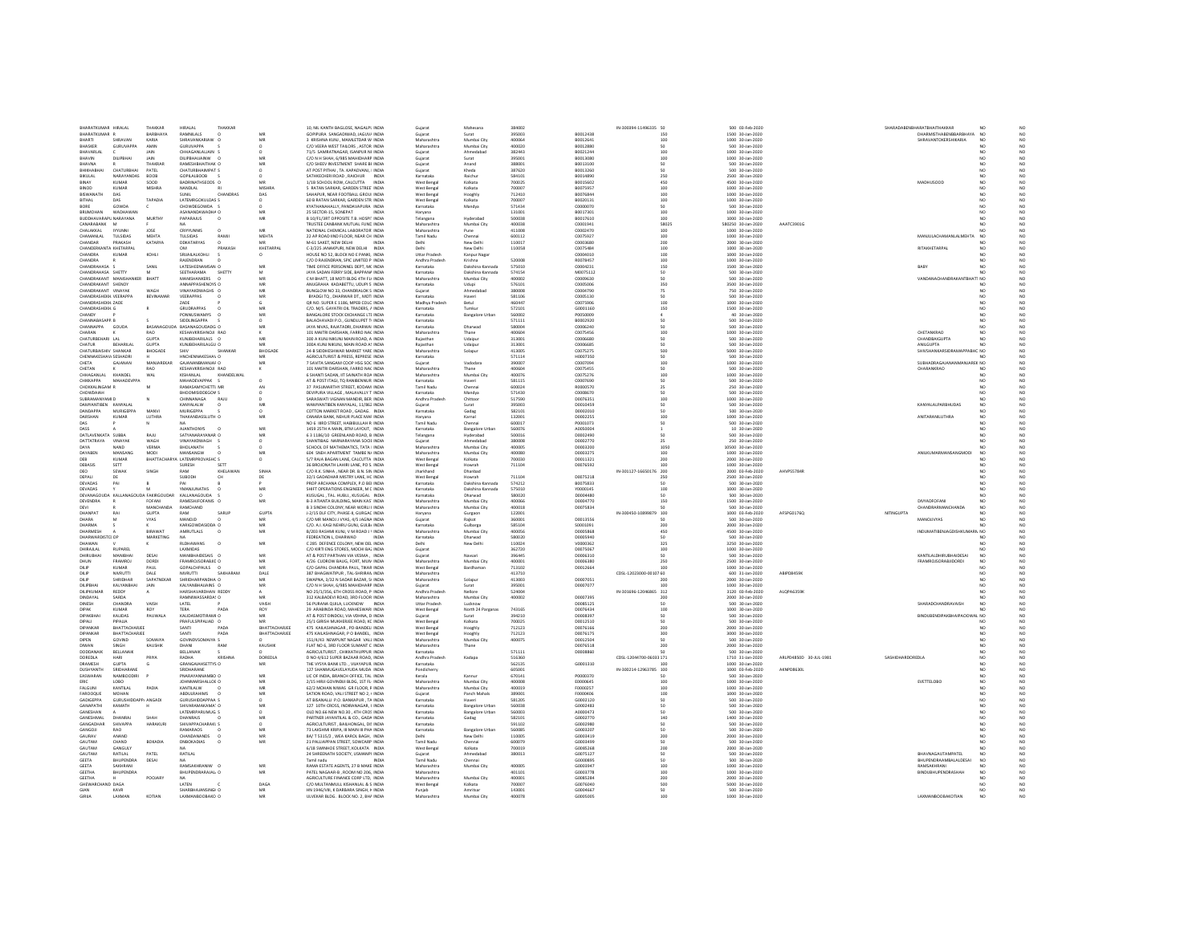| First Name | Middle Name | Last Name | Father/Husband First Name | Father/Husband Middle Name | Father/Husband Last Name | Address | Country | State | District | Pincode | Folio Number | DP ID-Client ID | No. of Shares | Amount | Proposed Date of Transfer | PAN | DOB | Aadhar | Nominee / Joint Holder | | |
|---|---|---|---|---|---|---|---|---|---|---|---|---|---|---|---|---|---|---|---|---|---|
| BHARATKUMAR | HIRALAL | THAKKAR | HIRALAL | THAKKAR | | 10, NIL KANTH BAGLOSE, NAGALPI | INDIA | Gujarat | Mahesana | 384002 | | IN-300394-11496335 | 50 | 500 | 02-Feb-2020 | | | | SHARADABENBHARATBHAITHAKKAR | NO | NO |
| BHARATKUMAR | R | BARBHAYA | RAMNIKLALS | O | MR | GOPIPURA SANGADWAD, JAGUV | INDIA | Gujarat | Surat | 395003 | B0012438 | | 150 | 1500 | 30-Jan-2020 | | | | DHARMISTHABENBBARBHAYA | NO | NO |
| BHARTI | SHRAVAN | KARIA | SHRAVANKARIAW | O | MR | 3 KRISHNA KUNJ, MAMLETDAR W | INDIA | Maharashtra | Mumbai City | 400064 | B0012641 | | 100 | 1000 | 30-Jan-2020 | | | | SHRAVANTOKERSHIKARIA | NO | NO |
| BHASKER | GURUVAPPA | AMIN | GURUVAPPA | S | O | C/O VEERA WEST TAILORS, ASTOR | INDIA | Maharashtra | Mumbai City | 400020 | B0012880 | | 50 | 500 | 30-Jan-2020 | | | | | NO | NO |
| BHAVARLAL | C | JAIN | CHHAGANLALJAIN | S | O | 71/5 SAMRATNAGAR, ISANPUR NI | INDIA | Gujarat | Ahmedabad | 382443 | B0021244 | | 100 | 1000 | 30-Jan-2020 | | | | | NO | NO |
| BHAVIN | DILIPBHAI | JAIN | DILIPBHAIJAINW | O | MR | C/O N H SHAH, 6/985 MAHIDHARP | INDIA | Gujarat | Surat | 395001 | B0013080 | | 100 | 1000 | 30-Jan-2020 | | | | | NO | NO |
| BHAVNA | R | THAKRAR | RAMESHBHAITHAK | O | MR | C/O SHEDY INVESTMENT SHARE BI | INDIA | Gujarat | Anand | 388001 | B0013100 | | 50 | 500 | 30-Jan-2020 | | | | | NO | NO |
| BHIKHABHAI | CHATURBHAI | PATEL | CHATURBHAIMPAT | S | O | AT POST PITHAI, TA. KAPADVANJ, | INDIA | Gujarat | Kheda | 387620 | B0013260 | | 50 | 500 | 30-Jan-2020 | | | | | NO | NO |
| BIKULAL | NARAYANDAS | BOOB | GOPILALBOOB | S | O | SATHIDECHERI ROAD, RAICHUR | INDIA | Karnataka | Raichur | 584101 | B0014890 | | 250 | 2500 | 30-Jan-2020 | | | | | NO | NO |
| BINAY | KUMAR | SOOD | BADRINATHSOOD | O | MR | 1/1B SCHOOL ROW, CALCUTTA | INDIA | West Bengal | Kolkata | 700025 | B0015602 | | 450 | 4500 | 30-Jan-2020 | | | | MADHUSOOD | NO | NO |
| BINOD | KUMAR | MISHRA | NANDLAL | RI | MISHRA | 5 RATAN SARKAR, GARDEN STRE | INDIA | West Bengal | Kolkata | 700007 | B0075957 | | 100 | 1000 | 30-Jan-2020 | | | | | NO | NO |
| BISWANATH | DAS | | SUNIL | CHANDRAS | DAS | SAHAPUR, NEAR FOOTBALL GROU | INDIA | West Bengal | Hooghly | 712410 | B0076894 | | 100 | 1000 | 30-Jan-2020 | | | | | NO | NO |
| BITHAL | DAS | TAPADIA | LATEMRGOKULDAS | S | O | 60 B RATAN SARKAR, GARDEN STR | INDIA | West Bengal | Kolkata | 700007 | B0020131 | | 100 | 1000 | 30-Jan-2020 | | | | | NO | NO |
| BORE | GOWDA | C | CHOWDEGOWDA | S | O | KYATHANAHALLY, PANDAVAPURA | INDIA | Karnataka | Mandya | 571434 | C0000070 | | 50 | 500 | 30-Jan-2020 | | | | | NO | NO |
| BRIJMOHAN | WADHAWAN | | ASANANDAWADHA | O | MR | 25 SECTOR-15, SONEPAT | INDIA | Haryana | | 131001 | B0017301 | | 100 | 1000 | 30-Jan-2020 | | | | | NO | NO |
| BUDDHAVARAPU | NARAYANA | MURTHY | PAPARAJUS | O | MR | B 10/91/3RT OPPOSITE T.B. HOSPI | INDIA | Telangana | Hyderabad | 500038 | B0017610 | | 100 | 1000 | 30-Jan-2020 | | | | | NO | NO |
| CANARABANK | M | F | NA | | | TRUSTEE CANBANK MUTUAL FUNE | INDIA | Maharashtra | Mumbai City | 400038 | C0001941 | | 58025 | 580250 | 30-Jan-2020 | AAATC3901G | | | | NO | NO |
| CHALAKKAL | IYYUNNI | JOSE | CRIYYUNNIS | O | MR | NATIONAL CHEMICAL LABORATOR | INDIA | Maharashtra | Pune | 411008 | C0002470 | | 100 | 1000 | 30-Jan-2020 | | | | | NO | NO |
| CHAMANLAL | TULSIDAS | MEHTA | TULSIDAS | RAMJI | MEHTA | 22 AP ROAD IIND FLOOR, NEAR CH | INDIA | Tamil Nadu | Chennai | 600112 | C0075927 | | 100 | 1000 | 30-Jan-2020 | | | | MANJULACHAMANLALMEHTA | NO | NO |
| CHANDAR | PRAKASH | KATARYA | DDKATARYAS | O | MR | M-61 SAKET, NEW DELHI | INDIA | Delhi | New Delhi | 110017 | C0003680 | | 200 | 2000 | 30-Jan-2020 | | | | | NO | NO |
| CHANDERKANTA | KHETARPAL | | OM | PRAKASH | KHETARPAL | C-3/225 JANAKPURI, NEW DELHI | INDIA | Delhi | New Delhi | 110058 | C0075484 | | 100 | 1000 | 30-Jan-2020 | | | | RITAKHETARPAL | NO | NO |
| CHANDRA | KUMAR | KOHLI | SRIJAILALKOHLI | S | O | HOUSE NO 52, BLOCK NO E PANKI, | INDIA | Uttar Pradesh | Kanpur Nagar | | C0004010 | | 100 | 1000 | 30-Jan-2020 | | | | | NO | NO |
| CHANDRA | R | | RAJENDRAN | D | | C/O D RAJENDRAN, SPIC LIMITED P | INDIA | Andhra Pradesh | Krishna | 520008 | R0078457 | | 100 | 1000 | 30-Jan-2020 | | | | | NO | NO |
| CHANDRAHAS | S | SANIL | LATESHEENAMSAN | O | MR | TIME OFFICE PERSONNEL DEPT, MA | INDIA | Karnataka | Dakshina Kannada | 575010 | C0004231 | | 150 | 1500 | 30-Jan-2020 | | | | BABY | NO | NO |
| CHANDRAHASA | SHETTY | M | SEETHARAMA | SHETTY | R | JAYA SADAN FERRY SIDE, BAPPANA | INDIA | Karnataka | Dakshina Kannada | 574154 | M0075112 | | 50 | 500 | 30-Jan-2020 | | | | | NO | NO |
| CHANDRAKANT | MANISHANKER | BHATT | MANISHANKERS | O | MR | C M BHATT, 18 MOTI BLDG 4TH FLI | INDIA | Maharashtra | Mumbai City | 400002 | C0009630 | | 50 | 500 | 30-Jan-2020 | | | | VANDANACHANDRAKANTBHATT | NO | NO |
| CHANDRAKANT | SHENOY | | ANNAPPASHENOYS | O | MR | ANUGRAHA KADABETTU, UDUPI S | INDIA | Karnataka | Udupi | 576101 | C0005006 | | 350 | 3500 | 30-Jan-2020 | | | | | NO | NO |
| CHANDRAKANT | VINAYAK | WAGH | VINAYAKDWAGHS | O | MR | BUNGLOW NO 33, CHANDRALOK S | INDIA | Gujarat | Ahmedabad | 380008 | C0004790 | | 75 | 750 | 30-Jan-2020 | | | | | NO | NO |
| CHANDRASHEKH | VEERAPPA | BEVINAMAR | VEERAPPAS | O | MR | BYADGI TQ., DHARWAR DT., MOT | INDIA | Karnataka | Haveri | 581106 | C0005130 | | 50 | 500 | 30-Jan-2020 | | | | | NO | NO |
| CHANDRASHEKH | ZADE | | ZADE | P | G | QR NO. SUPER E 1186, MPEB COLC | INDIA | Madhya Pradesh | Betul | 460447 | C0075906 | | 100 | 1000 | 30-Jan-2020 | | | | | NO | NO |
| CHANDRASHEKH | G | B | GRUDRAPPAS | O | MR | C/O. M/S. GAYATRI OIL TRADERS, J | INDIA | Karnataka | Tumkur | 572101 | G0001360 | | 150 | 1500 | 30-Jan-2020 | | | | | NO | NO |
| CHANDY | P | | PONNUSWAMYS | O | MR | BANGALORE STOCK EXCHANGE LTI | INDIA | Karnataka | Bangalore Urban | 560002 | P0050009 | | 4 | 40 | 30-Jan-2020 | | | | | NO | NO |
| CHANNABASAPPA | B | S | SIDDLINGAPPA | S | O | BALACHAVADI P.O., GUNDLUPET T | INDIA | Karnataka | | 571111 | B0002920 | | 50 | 500 | 30-Jan-2020 | | | | | NO | NO |
| CHANNAPPA | GOUDA | BASANAGOUDA | BASANAGOUDADG | O | MR | JAYA NIVAS, RAJATADRI, DHARWA | INDIA | Karnataka | Dharwad | 580004 | C0006240 | | 50 | 500 | 30-Jan-2020 | | | | | NO | NO |
| CHARAN | K | RAO | KESHAVEERSHNOJI | RAO | K | 101 MAITRI DARSHAN, FARRO NA | INDIA | Maharashtra | Thane | 400604 | C0075456 | | 100 | 1000 | 30-Jan-2020 | | | | CHETANKRAO | NO | NO |
| CHATURBEHARI | LAL | GUPTA | KUNJBEHARILALS | O | MR | 300 A KUNJ NIKUNJ MAIN ROAD A | INDIA | Rajasthan | Udaipur | 313001 | C0006680 | | 50 | 500 | 30-Jan-2020 | | | | CHANDBAIGUPTA | NO | NO |
| CHATUR | BEHARILAL | GUPTA | KUNJBEHARILALGU | O | MR | 300A KUNJ NIKUNJ, MAIN ROAD A | INDIA | Rajasthan | Udaipur | 313001 | C0006685 | | 50 | 500 | 30-Jan-2020 | | | | ANILGUPTA | NO | NO |
| CHATURBAISHIV | SHANKAR | BHOGADE | SHIV | SHANKAR | BHOGADE | 24-B SIDDHESHWAR MARKET YARI | INDIA | Maharashtra | Solapur | 413005 | C0075275 | | 500 | 5000 | 30-Jan-2020 | | | | SHIVSHANKARSIDRAMAPPABHC | NO | NO |
| CHENNAKESHAVA | SESHADRI | H | HNCHENNAKESHAV | O | MR | AGRICULTURIST & PRESS, BEPRESE | INDIA | Karnataka | | 571114 | H0007350 | | 50 | 500 | 30-Jan-2020 | | | | | NO | NO |
| CHETA | GAJANAN | MANJAREKAR | GAJANANBMANJAR | O | MR | 7 SAVITA SANGAM COOP HSG SOC | INDIA | Gujarat | Vadodara | 390007 | C0007094 | | 100 | 1000 | 30-Jan-2020 | | | | SUBHADRAGAJANANMANJAREK | NO | NO |
| CHETAN | K | RAO | KESHAVEERSHNOJI | RAO | K | 101 MAITRI DARSHAN, FARRO NA | INDIA | Maharashtra | Thane | 400604 | C0075455 | | 50 | 500 | 30-Jan-2020 | | | | CHARANKRAO | NO | NO |
| CHHAGANLAL | KHANDEL | WAL | KISHANLAL | | KHANDELWAL | 6 SHANTI SADAN, IIT SAINATH ROA | INDIA | Maharashtra | Mumbai City | 400076 | C0075276 | | 100 | 1000 | 30-Jan-2020 | | | | | NO | NO |
| CHIKKAPPA | MAHADEVAPPA | | MAHADEVAPPAK | S | O | AT & POST ITAGI, TQ RANIBENNUR | INDIA | Karnataka | Haveri | 581115 | C0007690 | | 50 | 500 | 30-Jan-2020 | | | | | NO | NO |
| CHOKKALINGAM | R | M | RAMASAMYCHETTI | MR | AN | 37 PASUMARTHI STREET, KODAM | INDIA | Tamil Nadu | Chennai | 600024 | R0000570 | | 25 | 250 | 30-Jan-2020 | | | | | NO | NO |
| CHOWDAIAH | | | BHOOMEGOWDAS | O | | DEVIPURA VILLAGE, MALAVALLY T | INDIA | Karnataka | Mandya | 571430 | C0008670 | | 50 | 500 | 30-Jan-2020 | | | | | NO | NO |
| SUBRAMANYAM | D | N | CHINNANAGA | RAJU | D | SARASWATI VIGNAN MANDIR, BER | INDIA | Andhra Pradesh | Chittoor | 517590 | C0076351 | | 100 | 1000 | 30-Jan-2020 | | | | | NO | NO |
| DAHYANTIBEN | KANYALAL | | KANYALALW | O | MR | WAHYANTIBEN KANYALAL, 11/882 | INDIA | Gujarat | Surat | 395003 | D0010459 | | 50 | 500 | 30-Jan-2020 | | | | KANYALALPARBHUDAS | NO | NO |
| DANDAPPA | MURIGEPPA | MANVI | MURIGEPPA | S | O | COTTON MARKET ROAD, GADAG | INDIA | Karnataka | Gadag | 582101 | D0002010 | | 50 | 500 | 30-Jan-2020 | | | | | NO | NO |
| DARSHAN | KUMAR | LUTHRA | THAKANDASSLUTH | O | MR | CANARA BANK, NEHUR PLACE MAI | INDIA | Haryana | Karnal | 132001 | D0002255 | | 100 | 1000 | 30-Jan-2020 | | | | ANITARANILUTHRA | NO | NO |
| DAS | P | N | NA | | | NO 6 IIIRD STREET, HABBIULLAH R | INDIA | Tamil Nadu | Chennai | 600017 | P0001073 | | 50 | 500 | 30-Jan-2020 | | | | | NO | NO |
| DASS | A | | AJANTHONYS | O | MR | 1459 25TH A MAIN, BTM LAYOUT, | INDIA | Karnataka | Bangalore Urban | 560076 | A0050004 | | 1 | 10 | 30-Jan-2020 | | | | | NO | NO |
| DATLAVENKATA | SUBBA | RAJU | SATYANARAYANAR | O | MR | 6 3 1186/10 GREENLAND ROAD, B | INDIA | Telangana | Hyderabad | 500016 | D0002490 | | 50 | 500 | 30-Jan-2020 | | | | | NO | NO |
| DATTATRAYA | VINAYAK | WAGH | VINAYAKDWAGH | S | O | SHANTIBAG NARNARAYANA SOCII | INDIA | Gujarat | Ahmedabad | 380008 | C0002770 | | 25 | 250 | 30-Jan-2020 | | | | | NO | NO |
| DAYA | NAND | VERMA | BHOLANATH | S | O | SCHOOL OF MATHEMATICS, TATA I | INDIA | Maharashtra | Mumbai City | 400005 | D0003200 | | 3050 | 30500 | 30-Jan-2020 | | | | | NO | NO |
| DAYABEN | MANSANG | MODI | MANSANGW | O | MR | 604 SNEH APARTMENT, TAMBE N | INDIA | Maharashtra | Mumbai City | 400080 | D0003275 | | 100 | 1000 | 30-Jan-2020 | | | | ANILKUMARMANSANGMODI | NO | NO |
| DEB | KUMAR | BHATTACHARYA | LATEMRPRIYAVASHC | S | O | 5/7 RAJA BAGAN LANE, CALCUTTA | INDIA | West Bengal | Kolkata | 700030 | D0001321 | | 200 | 2000 | 30-Jan-2020 | | | | | NO | NO |
| DEBASIS | SETT | | SURESH | SETT | | 36 BROJONATH LAHIRI LANE, PO S | INDIA | West Bengal | Howrah | 711104 | D0076592 | | 100 | 1000 | 30-Jan-2020 | | | | | NO | NO |
| DEO | SEWAK | SINGH | RAM | KHELAWAN | SINHA | C/O R.K. SINHA, NEAR DR. B.N. SIN | INDIA | Jharkhand | Dhanbad | | | IN-301127-16650176 | 200 | 2000 | 03-Feb-2020 | AHVPS5784R | | | | NO | NO |
| DEPALI | DE | | SUBODH | CH | DE | 32/1 GADADHAR MISTRY LANE, HC | INDIA | West Bengal | Howrah | 711104 | D0075218 | | 250 | 2500 | 30-Jan-2020 | | | | | NO | NO |
| DEVADAS | PAI | B | PAI | B | P | PRDP ARCHANA COMPLEX, P.O.BO | INDIA | Karnataka | Dakshina Kannada | 574212 | B0075833 | | 50 | 500 | 30-Jan-2020 | | | | | NO | NO |
| DEVADAS | Y | M | YMANJUNATHS | O | MR | SHIFT OPERATIONS ENGINEER, M C | INDIA | Karnataka | Dakshina Kannada | 575010 | Y0000145 | | 100 | 1000 | 30-Jan-2020 | | | | | NO | NO |
| DEVANAGOUDA | KALLANAGOUDA | FAKIRGOUDAR | KALLANAGOUDA | S | O | KUSUGAL, TAL. HUBLI, KUSUGAL | INDIA | Karnataka | Dharwad | 580020 | D0004480 | | 50 | 500 | 30-Jan-2020 | | | | | NO | NO |
| DEVENDRA | R | FOFANI | RAMESHFOFANIS | O | MR | B-3 ATMKITA BUILDING, MAIN KAS | INDIA | Maharashtra | Mumbai City | 400066 | D0004770 | | 150 | 1500 | 30-Jan-2020 | | | | DIVYADFOFANI | NO | NO |
| DEVI | R | MANCHANDA | RAMCHAND | | | B 3 SINDHI COLONY, NEAR WORLI I | INDIA | Maharashtra | Mumbai City | 400018 | D0075834 | | 50 | 500 | 30-Jan-2020 | | | | CHANDRARAMANCHANDA | NO | NO |
| DHANPAT | RAI | GUPTA | RAM | SARUP | GUPTA | I-2/15 DLF CITY, PHASE-II, GURGA( | INDIA | Haryana | Gurgaon | 122001 | | IN-300450-10899879 | 300 | 3000 | 03-Feb-2020 | AFSPG0176Q | | | NITINGUPTA | NO | NO |
| DHARA | M | VYAS | MANOJD | O | MR | C/O MR MANOJ J VYAS, 4/5 JAGNA | INDIA | Gujarat | Rajkot | 360001 | D0013556 | | 50 | 500 | 30-Jan-2020 | | | | MANOJJVYAS | NO | NO |
| DHARMA | S | K | KARIGOWDASODA | O | MR | C/O. A.I. KAGI NEHRU GUNJ, GULB | INDIA | Karnataka | Gulbarga | 585104 | S0001091 | | 200 | 2000 | 30-Jan-2020 | | | | | NO | NO |
| DHARMESH | A | BIRAWAT | AMRUTLALS | O | MR | B/203 RASHMI KUNJ, V M ROAD J | INDIA | Maharashtra | Mumbai City | 400056 | D0005868 | | 450 | 4500 | 30-Jan-2020 | | | | INDUMATIBENJAGDISHKUMARA | NO | NO |
| DHARWARDISTC | OP | MARKETING | NA | | | FEDERATION L, DHARWAD | INDIA | Karnataka | Dharwad | 580020 | D0005940 | | 50 | 500 | 30-Jan-2020 | | | | | NO | NO |
| DHAWAN | V | K | RLDHAWANS | O | MR | C 285 DEFENCE COLONY, NEW DEL | INDIA | Delhi | New Delhi | 110024 | V0000362 | | 325 | 3250 | 30-Jan-2020 | | | | | NO | NO |
| DHIRAJLAL | RUPAREL | | LAXMIDAS | | | C/O KIRTI ENG STORES, MOCHI BA | INDIA | Gujarat | | 362720 | D0075067 | | 100 | 1000 | 30-Jan-2020 | | | | | NO | NO |
| DHIRUBHAI | MANIBHAI | DESAI | MANIBHAIIDESAIS | O | MR | AT & POST PARTHAN VIA VESMA, | INDIA | Gujarat | Navsari | 396445 | D0006310 | | 50 | 500 | 30-Jan-2020 | | | | KANTILALDHIRUBHAIDESAI | NO | NO |
| DHUN | FRAMROJ | DORDI | FRAMROJSORABJE | O | MR | 4/26 CUDROW BAUG, FORT, MUM | INDIA | Maharashtra | Mumbai City | 400001 | D0006380 | | 250 | 2500 | 30-Jan-2020 | | | | FRAMROJSORABJIDORDI | NO | NO |
| DILIP | KUMAR | PAUL | GOPALCHPAULS | O | MR | C/O GAPAL CHANDRA PAUL, TIKAR | INDIA | West Bengal | Bardhaman | 713102 | D0012664 | | 100 | 1000 | 30-Jan-2020 | | | | | NO | NO |
| DILIP | NIVRUTTI | DALE | NIVRUTTI | SAKHARAM | DALE | 387 BHAGWATIPUR, TAL-SHRIRAN | INDIA | Maharashtra | | 413710 | | CDSL-12023000-00107 | 60 | 600 | 31-Jan-2020 | ABIPD8459K | | | | NO | NO |
| DILIP | SHRIDHAR | SAPATNEKAR | SHRIDHARPANDHA | O | MR | SWAPNA, 3/32 N SADAR BAZAR, SI | INDIA | Maharashtra | Solapur | 413003 | D0007051 | | 200 | 2000 | 30-Jan-2020 | | | | | NO | NO |
| DILIPBHAI | KALYANBHAI | JAIN | KALYANBHAIJAINS | O | MR | C/O N H SHAH, 6/985 MAHIDHARP | INDIA | Gujarat | Surat | 395001 | D0007077 | | 100 | 1000 | 30-Jan-2020 | | | | | NO | NO |
| DILIPKUMAR | REDDY | A | HARSHAVARDHAN | REDDY | A | NO 25/1/356, 6TH CROSS ROAD, P | INDIA | Andhra Pradesh | Nellore | 524004 | | IN-301696-12046865 | 312 | 3120 | 03-Feb-2020 | ALQPA6359K | | | | NO | NO |
| DINDAYAL | SARDA | | RAMNIWASSARDAS | O | MR | 312 KALBADEVI ROAD, 3RD FLOOR | INDIA | Maharashtra | Mumbai City | 400002 | D0007395 | | 200 | 2000 | 30-Jan-2020 | | | | | NO | NO |
| DINESH | CHANDRA | VAISH | LATEL | | VAISH | 56 PURANA QUILA, LUCKNOW | INDIA | Uttar Pradesh | Lucknow | | D0085125 | | 50 | 500 | 30-Jan-2020 | | | | SHARADCHANDRAVAISH | NO | NO |
| DIPAK | KUMAR | ROY | TERA | PADA | ROY | 29 ARABINDA ROAD, MAHESWAR | INDIA | West Bengal | North 24 Parganas | 743165 | D0076434 | | 100 | 1000 | 30-Jan-2020 | | | | | NO | NO |
| DIPAKBHAI | KALIDAS | PAUWALA | KALIDASMOTIRAM | O | MR | AT & POST DINDOLI, VIA VEHNA, D | INDIA | Gujarat | Surat | 394107 | D0008397 | | 50 | 500 | 30-Jan-2020 | | | | BINDUBENDIPAKBHAIPADDWAL | NO | NO |
| DIPALI | PIPALIA | | PRAFULSPIPALIAD | O | MR | 25/1 GIRISH MUKHERJEE ROAD, KC | INDIA | West Bengal | Kolkata | 700025 | D0012510 | | 50 | 500 | 30-Jan-2020 | | | | | NO | NO |
| DIPANKAR | BHATTACHARJEE | | SANTI | PADA | BHATTACHARJEE | 475 KAILASHNAGAR, PO-BANDEL, | INDIA | West Bengal | Hooghly | 712123 | D0076166 | | 200 | 2000 | 30-Jan-2020 | | | | | NO | NO |
| DIPANKAR | BHATTACHARJEE | | SANTI | PADA | BHATTACHARJEE | 475 KAILASHNAGAR, P O BANDEL, | INDIA | West Bengal | Hooghly | 712123 | D0076175 | | 300 | 3000 | 30-Jan-2020 | | | | | NO | NO |
| DIPEN | GOVIND | SOMAIYA | GOVINDVSOMAIYA | S | O | 151/4/41 NEWPUNT NAGAR VALI | INDIA | Maharashtra | Mumbai City | 400075 | D0012504 | | 50 | 500 | 30-Jan-2020 | | | | | NO | NO |
| DIWAN | SINGH | KAUSHIK | DHANI | RAM | KAUSHIK | FLAT NO 6, 3RD FLOOR SUMANT C | INDIA | Maharashtra | Thane | | D0076518 | | 200 | 2000 | 30-Jan-2020 | | | | | NO | NO |
| DODDANAIK | BELLANAIK | | BELLANAIK | S | O | AGRICULTURIST, CHIKKATHUPPUR | INDIA | Karnataka | | 571111 | D0008860 | | 50 | 500 | 30-Jan-2020 | | | | | NO | NO |
| DOREDLA | HARI | PRIYA | RADHA | KRISHNA | DOREDLA | D NO 4/612 SUPER BAZAAR ROAD, | INDIA | Andhra Pradesh | Kadapa | 516360 | | CDSL-12044700-06083 | 171 | 1710 | 31-Jan-2020 | ARLPD4850D | 30-JUL-1981 | | SASHIDHARDOREDLA | NO | NO |
| DRAMESH | GUPTA | G | GRANGAIAHSETTYS | O | MR | THE VYSYA BANK LTD., VIJAYAPUR | INDIA | Karnataka | | 562135 | G0001330 | | 100 | 1000 | 30-Jan-2020 | | | | | NO | NO |
| DUSHYANTH | SREEHARANE | | SREEHARANE | | | 127 SHANMUGAVELAYUDA MUDA | INDIA | Pondicherry | | 605001 | | IN-300214-12963785 | 100 | 1000 | 03-Feb-2020 | AKNPD8630L | | | | NO | NO |
| EASWARAN | NAMBOODIRI | P | PNARAYANNAMBO | O | MR | LIC OF INDIA, BRANCH OFFICE, TAL | INDIA | Kerala | Kannur | 670141 | P0000370 | | 50 | 500 | 30-Jan-2020 | | | | | NO | NO |
| ERIC | LOBO | | JOHNMARSHALLOB | O | MR | 2/15 HIRJI GOVINDJI BLDG, 1ST FL | INDIA | Maharashtra | Mumbai City | 400008 | E0000645 | | 100 | 1000 | 30-Jan-2020 | | | | EVETTELOBO | NO | NO |
| FALGUNI | KANTILAL | PADIA | KANTILALW | O | MR | 62/2 MOHAN NIWAS GR FLOOR, R | INDIA | Maharashtra | Mumbai City | 400019 | F0000257 | | 100 | 1000 | 30-Jan-2020 | | | | | NO | NO |
| FARIDQUE | MOHAN | | ABDULRAHIMS | O | MR | SATION ROAD, VALI STREET NO 2, I | INDIA | Gujarat | Panch Mahals | 389001 | F0000406 | | 100 | 1000 | 30-Jan-2020 | | | | | NO | NO |
| GADIGEPPA | GURUSHIDDAPPA | ANGADI | GURUSHIDDAPPAA | S | O | AT BISANALLI P.O. BANKAPUR, TA | INDIA | Karnataka | Haveri | 581205 | G0002120 | | 50 | 500 | 30-Jan-2020 | | | | | NO | NO |
| GANAPATHI | KAMATH | H | SHIVARAMAKAMAT | O | MR | 127 10TH CROSS, INDIRANAGAR, I | INDIA | Karnataka | Bangalore Urban | 560038 | G0002483 | | 50 | 500 | 30-Jan-2020 | | | | | NO | NO |
| GANESHAN | A | | LATEMRPARUMUGS | S | O | OLD NO.66 NEW NO.30, 4TH CROS | INDIA | Karnataka | Bangalore Urban | 560003 | A0000473 | | 50 | 500 | 30-Jan-2020 | | | | | NO | NO |
| GANESHMAL | DHANRAJ | SHAH | DHANRAJS | O | MR | PARTNER JAYANTILAL & CO, GADA | INDIA | Karnataka | Gadag | 582101 | G0002770 | | 140 | 1400 | 30-Jan-2020 | | | | | NO | NO |
| GANGADHAR | SHIVAPPA | HARAKURI | SHIVAPPACHARAK | S | O | AGRICULTURIST, BAILHONGAL DIS | INDIA | Karnataka | | 591102 | G0002980 | | 50 | 500 | 30-Jan-2020 | | | | | NO | NO |
| GANGOJI | RAO | | RAMARAOS | O | MR | 73 LAKSHMI KRIPA, III MAIN III PHA | INDIA | Karnataka | Bangalore Urban | 560085 | G0003207 | | 50 | 500 | 30-Jan-2020 | | | | | NO | NO |
| GAURAV | ANAND | | CHANDANANDS | O | MR | BA/ T 5315/2, WEA KAROL BAGH, | INDIA | Delhi | New Delhi | 110005 | G0003419 | | 200 | 2000 | 30-Jan-2020 | | | | | NO | NO |
| GAUTAM | CHAND | BOKADIA | DNBOKADIAS | O | MR | 21 PALLIAPPAN STREET, SOWCARP | INDIA | Tamil Nadu | Chennai | 600079 | G0003499 | | 50 | 500 | 30-Jan-2020 | | | | | NO | NO |
| GAUTAM | GANGULY | | NA | | | 6/1B SWINHOE STREET, KOLKATA | INDIA | West Bengal | Kolkata | 700019 | G0085268 | | 200 | 2000 | 30-Jan-2020 | | | | | NO | NO |
| GAUTAM | RATILAL | PATEL | RATILAL | | | 24 SHREENATH SOCIETY, USMANPI | INDIA | Gujarat | Ahmedabad | 380013 | G0075127 | | 50 | 500 | 30-Jan-2020 | | | | BHAVNAGAUTAMPATEL | NO | NO |
| GEETA | BHUPENDRA | DESAI | NA | | | Tamil nadu | INDIA | Tamil Nadu | Chennai | | G0000895 | | 50 | 500 | 30-Jan-2020 | | | | BHUPENDRAAMBALALDESAI | NO | NO |
| GEETA | SAKHRANI | | RAMSAKHRANIW | O | MR | RAMA ESTATE AGENTS, 27 B MAKE | INDIA | Maharashtra | Mumbai City | 400005 | G0003947 | | 50 | 500 | 30-Jan-2020 | | | | RAMSAKHRANI | NO | NO |
| GEETHA | BHUPENDRA | | BHUPENDRARAJAL | O | MR | PATEL NAGAAR-B, ROOM NO 206, | INDIA | Maharashtra | | 401101 | G0003778 | | 100 | 1000 | 30-Jan-2020 | | | | BINDUBHUPENDRASHAH | NO | NO |
| GEETHA | H | POOJARY | NA | | | AGRICULTURE FINANCE CORP LTD, | INDIA | Maharashtra | Mumbai City | 400001 | G0085284 | | 200 | 2000 | 30-Jan-2020 | | | | | NO | NO |
| GHEWARCHAND | DAGA | | LATEN | C | DAGA | C/O MULTANMULL KISHANLAL & S | INDIA | West Bengal | Kolkata | 700007 | G0076040 | | 50 | 500 | 30-Jan-2020 | | | | | NO | NO |
| GIAN | KAUR | | SHARBHAJANSINGH | O | MR | HN 1946/VIII, K DARBARA SINGH, H | INDIA | Punjab | Amritsar | 143001 | G0004667 | | 50 | 500 | 30-Jan-2020 | | | | | NO | NO |
| GIRIJA | LAXMAN | KOTIAN | LAXMANBOOBAKO | O | MR | ULVEKAR BLDG. BLOCK NO. 2, BHA | INDIA | Maharashtra | Mumbai City | 400078 | G0005005 | | 100 | 1000 | 30-Jan-2020 | | | | LAXMANBOOBAKOTIAN | NO | NO |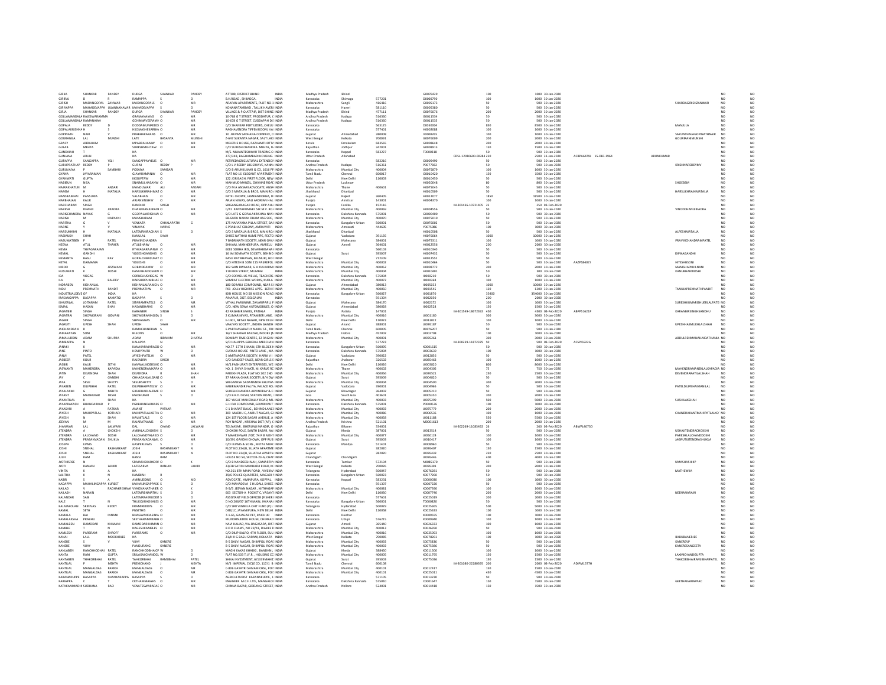| GIRIJA | SHANKAR | PANDEY | DURGA | SHANKAR | PANDEY | ATTOIR, DISTRICT BHIND | INDIA | Madhya Pradesh | Bhind | | G0076429 | | 100 | 1000 | 30-Jan-2020 | | | | | NO | NO |
|---|---|---|---|---|---|---|---|---|---|---|---|---|---|---|---|---|---|---|---|---|---|
| GIRIRAJ | D | B | RAMAPPA | S | O | B.H.ROAD , SHIMOGA | INDIA | Karnataka | Shimoga | 577201 | D0000790 | | 100 | 1000 | 30-Jan-2020 | | | | | NO | NO |
| GIRISH | MADANGOPAL | ZANWAR | MADANGOPALS | O | MR | ARAPAN APARTMENTS, PLOT NO-1 | INDIA | Maharashtra | Sangli | 416416 | G0005173 | | 50 | 500 | 30-Jan-2020 | | | | SHARDAGIRISHZANWAR | NO | NO |
| GIRIYAPPA | MAHADEVAPPA | UJJANNANAVAR | MAHADEVAPPA | S | O | KONANATAMBAGI , TALUK HAVERI | INDIA | Karnataka | Haveri | 581110 | G0005380 | | 50 | 500 | 30-Jan-2020 | | | | | NO | NO |
| GIRJA | SHANKAR | PANDEY | DURGA | SHANKAR | PANDEY | VILLAGE & P.O.ATTAIR, DIST BHIND | INDIA | Madhya Pradesh | Bhind | 477111 | G0076076 | | 200 | 2000 | 30-Jan-2020 | | | | | NO | NO |
| GOLLAMANDALA | RAJESWARAMMA | | GRAMANNAVANS | O | MR | 10-768 G T STREET, PRODDATUR, C | INDIA | Andhra Pradesh | Kadapa | 516360 | G0013534 | | 50 | 500 | 30-Jan-2020 | | | | | NO | NO |
| GOLLAMANDALA | RAMANAIAH | | GCHINNAVEERAIAH | O | MR | 10-678 G T STREET, CUDDAPAH DI | INDIA | Andhra Pradesh | Kadapa | 516360 | G0013535 | | 50 | 500 | 30-Jan-2020 | | | | | NO | NO |
| GOPALA | REDDY | D | DODDAMUNIREDDY | O | MR | C/O SHANKAR FERTILIZERS, CHELU | INDIA | Karnataka | | 563125 | D0050004 | | 850 | 8500 | 30-Jan-2020 | | | | MANJULA | NO | NO |
| GOPALAKRISHNA | H | S | HSOMASHEKARIAH | O | MR | RAGHAVENDRA TIFFEN ROOM, VA | INDIA | Karnataka | | 577401 | H0002088 | | 100 | 1000 | 30-Jan-2020 | | | | | NO | NO |
| GOPINATH | NAIR | V | PRABHAKARANS | O | MR | 10 JEEVAN SADHANA COMPLEX, O | INDIA | Gujarat | Ahmedabad | 380008 | V0000265 | | 100 | 1000 | 30-Jan-2020 | | | | SAKUNTHALAGOPINATHNAIR | NO | NO |
| GOURANGA | LAL | MUNSHI | LATE | BASANTA | MUNSHI | 2-647 SUKANTA NAGAR, SALT LAKE | INDIA | West Bengal | Kolkata | 700091 | G0076009 | | 200 | 2000 | 30-Jan-2020 | | | | GOURIBANIMUNSHI | NO | NO |
| GRACY | ABRAHAM | | MPABRAHAMW | O | | MELETHE HOUSE, PAZHAMTHOTT | INDIA | Kerala | Ernakulam | 683565 | G0008648 | | 200 | 2000 | 30-Jan-2020 | | | | | NO | NO |
| GULAB | MEHTA | | SURESHMEHTAW | O | MR | C/O SURESH CHANDRA MEHTA, D | INDIA | Rajasthan | Jodhpur | 342001 | G0008913 | | 150 | 1500 | 30-Jan-2020 | | | | | NO | NO |
| GUNDAIAH | T | | NA | | | M/S. MLKANTESHWAR TRADING C | INDIA | Karnataka | Koppal | 583227 | T0000318 | | 50 | 500 | 30-Jan-2020 | | | | | NO | NO |
| GUNJANA | ARUN | | NA | | | 277/348, BAGHAMBARI HOUSING | INDIA | Uttar Pradesh | Allahabad | | | CDSL-12010600-00284250 | 250 | 2500 | 31-Jan-2020 | ACBPA6479J | 15-DEC-1964 | ARUNKUMAR | | NO | NO |
| GURAPPA | SANGAPPA | YELI | SANGAPPAYELIS | O | MR | RETIREDAGRICULTURAL EXTENSIOI | INDIA | Karnataka | | 582216 | G0009490 | | 50 | 500 | 30-Jan-2020 | | | | | NO | NO |
| GURUPRATHAP | REDDY | P | GURRM | REDDY | P | C/O L V REDDY 186 SRIVIVE, KANN | INDIA | Andhra Pradesh | Kadapa | 516361 | P0077382 | | 50 | 500 | 30-Jan-2020 | | | | KRISHNAREDDYMV | NO | NO |
| GURUVAYYA | P | SAMBARI | POSAIYA | SAMBARI | | C/O B ARUNKUMAR & CO, 1616 FR | INDIA | Maharashtra | Mumbai City | 400004 | G0075879 | | 100 | 1000 | 30-Jan-2020 | | | | | NO | NO |
| GYANA | JAYARAMAN | | GJAYARAMANW | O | | FLAT NO 16 ELEGANT APARTMENT | INDIA | Tamil Nadu | Chennai | 600017 | G0010420 | | 150 | 1500 | 30-Jan-2020 | | | | | NO | NO |
| GYANWATI | GUPTA | | KKGUPTAW | O | MR | 122 JOR BAGH, FIRST FLOOR, NEW | INDIA | Delhi | New Delhi | 110003 | G0010450 | | 50 | 500 | 30-Jan-2020 | | | | | NO | NO |
| HABIBUN | NISA | | SNAIMULHASANW | O | MR | MAHMUD MANZIL, GWYNNE ROAL | INDIA | Uttar Pradesh | Lucknow | | H0050048 | | 80 | 800 | 30-Jan-2020 | | | | SHOEBSM | NO | NO |
| HAJRAKHATUN | M | ANSARI | MANOLIWAR | ALI | ANSARI | C/O M A ANSARI ADVOCATE, AKSH | INDIA | Maharashtra | Thane | 400601 | H0075045 | | 50 | 500 | 30-Jan-2020 | | | | | NO | NO |
| HAMSA | H | MATALIA | HARSUKHRAIHMATI | O | MR | C/O S MATALIA & BROS, MAIN RO | INDIA | Jharkhand | Dhanbad | | H0010509 | | 50 | 500 | 30-Jan-2020 | | | | HARSUKHRAIHMATALIA | NO | NO |
| HANSRAJBHAI | PANSURIA | | VALABHAIS | O | MR | PATEL CHOWK, JAMKANDORNA, D | INDIA | Gujarat | Rajkot | 360405 | H0012077 | | 1850 | 18500 | 30-Jan-2020 | | | | | NO | NO |
| HARBHAJAN | KAUR | | ARJANSINGHW | O | MR | ARJAN NIWAS, GALI ARORIAN HAL | INDIA | Punjab | Amritsar | 143001 | H0004370 | | 100 | 1000 | 30-Jan-2020 | | | | | NO | NO |
| HARCHARAN | SINGH | | RANDHIR | SINGH | | SRIGANGANAGAR ROAD, OPP AHL | INDIA | Punjab | Fazilka | 152116 | | IN-301436-10721405 | 25 | 250 | 03-Feb-2020 | | | | | NO | NO |
| HARESH | DHANJI | JIKADRA | DHANJIKANJIJIKADI | O | MR | C/41 KANYAKUMARI SIR M.V. ROA | INDIA | Maharashtra | Mumbai City | 400069 | H0004556 | | 50 | 500 | 30-Jan-2020 | | | | VINODDHANJIKADRA | NO | NO |
| HARISCHANDRA | NAYAK | G | GGOPALAKRISHNA | NAYAK | | S/O LATE G GOPALAKRISHNA NAYA | INDIA | Karnataka | Dakshina Kannada | 575001 | G0000400 | | 50 | 500 | 30-Jan-2020 | | | | | NO | NO |
| HARISH | M | HARIYANI | MANSHARAM | | | 68-GURU NANAK DHAM HSG SOC, | INDIA | Maharashtra | Mumbai City | 400070 | H0075010 | | 50 | 500 | 30-Jan-2020 | | | | | NO | NO |
| HARITHA | G | V | VENKATA | CHHALAPATHI | G | 175 NARAYANA PILLAI STREET, BAI | INDIA | Karnataka | Bangalore Urban | 560001 | G0076002 | | 50 | 500 | 30-Jan-2020 | | | | | NO | NO |
| HARNE | Y | V | VINAYAK | HARNE | | 6 PRABHAT COLONY, AMRAVATI | INDIA | Maharashtra | Amravati | 444605 | Y0075086 | | 100 | 1000 | 30-Jan-2020 | | | | | NO | NO |
| HARSUKHRAI | H | MATALIA | LATEMRHIRACHAN | S | O | C/O S MATALIA & BROS, MAIN RO | INDIA | Jharkhand | Dhanbad | | H0010508 | | 50 | 500 | 30-Jan-2020 | | | | ALPESHMATALIA | NO | NO |
| HASMUKH | SHAH | | KANULAL | SHAH | | SHREE NATHAJI HUME PIPE, FECTO | INDIA | Gujarat | Vadodara | 391135 | H0076064 | | 1000 | 10000 | 30-Jan-2020 | | | | | NO | NO |
| HASUMATIBEN | P | PATEL | PRAVINCHANDRA | | | 7 BADRINATH SOCIETY, NEAR GAYI | INDIA | Gujarat | Mahesana | 384001 | H0075311 | | 100 | 1000 | 30-Jan-2020 | | | | PRAVINCHANDRAMPATEL | NO | NO |
| HEENA | ATUL | THAKER | ATULBHAIW | O | MR | SHIVAM, MANEKPURA, AMRELI | INDIA | Gujarat | Amreli | 364601 | H0012556 | | 200 | 2000 | 30-Jan-2020 | | | | | NO | NO |
| HEMA | THYAGARAJAN | | RTHYAGARAJANW | O | MR | 6083 SOBHA IRIS, DEVARABISANAI | INDIA | Karnataka | | 560103 | H0010340 | | 50 | 500 | 30-Jan-2020 | | | | | NO | NO |
| HEMAL | GANDHI | | YOGESHGANDHIS | O | MR | 16 JAI SOMNATH SOCIETY, BEHIND | INDIA | Gujarat | Surat | 395007 | H0007432 | | 50 | 500 | 30-Jan-2020 | | | | DIPIKAGANDHI | NO | NO |
| HEMANTA | BASU | RAY | GOPALCHBASURAY | O | MR | BASU RAY BHAVAN, BELMURI, HO | INDIA | West Bengal | | 712309 | H0012552 | | 50 | 500 | 30-Jan-2020 | | | | | NO | NO |
| HETAL | DAWANIA | | YOGESHS | O | MR | C/O HITESH B SONI 215 PHAREPOL | INDIA | Maharashtra | Mumbai City | 400002 | H0010464 | | 50 | 500 | 30-Jan-2020 | AAZPS8407J | | | HITESHBSONI | NO | NO |
| HIROO | G | JESSWANI | GOBINDRAMW | O | MR | 102 SAIN DWAKAR, G A KULKARNI | INDIA | Maharashtra | Mumbai City | 400052 | H0008772 | | 200 | 2000 | 30-Jan-2020 | | | | MANISHAPKHILNANI | NO | NO |
| HUSUMATI | K | DOSHI | KANUBHAIDOSHIW | O | MR | 110 KIKA STREET, MUMBAI | INDIA | Maharashtra | Mumbai City | 400004 | H0010401 | | 50 | 500 | 30-Jan-2020 | | | | KANUBHAIKDOSHI | NO | NO |
| IDA | VIEGAS | | CORNELIUSVIEGAS | W | O | C/O CORNELIUS VIELAS, TEACHERS | INDIA | Karnataka | Dakshina Kannada | 575004 | I0000210 | | 50 | 500 | 30-Jan-2020 | | | | | NO | NO |
| ILA | K | BALDEV | NARSHIRPUNBHAI | O | MR | SAMRAT ELECTRIC WORKS, KURLA | INDIA | Maharashtra | Mumbai City | 400072 | I0000368 | | 100 | 1000 | 30-Jan-2020 | | | | | NO | NO |
| INDRABEN | KISHANLAL | | KISHANLALRAMCH | O | MR | 180 SORABB COMPOUND, NEAR SI | INDIA | Gujarat | Ahmedabad | 380013 | I0005032 | | 1000 | 10000 | 30-Jan-2020 | | | | | NO | NO |
| INDU | PREMNATH | PANDIT | PREMNATHW | O | MR | P01 JOLLY HIGHRISE APTS 16TH F | INDIA | Maharashtra | Mumbai City | 400050 | I0001545 | | 130 | 1300 | 30-Jan-2020 | | | | TANUJAPREMNATHPANDIT | NO | NO |
| INDUSTRIALDEVE | OF | INDIA | NA | | | IDBI HOUSE, NO 58 MISSION ROAD | INDIA | Karnataka | Bangalore Urban | 560027 | I0001870 | | 35400 | 354000 | 30-Jan-2020 | | | | | NO | NO |
| IRASANGAPPA | BASAPPA | KAMATGI | BASAPPA | S | O | AINAPUR, DIST. BELGAUM | INDIA | Karnataka | | 591304 | I0002050 | | 200 | 2000 | 30-Jan-2020 | | | | | NO | NO |
| ISHUERLAL | JOITARAM | PATEL | SITARAMPATELS | O | MR | VITHAL PARUNNIR ZAVERIPARU, P | INDIA | Gujarat | Mahesana | 384120 | I0002172 | | 130 | 1300 | 30-Jan-2020 | | | | SURESHKUMARISHUERLALPATEL | NO | NO |
| ISMAIL | HASAN | BHAI | HASANBHAIAS | O | MR | C/O. NEW SEWA AUTOMOBILES, O | INDIA | Gujarat | Ahmedabad | 380028 | I0002528 | | 150 | 1500 | 30-Jan-2020 | | | | | NO | NO |
| JAGATBIR | SINGH | | KARANBIR | SINGH | S | 42 RAGHBIR MARG, PATIALA | INDIA | Punjab | Patiala | 147001 | | IN-301549-18672392 | 450 | 4500 | 03-Feb-2020 | ABPPS1621P | | | KARANBIRSINGHSANDHU | NO | NO |
| JAGATRAI | SHOWKIRAM | GIDVANI | SHOWKIRAMGIDV | S | O | 2 KUMAR NIVAS, PITAMBER LANE, | INDIA | Maharashtra | Mumbai City | 400016 | J0001180 | | 300 | 3000 | 30-Jan-2020 | | | | | NO | NO |
| JAGBIR | SINGH | | SHPHAGMAS | O | MR | A-1401, NETAJI NAGAR, NEW DELH | INDIA | Delhi | New Delhi | 110023 | J0013022 | | 100 | 1000 | 30-Jan-2020 | | | | | NO | NO |
| JAGRUTI | UPESH | SHAH | UPESH | SHAH | | VRAJVAS SOCIETY , INDIRA GANDH | INDIA | Gujarat | Anand | 388001 | J0076187 | | 50 | 500 | 30-Jan-2020 | | | | UPESHHASMUKHLALSHAH | NO | NO |
| JAICHANDRAN | R | | RAMACHANDRAN | S | | 6 PARTHASARATHY NAIDU ST., TRI | INDIA | Tamil Nadu | Chennai | 600005 | R0076207 | | 50 | 500 | 30-Jan-2020 | | | | | NO | NO |
| JAINARAYAN | SONI | | | | | 16/1 SHAKKAR BAZAAR, INDORE (N | INDIA | Madhya Pradesh | Indore | 452002 | J0002708 | | 100 | 1000 | 30-Jan-2020 | | | | | NO | NO |
| JAMALUDDIN | ADAM | SHUPRA | ADAM | IBRAHIM | SHUPRA | BOMBAY TIME CENTRE, 32 RAGHU | INDIA | Maharashtra | Mumbai City | 400001 | J0076261 | | 300 | 3000 | 30-Jan-2020 | | | | ABDULREHMANAHMDATHANIA | NO | NO |
| JAMBAPPA | N | | HALAPPA | N | | S/O HALAPPA GENERAL MERCHAN | INDIA | Karnataka | | 577223 | | IN-300239-11872379 | 50 | 500 | 03-Feb-2020 | ACSPJ5922G | | | | NO | NO |
| JANAKI | K | | KANAKARAJARAOD | O | MR | NO.77 17TH E-MAIN, 6TH BLOCK II | INDIA | Karnataka | Bangalore Urban | 560095 | K0001615 | | 50 | 500 | 30-Jan-2020 | | | | | NO | NO |
| JANE | PINTO | | HENRYPINTO | W | O | GURKAR HOUSE PINTO LANE , MA | INDIA | Karnataka | Dakshina Kannada | 575004 | J0003630 | | 100 | 1000 | 30-Jan-2020 | | | | | NO | NO |
| JANVI | PATEL | | JAYESHPATELW | O | MR | 5 AMITNAGAR SOCIETY, HARNI V I | INDIA | Gujarat | Vadodara | 390022 | J0013956 | | 50 | 500 | 30-Jan-2020 | | | | | NO | NO |
| JASBEER | KOUR | | RAJENDRA | SINGH | | C/O SANDEEP SALES, NEAR GIRLS S | INDIA | Rajasthan | Jhalawar | 326502 | J0085463 | | 100 | 1000 | 30-Jan-2020 | | | | | NO | NO |
| JASBIR | KAUR | SETHI | KANWALINDERSINK | O | MR | M/S PASHUPATI ENTERPRISES, WE | INDIA | Delhi | New Delhi | 110026 | J0003820 | | 800 | 8000 | 30-Jan-2020 | | | | | NO | NO |
| JASWANTI | MAHENDRA | KAPADIA | MAHENDRAKKAPA | O | MR | NO. 1 SHIVA SHAKTI, M. KARVE RC | INDIA | Maharashtra | Thane | 400602 | J0004305 | | 75 | 750 | 30-Jan-2020 | | | | MAHENDRAMANEKLALKAPADIA | NO | NO |
| JATIN | DEVENDRA | SHAH | DEVENDRA | R | SHAH | PAREKH PLAZA, FLAT NO 202 2ND | INDIA | Maharashtra | Mumbai City | 400056 | J0076521 | | 250 | 2500 | 30-Jan-2020 | | | | DEVENDRARATILALSHAH | NO | NO |
| JAY | C | GANDHI | CHHAGANLALGANI | O | MR | 37 APANA GHAR SOCIETY, B/H DW | INDIA | Gujarat | Surat | 395009 | J0004820 | | 50 | 500 | 30-Jan-2020 | | | | | NO | NO |
| JAYA | SESU | SHETTY | SESURSHETTY | S | O | SRI GANESH SADANANDA BHUVAN | INDIA | Maharashtra | Mumbai City | 400004 | J0004590 | | 300 | 3000 | 30-Jan-2020 | | | | | NO | NO |
| JAYABEN | DILIPBHAI | PATEL | DILIPBHAIPATELW | O | MR | KABIRMANDIR FALIYA, PALACE RO | INDIA | Gujarat | Vadodara | 390001 | J0004965 | | 50 | 500 | 30-Jan-2020 | | | | PATELDILIPBHAIMANILAL | NO | NO |
| JAYALAXMI | G | MEHTA | GIRADHARLALDME | O | MR | SURESHCHANDRA ARVINDRAY & C | INDIA | Gujarat | Bhavnagar | 364002 | J0005210 | | 50 | 500 | 30-Jan-2020 | | | | | NO | NO |
| JAYANT | MADHUKAR | DESAI | MADHUKAR | S | O | C/O B.R.D. DESAI, STATION ROAD, | INDIA | Goa | South Goa | 403601 | J0005350 | | 200 | 2000 | 30-Jan-2020 | | | | | NO | NO |
| JAYANTILAL | K | SHAH | NA | | | 307 YUSUF MAHERALLY ROAD, MU | INDIA | Maharashtra | Mumbai City | 400003 | J0075299 | | 500 | 5000 | 30-Jan-2020 | | | | SUSHILAKSHAH | NO | NO |
| JAYAPRAKASH | BHANDARKAR | P | PGEBHANDARKARS | O | | G H PAI COMPOUND, GOWRI MUT | INDIA | Karnataka | Dakshina Kannada | 575001 | P0000576 | | 100 | 1000 | 30-Jan-2020 | | | | | NO | NO |
| JAYASHRI | A | PATKAR | ANANT | PATKAR | | C-1 BHARAT BAUG , BEHIND LANCE | INDIA | Maharashtra | Mumbai City | 400092 | J0075779 | | 200 | 2000 | 30-Jan-2020 | | | | | NO | NO |
| JAYESH | MAHIPATLAL | KOTHARI | MAHIPATLALKOTH | O | MR | 308 MADHU C, AMRUT NAGAR, GI | INDIA | Maharashtra | Mumbai City | 400086 | J0006536 | | 100 | 1000 | 30-Jan-2020 | | | | CHANDRAKANTMAHIPATLALKO | NO | NO |
| JAYESH | N | SHAH | NAVNITLALS | O | MR | 124 1ST FLOOR SAGAR AVENUE, A | INDIA | Maharashtra | Mumbai City | 400058 | J0011388 | | 550 | 5500 | 30-Jan-2020 | | | | | NO | NO |
| JEEVAN | M | M | RAJARATNAMS | O | MR | ROY NAGAR , KRISHNA DIST (AP), C | INDIA | Andhra Pradesh | Krishna | 521101 | M0001613 | | 200 | 2000 | 30-Jan-2020 | | | | | NO | NO |
| JHANWAR | LAL | LALWANI | DAL | CHAND | LALWANI | TOLIYASAR , BHERUNJI MANDIR, D | INDIA | Rajasthan | Bikaner | 334001 | | IN-302269-11083492 | 26 | 260 | 03-Feb-2020 | ABWPL4073D | | | | NO | NO |
| JITENDRA | A | CHOKSHI | AMBALALCHOKSHI | S | O | CHOKSHI POLE, SANTH BAZAR, NA | INDIA | Gujarat | Kheda | 387001 | J0013514 | | 50 | 500 | 30-Jan-2020 | | | | USHAJITENDRACHOKSHI | NO | NO |
| JITENDRA | LALCHAND | DOSHI | LALCHANDTALAKSI | O | MR | 7 MAHESHWAR JYOT, 74 R B MEHT | INDIA | Maharashtra | Mumbai City | 400077 | J0050124 | | 100 | 1000 | 30-Jan-2020 | | | | PAREKHLALCHANDDOSHI | NO | NO |
| JITENDRA | PRASANVADAN | SHUKLA | PRASANVADANLAL | O | MR | 10/391 GANDHI CHOWK, OPP RUS | INDIA | Gujarat | Surat | 395003 | J0010417 | | 100 | 1000 | 30-Jan-2020 | | | | JAGRUTIJITENDRASHUKLA | NO | NO |
| JOSEPH | LEWIS | | GASPERLEWIS | S | O | C/O LLEWIS & SONS , METAL MERC | INDIA | Karnataka | Mandya | 571401 | J0008960 | | 50 | 500 | 30-Jan-2020 | | | | | NO | NO |
| JOSHI | SNEHAL | RASHMIKANT | JOSHI | RASHMIKANT | N | PLOT NO.234/B, SUJATA APARTME | INDIA | Gujarat | | 382020 | J0076407 | | 150 | 1500 | 30-Jan-2020 | | | | | NO | NO |
| JOSHI | SNEHAL | RASHMIKANT | JOSHI | RASHMIKANT | N | PLOT NO 234/B, SUJATHA APARTN | INDIA | Gujarat | | 382020 | J0076439 | | 250 | 2500 | 30-Jan-2020 | | | | | NO | NO |
| JULFI | RAM | | BANSI | RAM | | HOUSE NO 54, SECTOR-23-A, CHAN | INDIA | Chandigarh | Chandigarh | | J0076446 | | 400 | 4000 | 30-Jan-2020 | | | | | NO | NO |
| JYOTHISREE | N | | SRAJASHEKARMOR | O | K | C/O B NANDEESHAIAH, SAMARTHN | INDIA | Karnataka | Tumkur | 572104 | N0085170 | | 50 | 500 | 30-Jan-2020 | | | | UMASHASHIKP | NO | NO |
| JYOTI | RANJAN | LAHIRI | LATESARIVA | RANJAN | LAHIRI | 23/2B SATISH MUKHARJI ROAD, KC | INDIA | West Bengal | Kolkata | 700026 | J0076301 | | 200 | 2000 | 30-Jan-2020 | | | | | NO | NO |
| VINITA | K | A | NA | | | NO.361 8TH MAIN ROAD , VIVEKNA | INDIA | Telangana | Hyderabad | 500047 | K0076281 | | 50 | 500 | 30-Jan-2020 | | | | MATHEWKA | NO | NO |
| LALITHA | K | N | KAMIAH | R | | 39/6 POLICE QUARTERS, MAGADI I | INDIA | Karnataka | Bangalore Urban | 560023 | K0077260 | | 50 | 500 | 30-Jan-2020 | | | | | NO | NO |
| KABIR | S | A | AMINUDDINS | O | MD | ADVOCATE , AMINPURA, KOPPAL | INDIA | Karnataka | Koppal | 583231 | S0000030 | | 100 | 1000 | 30-Jan-2020 | | | | | NO | NO |
| KADAPPA | MAHALINGAPPA | KURBET | MAHALINGAPPASK | S | O | C/O MAHADEVA E HUDALL SHREE | INDIA | Karnataka | | 591307 | K0007220 | | 50 | 500 | 30-Jan-2020 | | | | | NO | NO |
| KAILAD | V | RADHAKRISHNAN | VVAIDYANATHANER | O | K | B-5/5 JEEVAN NAGAR , MITHAGAR | INDIA | Maharashtra | Mumbai City | 400081 | K0007390 | | 100 | 1000 | 30-Jan-2020 | | | | | NO | NO |
| KAILASH | NARAIN | | LATEMRBNARMTHS | S | O | 602 SECTOR-A POCKET C, VASANT | INDIA | Delhi | New Delhi | 110030 | K0007740 | | 200 | 2000 | 30-Jan-2020 | | | | NEERNANARAIN | NO | NO |
| KALANDAR | SAIB | | LATEMRFAKRUDDIS | S | O | ASSISTANT FIELD OFFICER (FISHERI | INDIA | Karnataka | | 577601 | K0025019 | | 200 | 2000 | 30-Jan-2020 | | | | | NO | NO |
| KALE | T | N | THUKOJIRAOKALES | O | MR | D NO 206/37 14TH MAIN, JAYANAI | INDIA | Karnataka | Bangalore Urban | 560001 | T0000820 | | 50 | 500 | 30-Jan-2020 | | | | | NO | NO |
| KALIAMKOLAN | SRINIVAS | REDDY | KRAMIREDDYS | O | MR | C/O SRI VENNELA CHIT FUND (P) L | INDIA | Telangana | Hyderabad | 500029 | K0025365 | | 500 | 5000 | 30-Jan-2020 | | | | | NO | NO |
| KAMAL | SETH | | PNSETHIS | O | MR | C40/1C, JAYANKPURA, NEW DELHI | INDIA | Delhi | New Delhi | 110058 | K0025333 | | 100 | 1000 | 30-Jan-2020 | | | | | NO | NO |
| KAMALA | BAI | INNANI | BHAGWANDASINN | O | MR | 7-1-65, GAJAGAR PET, RAICHUR | INDIA | Karnataka | Raichur | | K0009555 | | 100 | 1000 | 30-Jan-2020 | | | | | NO | NO |
| KAMALAKSHA | PRABHU | | SEETHARAMPRABH | O | MR | MUNDKINJEDDU HOUSE, CHERKAD | INDIA | Karnataka | Udupi | 576215 | K0009940 | | 100 | 1000 | 30-Jan-2020 | | | | | NO | NO |
| KAMALBEN | DAMODAR | KHIMANI | DAMODARKHIMANI | O | MR | NAVI HALIAD, VIA-BAGASARA, DIST | INDIA | Gujarat | Amreli | 365440 | K0026333 | | 100 | 1000 | 30-Jan-2020 | | | | | NO | NO |
| KAMBLE | T | N | NAGESHKAMBLES | O | MR | B D D CHAWL, NO 29/41, DILAIES R | INDIA | Maharashtra | Mumbai City | 400013 | K0026350 | | 50 | 500 | 30-Jan-2020 | | | | | NO | NO |
| KAMLESH | PARSRAM | SHROFF | PARSRAMS | O | MR | C/O DILIP KAURO, 4TH FLOOR, SUL | INDIA | Maharashtra | Mumbai City | 400016 | K0025093 | | 100 | 1000 | 30-Jan-2020 | | | | | NO | NO |
| KANAI | LALL | MOOKHRJEE | NA | | | 21/H K G BASU SARANI, KOLKATA | INDIA | West Bengal | Kolkata | 700085 | K0078261 | | 100 | 1000 | 30-Jan-2020 | | | | BABUBANERJEE | NO | NO |
| KANDRE | S | V | VIJAY | KANDRE | | B-5 DALVI NAGAR, SHIMPOLI ROAI | INDIA | Maharashtra | Mumbai City | 400092 | S0075836 | | 50 | 500 | 30-Jan-2020 | | | | KANDREVP | NO | NO |
| KANDRE | VIJAY | | PANDURANG | KANDRE | | B-5 DALVI NAGAR, SHIMPOLI ROAI | INDIA | Maharashtra | Mumbai City | 400092 | K0075386 | | 50 | 500 | 30-Jan-2020 | | | | KANDRESANGEETA | NO | NO |
| KANUBEN | RANCHHODHAI | PATEL | RANCHHODBHAICP | W | O | MAGHI KAKAS KHADKI , BANDHNI, | INDIA | Gujarat | Kheda | 388450 | K0011500 | | 100 | 1000 | 30-Jan-2020 | | | | | NO | NO |
| KANTA | RANI | GUPTA | SRILAXMICHANDGL | W | O | FLAT NO.503 T.I.F.R., HOUSING CC | INDIA | Maharashtra | Mumbai City | 400005 | K0011795 | | 150 | 1500 | 30-Jan-2020 | | | | LAXMICHANDGUPTA | NO | NO |
| KANTABEN | THAKORBHAI | PATEL | THAKORBHAI | RAMJIBHAI | PATEL | SHIVA INVESTMENT, 6/1339MAHIE | INDIA | Gujarat | Surat | 395003 | K0075036 | | 150 | 1500 | 30-Jan-2020 | | | | THAKORBHAIRAMJIBHAIPATEL | NO | NO |
| KANTILAL | P | MEHTA | PREMCHAND | J | MEHTA | M/S IMPERIAL CYCLE CO, 117/1 B | INDIA | Tamil Nadu | Chennai | 600108 | | IN-301080-22280395 | 200 | 2000 | 03-Feb-2020 | ADIPM1577H | | | | NO | NO |
| KANTILAL | MANGALDAS | PARIKH | MANGALDASS | O | MR | C-806 GAYATRI SHIVAM CHSL, FOI | INDIA | Maharashtra | Mumbai City | 400101 | K0012417 | | 150 | 1500 | 30-Jan-2020 | | | | | NO | NO |
| KANTILAL | MANGALDAS | PARIKH | MANGALDASS | O | MR | C-806 GAYATRI SHIVAM CHSL, POI | INDIA | Maharashtra | Mumbai City | 400101 | K0025011 | | 450 | 4500 | 30-Jan-2020 | | | | | NO | NO |
| KARANAKUPPE | BASAPPA | SHANKARAPPA | BASAPPA | S | O | AGRICULTURIST. KARANAKUPPE, J | INDIA | Karnataka | | 571105 | K0013230 | | 50 | 500 | 30-Jan-2020 | | | | | NO | NO |
| KARIAPPA | C | T | CKTHAMMAIAHS | O | MR | ENGINEER M.C.F. LTD., MANGALOI | INDIA | Karnataka | Dakshina Kannada | 575010 | C0001647 | | 100 | 1000 | 30-Jan-2020 | | | | GEETHAKARIAPPAC | NO | NO |
| KATAKAMMACHI | SUDHANA | RAO | VENATESWARARAC | O | | CHINNA BAZAR, GIDDANGI STREET, | INDIA | Andhra Pradesh | Nellore | 524001 | K0014418 | | 150 | 1500 | 30-Jan-2020 | | | | | NO | NO |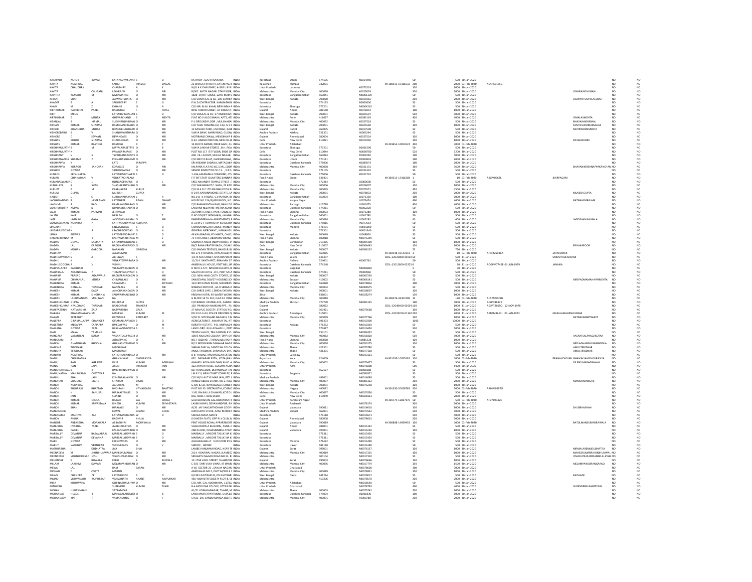| | | | | | | | | | | | | | | | | | | | | | |
|---|---|---|---|---|---|---|---|---|---|---|---|---|---|---|---|---|---|---|---|---|---|
| KATAPADY | ASHOK | KUMAR | KATAPADYMSUVAR S | | O | KATAPADY , SOUTH KANARA | INDIA | Karnataka | Udupi | 574105 | K0014440 | | 50 | 500 | 30-Jan-2020 | | | | | NO | NO |
| KAVITA | AGARWAL | | SARJU | PRASAD | SINGAL | 33 BHAGAT KI KOTHI, EXTEN PALI F | INDIA | Rajasthan | Jodhpur | 342001 | | IN-300513-15416932 | 200 | 2000 | 03-Feb-2020 | AEAPA7165G | | | | NO | NO |
| KAVITA | CHAUDHRY | | CHAUDHRY | A | K | W/O A K CHAUDHRY, A-302 U P R I | INDIA | Uttar Pradesh | Lucknow | | K0075218 | | 100 | 1000 | 30-Jan-2020 | | | | | NO | NO |
| KAVITA | L | CHUGANI | LEKHRAJW | O | MR | B/502 MOTA NAGAR 5TH FLOOR, | INDIA | Maharashtra | Mumbai City | 400099 | K0025074 | | 500 | 5000 | 30-Jan-2020 | | | | LEKHRAJBCHUGANI | NO | NO |
| KAVITHA | KAMATH | M | MVKAMATHD | O | MR | 1828 39TH F CROSS, 22ND MAIN J | INDIA | Karnataka | Bangalore Urban | 560041 | M0001329 | | 50 | 500 | 30-Jan-2020 | | | | | NO | NO |
| KETAN | SHAH | | JASWANTSHAHS | O | MR | C/O SHANTILAL & CO, 205 CENTRA | INDIA | West Bengal | Kolkata | 700020 | K0015916 | | 200 | 2000 | 30-Jan-2020 | | | | JASWANTSANTILALSHAH | NO | NO |
| KHADER | B | A | SADUBEARY | S | O | P.W.D.CONTRACTOR KAMBATHI B | INDIA | Karnataka | | 574173 | B0000050 | | 50 | 500 | 30-Jan-2020 | | | | | NO | NO |
| KHAN | M | Z | KKHANS | O | A | C/O MR. M.M. KHAN, NEW INDIA A | INDIA | Karnataka | Shimoga | 577201 | M0004210 | | 50 | 500 | 30-Jan-2020 | | | | | NO | NO |
| KIRITKUMAR | RAVJIBHAI | PATEL | RAVJIBHAI | I | PATEL | NEW TAWAR STREET, AT SHOLTA | INDIA | Gujarat | Anand | 388130 | K0076054 | | 100 | 1000 | 30-Jan-2020 | | | | | NO | NO |
| KIRIT | NRLIG | | LATEMRVRAJALMI S | | O | C/O VRAJLAL & CO, 17 AMRENIAN | INDIA | West Bengal | Kolkata | 700001 | K0025597 | | 500 | 5000 | 30-Jan-2020 | | | | | NO | NO |
| KIRTIKUMAR | G | MEHTA | GHEVARCHAND | S | MEHTA | FLAT NO 5 ALOK BHANU APTS, 471 | INDIA | Maharashtra | Pune | 411037 | K0085163 | | 400 | 4000 | 30-Jan-2020 | | | | VIMALAKMEHTA | NO | NO |
| KISANLAL | S | NIRMAL | SUKHNANDNIRMALI | O | MR | F-1 GROUND FLOOR , MULJINAGAR | INDIA | Maharashtra | Mumbai City | 400092 | K0027518 | | 50 | 500 | 30-Jan-2020 | | | | BHAVANAKNIRMAL | NO | NO |
| KISHAN | KUMAR | SHARMA | RAMCHANDRASHA | O | MR | C/O TULSI TRADING CO, 13/1 N S R | INDIA | West Bengal | Kolkata | 700001 | K0025560 | | 100 | 1000 | 30-Jan-2020 | | | | SANTOSHKUMARSARAF | NO | NO |
| KISHOR | BHANUBHAI | MEHTA | BHANUBHAISHAMJ | O | MR | 12 KAILASH PARK, UNI ROAD, RAJK | INDIA | Gujarat | Rajkot | 360005 | K0017508 | | 50 | 500 | 30-Jan-2020 | | | | MOTIBISHORMEHTA | NO | NO |
| KISHOREBABU | S | V | SHANUMATHARA | O | MR | VIJAYA BANK MAIN ROAD, GUDIW | INDIA | Andhra Pradesh | Krishna | 521301 | S0003294 | | 50 | 500 | 30-Jan-2020 | | | | | NO | NO |
| KISHORE | D | SEVKANI | DEVANDASS | O | MR | MOTIRAMS CHAWL, MENDIKUVA R | INDIA | Gujarat | Ahmedabad | 380004 | K0027524 | | 100 | 1000 | 30-Jan-2020 | | | | | NO | NO |
| KRISHAN | KISHOR | SHARMA | CHARANDASS | O | MR | D 63 ANAND NIKETAN, NEW DELHI | INDIA | Delhi | New Delhi | 110021 | K0019240 | | 100 | 1000 | 30-Jan-2020 | | | | DAYAKISHORE | NO | NO |
| KRISHAN | KUMAR | RASTOGI | RASTOGI | R | P | 14 KHOYA MANDI, MEER GANJ, AL | INDIA | Uttar Pradesh | Allahabad | | | IN-301653-10053924 | 300 | 3000 | 03-Feb-2020 | | | | | NO | NO |
| KRISHNAMURTHY | B | | MAYALAIRASETTYS | O | B | VIJAYA LAKSHMI STORES , B.H. ROA | INDIA | Karnataka | Shimoga | 577201 | B0001590 | | 50 | 500 | 30-Jan-2020 | | | | | NO | NO |
| KRISHNAMURTHY | N | | PANAGARAJANS | O | MR | PLOT NO 117 IST FLOOR, EROS GA | INDIA | Delhi | New Delhi | 110044 | N0000780 | | 520 | 5200 | 30-Jan-2020 | | | | | NO | NO |
| KRISHNANT | V | S | TSVAIDIANATHAYE | O | MR | 496 CIL LAYOUT, SANJAY NAGAR, | INDIA | Karnataka | Bangalore Urban | 560024 | T0001930 | | 100 | 1000 | 30-Jan-2020 | | | | | NO | NO |
| KRISHNANANDA | SHARMA | P | PDEVADASSHARMA | O | MR | C/O MR P R BHAT, KANCHINAGAR, | INDIA | Karnataka | Udupi | 574111 | P0000803 | | 200 | 2000 | 30-Jan-2020 | | | | | NO | NO |
| KRISHNAPPA | K | | LATE | | JARAPPA | SRI KRISHNA SADANA, MATADAKA | INDIA | Karnataka | Dakshina Kannada | 575006 | K0085074 | | 100 | 1000 | 30-Jan-2020 | | | | | NO | NO |
| KRISHNAPPA | KORAGU | KANCHAN | KORAGUS | O | MR | KALPANA FLAT NO.66, S.M.L CO-OP | INDIA | Maharashtra | Mumbai City | 400058 | K0021131 | | 360 | 3600 | 30-Jan-2020 | | | | BHAVANIKRISHNAPPAKANCHAN | NO | NO |
| KRISHNE | GOWDA | | SIDDEGOWDAS | O | MR | SENIOR INSPECTOR OF C.S. , N.E.S. | INDIA | Karnataka | | 571105 | K0021410 | | 50 | 500 | 30-Jan-2020 | | | | | NO | NO |
| KUDROLI | KRISHNAPPA | | LATEMRMUTHAPPA S | | O | 1-18A ANURADHA COMPOUND, 4TH | INDIA | Karnataka | Dakshina Kannada | 575006 | K0021710 | | 50 | 500 | 30-Jan-2020 | | | | | NO | NO |
| KUMAR | CHINNAPAN | V | VENKATACHALAM | | | F/7 BIT STAFF QUARTERS BANNAR | INDIA | Tamil Nadu | Erode | 638401 | | IN-300513-13416203 | 1 | 10 | 03-Feb-2020 | AKZPK0968L | | JKARPAGAM | | NO | NO |
| KUMARASWAMY | C | | HUNGADEVARUS | O | C | SREE ANJANEYA TEMPLE STREET , T | INDIA | Karnataka | | 572214 | C0000600 | | 50 | 500 | 30-Jan-2020 | | | | | NO | NO |
| KUNJALATA | S | SHAH | SHASHIKANTSHAH | O | MR | C/O SHASHIKANT C. SHAH, 23 KAD | INDIA | Maharashtra | Mumbai City | 400006 | K0026007 | | 100 | 1000 | 30-Jan-2020 | | | | | NO | NO |
| KURUPT | P | M | PRABHAKAR | | KURUP | C/O M.A.D.C.LTD KRUSHIUDYOG B | INDIA | Maharashtra | Mumbai City | 400065 | T0075571 | | 450 | 4500 | 30-Jan-2020 | | | | | NO | NO |
| KUSUM | GUPTA | | MUKESH | | GUPTA | B-24/5 KARUNAMOYEE ESTATE, SA | INDIA | West Bengal | Kolkata | 700091 | K0078032 | | 200 | 2000 | 30-Jan-2020 | | | | MUKESHGUPTA | NO | NO |
| RAJESH | L | S | SURYANARAYANA | R | | NO.143 K.V.ROAD, V.V.PURAM, B | INDIA | Karnataka | Bangalore Urban | 560004 | L0075358 | | 100 | 1000 | 30-Jan-2020 | | | | | NO | NO |
| LACHHMANDAS | R | HEMRAJANI | LATESHREE | REWN | CHAWP | HOUSE NO 124/A/458 BLOCK, NO | INDIA | Uttar Pradesh | Kanpur Nagar | | L0075474 | | 400 | 4000 | 30-Jan-2020 | | | | RATNAHEMRAJANI | NO | NO |
| LAKSHMI | R | RAO | RAMAKANTHARAO | O | MR | C/O RAMAKANTHA RAO, BANK OF | INDIA | Maharashtra | Ratnagiri | 415720 | L0001075 | | 400 | 4000 | 30-Jan-2020 | | | | | NO | NO |
| LAKSHMIKUTTY | AMMA | K | NPARAMESHARAM | O | MR | LAKSHMI NELAYAM METHA KOKD | INDIA | Karnataka | Dakshina Kannada | 574211 | K0002220 | | 50 | 500 | 30-Jan-2020 | | | | | NO | NO |
| LALIT | KUMAR | PARMAR | JETHMALJI | | | 232 MINT STREET, PARK TOWN, CH | INDIA | Tamil Nadu | Chennai | 600003 | L0075288 | | 100 | 1000 | 30-Jan-2020 | | | | | NO | NO |
| LALITH | KALE | | NKALEW | O | T | D NO 206/37 16TH MAIN, JAYANA | INDIA | Karnataka | Bangalore Urban | 560001 | L0001780 | | 50 | 500 | 30-Jan-2020 | | | | | NO | NO |
| LATE | JAGDISH | GALA | JAGDISHKHIMJIGAL | O | MR | PARBENDERWALA APARTMENTS, F | INDIA | Maharashtra | Mumbai City | 400010 | L0002292 | | 60 | 600 | 30-Jan-2020 | | | | JAGDISHKHIMJIGALA | NO | NO |
| LAXMINARAYAN | ACHARYA | P | SATHYANARAYANA | ACHARYA | | D-33 M C F TOWNSHIP, KUNJATH | INDIA | Karnataka | Dakshina Kannada | 575015 | P0077664 | | 50 | 500 | 30-Jan-2020 | | | | | NO | NO |
| LINGAIAH | H | | LINGEGOWDA | S | O | SHANKARNAGAR I CROSS, MANDY | INDIA | Karnataka | Mandya | 571401 | H0001000 | | 50 | 500 | 30-Jan-2020 | | | | | NO | NO |
| LINGARAJUGOWDA | N | R | LRACHEGOWDAS | O | N | GENERAL MERCHANT , NANJANGU | INDIA | Karnataka | | 571301 | N0001340 | | 50 | 500 | 30-Jan-2020 | | | | | NO | NO |
| LIPIKA | BISWAS | | LATEDEBENDRANATHS | | O | 46 KALABAGAN, PO NIMTA, CALCU | INDIA | West Bengal | Kolkata | 700049 | L0008800 | | 50 | 500 | 30-Jan-2020 | | | | | NO | NO |
| RAMAKRISHNAN | M | K | KALIYAMARDHANA | M | S | 73 4TH STREET, ABIRAMAPURAM, | INDIA | Tamil Nadu | Chennai | 600018 | M0075299 | | 50 | 500 | 30-Jan-2020 | | | | | NO | NO |
| MADAN | GOPAL | SAMANTA | LATEMRMONORANJA | S | O | SAMANTA NIVAS (NEW HOUSE), VI | INDIA | West Bengal | Bardhaman | 713325 | M0004390 | | 100 | 1000 | 30-Jan-2020 | | | | | NO | NO |
| MADAN | LAL | KAPOOR | BADRINATHKAPOOR | O | MR | 86/2 RANA PRATAP BAGH, DELHI 1 | INDIA | Delhi | New Delhi | 110007 | M0004445 | | 100 | 1000 | 30-Jan-2020 | | | | PRIYAKAPOOR | NO | NO |
| MADAN | MOHAN | GARODIA | NARAYAN | | GARODIA | C/O MADAN TEXTILES, BANGUR BL | INDIA | West Bengal | Kolkata | 700007 | M0086152 | | 75 | 750 | 30-Jan-2020 | | | | | NO | NO |
| MADHAVI | J | | JAYAKUMAR | | | NO 271 4TH MAIN, AVALAHALLI NE | INDIA | Karnataka | Bangalore Urban | 560085 | | IN-302148-10142319 | 1 | 10 | 03-Feb-2020 | AFHPM6046A | | JAYAKUMAR | | NO | NO |
| MADHESWARAN | S | | ARJUNAN | S | A | 1/178 MVK STREET, SIVATHAPURAM | INDIA | Tamil Nadu | Salem | 636307 | | CDSL-12023000-00010 | 50 | 500 | 31-Jan-2020 | | | SMMUTHULAKSHMI | | NO | NO |
| MADHU | K | | VENKATESWARARA | O | M | 11/214 SANTHAPET, IBRAHIMN ST | INDIA | Andhra Pradesh | Nellore | 524001 | K0002781 | | 50 | 500 | 30-Jan-2020 | | | | | NO | NO |
| MADHUSUDHA | A | V | VISHNU | | | AMBEKALLU HOUSE, POST NELLUR | INDIA | Karnataka | Dakshina Kannada | 574248 | | CDSL-12015800-00225 | 6 | 60 | 31-Jan-2020 | AOGPM7742B | 01-JUN-1979 | JANAKIA | | NO | NO |
| MADIVALAPPA | KARBHARI | | VEERAPPAKARBHARI | O | MR | D NO 9-1-577, NANDHI COLONY, B | INDIA | Karnataka | Bagalkot | | M0006830 | | 9 | 90 | 30-Jan-2020 | | | | | NO | NO |
| MAHABALA | ADYANTHAYA | P | THIMAPPAADYANT | S | O | SALETHUR HOTEL , D.K, POST SALA | INDIA | Karnataka | Dakshina Kannada | 574211 | P0000960 | | 50 | 500 | 30-Jan-2020 | | | | | NO | NO |
| MAHABIR | PRASAD | AGARWALA | BADRIPRASADAGAR | O | MR | C/O. NEW HIND CLOTH STORES, 15 | INDIA | West Bengal | Kolkata | 700007 | M0007230 | | 50 | 500 | 30-Jan-2020 | | | | | NO | NO |
| MAHAVIR | CHIMANLAL | MEHTA | CHIMANLALS | O | MR | SANJEEVANI, 560/27 HOUSING SO | INDIA | Maharashtra | Solapur | 413002 | M0008141 | | 50 | 500 | 30-Jan-2020 | | | | MRSPADMAMAHAVIRMEHTA | NO | NO |
| MAHENDRA | KUMAR | | SAGARMAL | | KOTHARI | 134 FIRST MAIN ROAD, SESHDRIPU | INDIA | Karnataka | Bangalore Urban | 560020 | M0078862 | | 100 | 1000 | 30-Jan-2020 | | | | | NO | NO |
| MAHENDRA | NANALAL | THAKKAR | NANALALS | O | MR | NIRERVA MOTORS , 64-D SERGALIP | INDIA | Maharashtra | Mumbai City | 400004 | M0008575 | | 50 | 500 | 30-Jan-2020 | | | | | NO | NO |
| MAHESH | KUMAR | DAGA | JAINORAYANDAGA | O | MR | C/O SHREE CAFE, 13INDIA EXCHAN | INDIA | West Bengal | Kolkata | 700001 | M0028007 | | 300 | 3000 | 30-Jan-2020 | | | | | NO | NO |
| MAHESH | KUMAR | SINGHANIA | SANWARMALSINGH | O | MR | KRISHNA KUTIR, 90 WATER WORKS | INDIA | Bihar | | 831001 | M0028274 | | 100 | 1000 | 30-Jan-2020 | | | | | NO | NO |
| MAHESH | LACHMANDAS | MOHINANI | NA | | | G BLOCK 16 TH FLR, FLAT 63 VIDYL | INDIA | Maharashtra | Mumbai City | 400018 | | IN-300476-43303709 | 12 | 120 | 03-Feb-2020 | ALAPM9628H | | | | NO | NO |
| MAHESHCHAND | GUPTA | | RAJARAM | | GUPTA | C/O BINDAL VASTRALAYA, SADAR | INDIA | Madhya Pradesh | Shivpuri | 473770 | M0085155 | | 100 | 1000 | 30-Jan-2020 | AFYPG9812K | | | | NO | NO |
| MAHESHKUMAR | NYALCHAND | THAKKAR | NYALCHAND | | THAKKAR | 102 PRAMUKH NANDAN APT., PU | INDIA | Gujarat | | 382022 | | CDSL-12048400-00004 | 100 | 1000 | 31-Jan-2020 | AEUPT2605Q | 12-NOV-1978 | | | NO | NO |
| MAHIPATSINH | NATVARSINH | ZALA | NATVARSINH | | GALA | 27 NAVYUG SOCIETY, STATION RO | INDIA | Gujarat | | 363421 | M0075668 | | 100 | 1000 | 30-Jan-2020 | | | | | NO | NO |
| MAKALA | BHARATHALAKSHMI | | MAHESH | KUMAR | M | DO N 10-3-A3, POLICE OFFICERS Q | INDIA | Andhra Pradesh | Anantapur | 515001 | | CDSL-12033200-01140 | 200 | 2000 | 31-Jan-2020 | AKDPM3611J | 01-JAN-1973 | MAKALAMAHESHKUMAR | | NO | NO |
| MALATI | BETRABET | | RATNAKAR | | BETRABET | 5/50 51 NITYANAND NAGAR II, S N | INDIA | Maharashtra | Mumbai City | 400069 | M0077766 | | 100 | 1000 | 30-Jan-2020 | | | | RATNAKARBETRABET | NO | NO |
| MALEPPA | GIRAMALLAPPA | GHANIGER | GIRAMALLAPPAGH | S | O | AGRICULTURIST , AINAPUR TAL ATI | INDIA | Karnataka | | 591303 | M0010300 | | 1000 | 10000 | 30-Jan-2020 | | | | | NO | NO |
| MALETTIRA | MEDAPPA | CARIAPPA | BMEDAPPAS | O | M | KORATHY ESTATE , P.O. MURNAD F | INDIA | Karnataka | Kodagu | 571252 | M0010310 | | 50 | 500 | 30-Jan-2020 | | | | | NO | NO |
| MALLANA | GOWDA | PATIL | BASAVANAGOWDA | S | O | LAND LORD GULLADAHALLI , POST | INDIA | Karnataka | | 577427 | M0010450 | | 50 | 500 | 30-Jan-2020 | | | | | NO | NO |
| MAN | MAYA | TAMANG | NA | | | TEESTA VALLEY, TEA GARDEN, P O I | INDIA | West Bengal | | 734101 | M0086352 | | 50 | 500 | 30-Jan-2020 | | | | | NO | NO |
| MANGALA | VASANTLAL | KOTAK | VASANTLALPRAGJI | O | MR | 100/5 MULUND COLONY, OPP JOH | INDIA | Maharashtra | Mumbai City | 400082 | M0011820 | | 50 | 500 | 30-Jan-2020 | | | | VASANTLALPRAGJIKOTAK | NO | NO |
| MANICKAM | A | T | ATHAPPANS | O | K | NO.7 (OLD #3) , THIRUVALLUVAR P | INDIA | Tamil Nadu | Chennai | 600028 | A0085528 | | 100 | 1000 | 30-Jan-2020 | | | | | NO | NO |
| MANISH | GHANSHYAM | BHOOLA | GHANASHYAMBHO | O | MR | B/12 NEDVIKARM SAHAKAR NAGA | INDIA | Maharashtra | Mumbai City | 400058 | M0050175 | | 100 | 1000 | 30-Jan-2020 | | | | NEELAGHANSHYAMBHOOLA | NO | NO |
| MANISHA | TIRODKAR | | MADHUKAR | | | SHRAM SAFLYA, SANTOSHI COLON | INDIA | Maharashtra | Thane | 421301 | M0075780 | | 50 | 500 | 30-Jan-2020 | | | | AMOLTIRODKAR | NO | NO |
| MANISHA | TIRODKAR | | MADHUKAR | | | AMOL TIRODKAR, SHRAM SAFLYA, | INDIA | Maharashtra | Thane | 421301 | M0077118 | | 50 | 500 | 30-Jan-2020 | | | | AMOLTIRODKAR | NO | NO |
| MANJARI | AGARWAL | | SATISHNARAINAGA | O | MR | B-8 H ROAD, MAHANAGAR EXTEN | INDIA | Uttar Pradesh | Lucknow | | M0013121 | | 50 | 500 | 30-Jan-2020 | | | | | NO | NO |
| MANJU | CHOURASIYA | | GHANSHYAM | | CHOURASIYA | 632 DADABARI EXTN., KOTA (RAJ) | INDIA | Rajasthan | Kota | 324009 | | IN-301055-10025181 | 100 | 1000 | 03-Feb-2020 | | | | PRANAVCHOURI GHANSHYAMCHOURASIYA | NO | NO |
| MANJU | RANI | AGRAWAL | DILIP | KUMAR | AGRAWAL | ANANDI LADDA BUILDING, R-NO.-4 | INDIA | Maharashtra | Mumbai City | 400002 | M0075477 | | 50 | 500 | 30-Jan-2020 | | | | DILIPKUMARAGRAWAL | NO | NO |
| MANJU | RANI | JAIN | ARUN | PRAKASH | JAIN | 122 JAIPUR HOUSE, COLONY AGRA | INDIA | Uttar Pradesh | Agra | | M0078208 | | 500 | 5000 | 30-Jan-2020 | | | | | NO | NO |
| MANJUNATHAGE | B | K | BMKRISHNAPPAGE | O | MR | BETTAHALSOOR, DEVANHALLY TAL | INDIA | Karnataka | | 562127 | B0001088 | | 50 | 500 | 30-Jan-2020 | | | | | NO | NO |
| MANJUNATHA | MAILSWAMY | CHETTIYAR | NA | | | J M F C II, NEW COURT COMPLEX, E | INDIA | Karnataka | Belgaum | | M0086371 | | 50 | 500 | 30-Jan-2020 | | | | | NO | NO |
| MANNU | BHAI | JAIN | KISHANLALJAINW | O | MR | C/O M/S LALIT KUMAR JAIN, PETI L | INDIA | Madhya Pradesh | | 452001 | M0014089 | | 50 | 500 | 30-Jan-2020 | | | | | NO | NO |
| MANOHAR | SITARAM | DIGHE | SITARAM | | DIGHE | AHMED ABDUL CHAWL NO 2, KASI | INDIA | Maharashtra | Mumbai City | 400097 | M0085322 | | 200 | 2000 | 30-Jan-2020 | | | | MANISHAMDIGHE | NO | NO |
| MANOJ | AGRAWAL | | AGRAWAL | M | P | G RAI & CO, 45 NAGOGUE STREET | INDIA | West Bengal | Kolkata | 700001 | M0075258 | | 100 | 1000 | 30-Jan-2020 | | | | | NO | NO |
| MANOJ | BHOJRAJJI | BHATTAD | BHOJRAJJI | VITHALDASJI | BHATTAD | PLOT NO 35 GEETAKOTHI, COSMO | INDIA | Maharashtra | Nagpur | 440022 | | IN-301330-20028782 | 500 | 5000 | 03-Feb-2020 | AAHHB9997G | | | | NO | NO |
| MANOJ | H | BANUSALI | HIRJIKALYANJIS | O | MR | 1 VEL BAI MULJI CHAWAD, KOT DU | INDIA | Maharashtra | Mumbai City | 400097 | M0025536 | | 50 | 500 | 30-Jan-2020 | | | | | NO | NO |
| MANOJ | JAIN | | SLJAINS | O | MR | 856, NOSE I, NEW DELHI | INDIA | Delhi | New Delhi | 110049 | M0028161 | | 200 | 2000 | 30-Jan-2020 | | | | | NO | NO |
| MANOJ | KUMAR | CHOLA | HAZARI LAL | | CHOLA | GALI BOHARAN, GALI BOHARAN, K | INDIA | Uttar Pradesh | Kanshiram Nagar | | | IN-301774-12817176 | 50 | 500 | 03-Feb-2020 | AFVPC9042C | | | | NO | NO |
| MANOJ | KUMAR | SRIVASTAVA | DINESH | KUMAR | SRIVASTAVA | LAXMI NIWAS, DEVANANDPUR, RA | INDIA | Uttar Pradesh | Raebareli | | M0078174 | | 300 | 3000 | 30-Jan-2020 | | | | | NO | NO |
| MANOJ | SHAH | | HIRALALS | O | MR | A/26 JAY VAIKUNTHDHAM COOP I | INDIA | Gujarat | Vadodara | 390011 | M0014610 | | 100 | 1000 | 30-Jan-2020 | | | | SHUBBHASHAH | NO | NO |
| MANOJGOHIL | | | KEWAL | CHAND | GOHIL | JAIN CLOTH STORE, AZAD MARKET | INDIA | Madhya Pradesh | Bhopal | 462001 | M0077642 | | 500 | 5000 | 30-Jan-2020 | | | | | NO | NO |
| MANORAMA | MADHVA | RAJ | LATEMRMADHVARA | W | O | SWAGATHAM, MALPE | INDIA | Karnataka | | 576118 | M0014671 | | 500 | 5000 | 30-Jan-2020 | | | | | NO | NO |
| MANOY | AHUJA | | RAGHVIR | | AHUJA | 6 DAKESH FLATS, OPP RLY CLUB, M | INDIA | Gujarat | Ahmedabad | 380008 | M0078601 | | 500 | 5000 | 30-Jan-2020 | | | | | NO | NO |
| MANSUR | ABBASBHAI | MORAWALA | ABBASBHAI | | MORAWALA | PENT HOUSE ROYAL APPARTMENT | INDIA | Gujarat | Vadodara | 390019 | | IN-300888-14099453 | 100 | 1000 | 03-Feb-2020 | | | | BATULMANSURMORAWALA | NO | NO |
| MANUBHAI | JIVABHAI | PATEL | JIVABHAIPATELS | O | MR | VAGHASIAWALA BUILDING, AMUL D | INDIA | Gujarat | Anand | 388001 | M0015142 | | 50 | 500 | 30-Jan-2020 | | | | | NO | NO |
| MANUBHAI | PARIKH | | KALYANDASPARIKH | O | MR | 2ND FLOOR, DHARMENDRA APART | INDIA | Gujarat | Vadodara | 390001 | M0015230 | | 100 | 1000 | 30-Jan-2020 | | | | | NO | NO |
| MARBALLY | DEVANNA | BASAVARAJU | MARBALLYDEVANN | S | O | MARBALLY , MYSORE TALUK VIA KI | INDIA | Karnataka | | 571311 | M0015420 | | 50 | 500 | 30-Jan-2020 | | | | | NO | NO |
| MARBALLY | DEVANNA | DEVANNA | MARBALLYDEVANN | S | O | MARBALLY , MYSORE TALUK VIA KI | INDIA | Karnataka | | 571311 | M0015420 | | 50 | 500 | 30-Jan-2020 | | | | | NO | NO |
| MARE | GOWDA | | EREGOWDAS | O | MR | ALBLUANAHALLY K.M.DODDI POS | INDIA | Karnataka | Mandya | 571422 | M0015490 | | 50 | 500 | 30-Jan-2020 | | | | | NO | NO |
| MARUTI | VASUDEV | VERNEKAR | VVERNEKARS | O | V | SHROFF , HEVERI | INDIA | Karnataka | Haveri | 581110 | M0016180 | | 50 | 500 | 30-Jan-2020 | | | | | NO | NO |
| MATHURBHAI | J | DUDHATRA | JIVA | | BHAI | LAMBE HANUMAN ROAD, NEAR TR | INDIA | Gujarat | Surat | 395001 | M0076137 | | 100 | 1000 | 30-Jan-2020 | | | | NIRMALABENMDUDHATRA | NO | NO |
| MEENADEVI | M | JHUNJHUNWALA | MAHESHKUMARW | O | MR | 2/14 AGARWAL NAGAR, B.AMBED | INDIA | Maharashtra | Mumbai City | 400019 | M0017225 | | 100 | 1000 | 30-Jan-2020 | | | | MAHESHKUMARJHUNJHUNWALA | NO | NO |
| MEENAKSHI | VISHNUPRASAD | JOSHI | VISHNUPRASADW | O | MR | SIDHARTH NAGAR ROAD NO.13, RI | INDIA | Maharashtra | Mumbai City | 400104 | M0017310 | | 50 | 500 | 30-Jan-2020 | | | | VISHNUPRASADMANEKLALJOSHI | NO | NO |
| MEHRNOSE | K | RUWALA | KERSI | K | RUWALA | 12-1758 VAKIL STREET, SHAHPORE | INDIA | Gujarat | Surat | 395003 | M0076666 | | 100 | 1000 | 30-Jan-2020 | | | | | NO | NO |
| MELAM | LAKSHMI | KUMARI | MELAMPANDURAN | G | O | C-303 SHRI VIJAY VIHAR, RT (MUM | INDIA | Maharashtra | Mumbai City | 400076 | M0017779 | | 150 | 1500 | 30-Jan-2020 | | | | MELAMPANDURANGARAO | NO | NO |
| MEWA | LAL | | RAM | | SARAN | A-66 SECTOR-23 , SANJAY NAGAR, | INDIA | Uttar Pradesh | Ghaziabad | | M0078600 | | 300 | 3000 | 30-Jan-2020 | | | | | NO | NO |
| MICHAEL | D | COSTA | MARTIN | | | AMBR BAUG NO 2, PLOT NO 395 B 2 | INDIA | Maharashtra | Mumbai City | 400089 | M0078831 | | 100 | 1000 | 30-Jan-2020 | | | | | NO | NO |
| MILAN | CHANDRA | DE | LATEMRINDRE | S | O | 6/1961 GAYESHPUR, PO GAYESHP | INDIA | West Bengal | Nadia | 741234 | M0029012 | | 50 | 500 | 30-Jan-2020 | | | | RADHADE | NO | NO |
| MILIND | VISHVANATH | RAJPURKAR | VISHVANATH | ANANT | RAJPURKAR | 401 YUDHISTIR SOCIETY PLOT-8, SE | INDIA | Maharashtra | | 410206 | M0078570 | | 200 | 2000 | 30-Jan-2020 | | | | | NO | NO |
| MIRA | KUSHWAHA | | GOPINATHKUSHWA | O | MR | C/O. MR. G.N. KUSHWAHA, 1278/1 | INDIA | Uttar Pradesh | Allahabad | | M0018540 | | 50 | 500 | 30-Jan-2020 | | | | | NO | NO |
| MITHLESH | | | SURENDER | KUMAR | TYAGI | B-4 MODI PAR COLONY, UTTAR PR | INDIA | Uttar Pradesh | Ghaziabad | | M0078793 | | 400 | 4000 | 30-Jan-2020 | | | | SURENDERKUMARTYAGI | NO | NO |
| MOHAN | JURASINGANI | | SATRAMDAS | | | A1/21 KOMAYANAGAR, THANE, M | INDIA | Maharashtra | Thane | 400603 | M0075742 | | 200 | 2000 | 30-Jan-2020 | | | | | NO | NO |
| MOHANDAS | HEGDE | B | MAHABALAHEGDE | O | MR | LAND MARK APARTMENT, DUPLEX | INDIA | Karnataka | Dakshina Kannada | 575004 | B0001830 | | 50 | 500 | 30-Jan-2020 | | | | | NO | NO |
| MOHANDASV | KINI | | VAMANSKINIS | O | T | 5/421 D.K. SANDU MARGA DELITE | INDIA | Maharashtra | Mumbai City | 400071 | T0000780 | | 200 | 2000 | 30-Jan-2020 | | | | | NO | NO |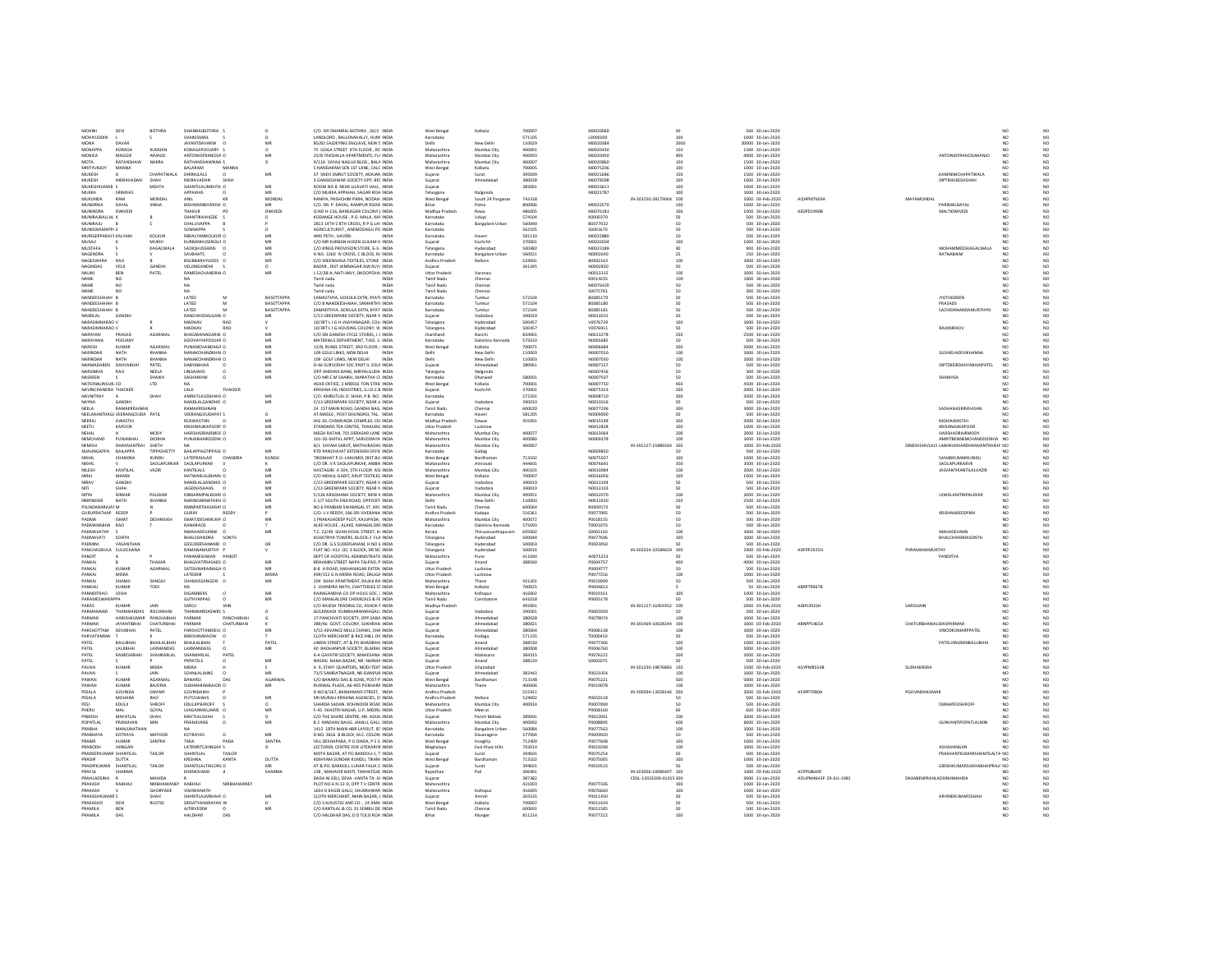| | | | | | | | | | | | | | | | | | | | |
|---|---|---|---|---|---|---|---|---|---|---|---|---|---|---|---|---|---|---|---|
| MOHINI | DEVI | BOTHRA | DHANRAJBOTHRA | S | O | C/O. SRI DHANRAJ BOTHRA , 36/2 | INDIA | West Bengal | Kolkata | 700007 | M0020060 | 50 | 500 | 30-Jan-2020 | | | | NO | NO |
| MOHIYUDDIN | L | S | SHAIKSMAIL | S | O | LANDLORD , BALLENAHALLY, HUNS | INDIA | Karnataka | | 571105 | L0000200 | 100 | 1000 | 30-Jan-2020 | | | | NO | NO |
| MONA | DAVAR | | JAYANTDAVARW | O | MR | B5/82 SAFDERJUNG ENCLAVE, NEW C | INDIA | Delhi | New Delhi | 110029 | M0020084 | 2000 | 20000 | 30-Jan-2020 | | | | NO | NO |
| MONAPPA | KORAGA | KUKKIAN | KORAGAPOOJARY | S | O | 75 GOGA STREET 4TH FLOOR , RC | INDIA | Maharashtra | Mumbai City | 400001 | M0020430 | 150 | 1500 | 30-Jan-2020 | | | | NO | NO |
| MONICA | MAGGIE | ARANJO | ANTONIOFRANCISA | O | MR | 25/B TAKSHILLA APARTMENTS, FLA | INDIA | Maharashtra | Mumbai City | 400093 | M0020450 | 400 | 4000 | 30-Jan-2020 | | | ANTONIOFRANCISARANJO | NO | NO |
| MOTA | RATANSHAW | NAKRA | RATANSHAWNNA | S | O | 9/11A SAYAJI NAGLUI BLDG., BALA | INDIA | Maharashtra | Mumbai City | 400007 | M0020860 | 150 | 1500 | 30-Jan-2020 | | | | NO | NO |
| MRITYUNJOY | MANNA | | BALARAM | | MANNA | 5 NANDARAM SEN 1ST LANE, CALC | INDIA | West Bengal | Kolkata | 700005 | M0075206 | 100 | 1000 | 30-Jan-2020 | | | | NO | NO |
| MUKESH | D | CHAPATWALA | DHIRAJLALS | O | MR | 37 SNEH SMRUT SOCIETY, ADAJAN | INDIA | Gujarat | Surat | 395009 | M0021686 | 150 | 1500 | 30-Jan-2020 | | | KAMINIMCHAPATWALA | NO | NO |
| MUKESH | INDRAVADAN | SHAH | INDRAVADAN | | SHAH | 3 GANGESHWAR SOCIETY OPP. BEI | INDIA | Gujarat | Ahmedabad | 380028 | M0078598 | 100 | 1000 | 30-Jan-2020 | | | DIPTIMUKESHSHAH | NO | NO |
| MUKESHKUMAR | S | MEHTA | SHANTILALMEHTA | O | MR | ROOM NO 8 NEAR LILAVATI HALL, | INDIA | Gujarat | | 383001 | M0023621 | 100 | 1000 | 30-Jan-2020 | | | | NO | NO |
| MUKKA | SRINIVAS | | APPAIAHS | O | MR | C/O MUKKA APPAIAH, SAGAR ROA | INDIA | Telangana | Nalgonda | | M0021787 | 100 | 1000 | 30-Jan-2020 | | | | NO | NO |
| MUKUNDA | RAM | MONDAL | ANIL | KR | MONDAL | RAMIYA, PASHCHIM PARA, NODAH | INDIA | West Bengal | South 24 Parganas | 743318 | IN301250-28179064 | 500 | 5000 | 03-Feb-2020 | AQHPK7603A | | MAYAMONDAL | NO | NO |
| MUNDRIKA | DAYAL | SINHA | BISHWAMBHARDAY | O | MR | C/O. DR. P. DAYAL, RAMPUR ROAD | INDIA | Bihar | Patna | 800006 | M0022570 | 100 | 1000 | 30-Jan-2020 | | | PARIMALDAYAL | NO | NO |
| MUNINDRA | DWIVEDI | | THAKUR | PD | DWIVEDI | Q NO H-156, BANSAGAR COLONY | INDIA | Madhya Pradesh | Rewa | 486005 | M0076181 | 100 | 1000 | 30-Jan-2020 | AEDPD1990B | | MALTIDWIVEDI | NO | NO |
| MUNIRABALLAL | K | B | SHANTIRAJHEGDE | S | O | KODANGE HOUSE , P.O. MALA, KAI | INDIA | Karnataka | Udupi | 574104 | K0000370 | 50 | 500 | 30-Jan-2020 | | | | NO | NO |
| MUNIRAJU | B | C | CHALUVAPPA | B | P | 2813 14TH C 8TH CROSS, R P G LAY | INDIA | Karnataka | Bangalore Urban | 560040 | B0077032 | 50 | 500 | 30-Jan-2020 | | | | NO | NO |
| MUNISWAMAPPA | S | | SONNAPPA | S | O | AGRICULTURIST., ANEMODAGU PO | INDIA | Karnataka | | 562105 | S0001670 | 50 | 500 | 30-Jan-2020 | | | | NO | NO |
| MURIGEPPARACI | KALYANI | KOLKUR | RBKALYANKOLKUR | O | MR | AKKI PETH , HAVERI. | INDIA | Karnataka | Haveri | 581110 | M0022880 | 50 | 500 | 30-Jan-2020 | | | | NO | NO |
| MUSAJI | K | MUKHI | KURBANHUSENGULH | O | MR | C/O MR KURBAN HUSEN GULAM H | INDIA | Gujarat | Kachchh | 370001 | M0026504 | 100 | 1000 | 30-Jan-2020 | | | | NO | NO |
| MUSTAFA | S | KAGALWALA | SAOIQHUSSAINS | O | MR | C/O KINGS PROVISION STORE, 6-3- | INDIA | Telangana | Hyderabad | 500482 | M0023189 | 90 | 900 | 30-Jan-2020 | | | MOHAMMEDSKAGALWALA | NO | NO |
| NAGENDRA | S | V | SAVBHATS | O | MR | H.NO. 3260 IV CROSS, C BLOCK, RA | INDIA | Karnataka | Bangalore Urban | 560021 | N0002640 | 25 | 250 | 30-Jan-2020 | | | RATNABAIM | NO | NO |
| NAGESWARA | RAO | B | BSUBBARAYUDOS | O | MR | C/O SREENIVASA TEXTILES, STONE | INDIA | Andhra Pradesh | Nellore | 524001 | B0002163 | 100 | 1000 | 30-Jan-2020 | | | | NO | NO |
| NAGINDAS | VELJI | GANDHI | VELJIMGANDHI | S | O | BAZAR , DIST JAMNAGAR N.RLY | INDIA | Gujarat | | 361345 | N0002810 | 50 | 500 | 30-Jan-2020 | | | | NO | NO |
| NALINI | BEN | PATEL | RAMESHCHANDRAI | O | MR | I-12/38-A, NATHMLY, DHOOPCHAI | INDIA | Uttar Pradesh | Varanasi | | N0013315 | 100 | 1000 | 30-Jan-2020 | | | | NO | NO |
| NAME | NO | | NA | | | Tamil nadu | INDIA | Tamil Nadu | Chennai | | K0014235 | 100 | 1000 | 30-Jan-2020 | | | | NO | NO |
| NAME | NO | | NA | | | Tamil nadu | INDIA | Tamil Nadu | Chennai | | M0076420 | 50 | 500 | 30-Jan-2020 | | | | NO | NO |
| NAME | NO | | NA | | | Tamil nadu | INDIA | Tamil Nadu | Chennai | | S0075743 | 50 | 500 | 30-Jan-2020 | | | | NO | NO |
| NANDEESHAIAH | B | | LATED | M | BASETTAPPA | SAMASTHYA, GOKULA EXTN, KYATI | INDIA | Karnataka | Tumkur | 572104 | B0085179 | 50 | 500 | 30-Jan-2020 | | | JYOTHISREEN | NO | NO |
| NANDEESHAIAH | B | | LATED | M | BASETTAPPA | SAMARTHYA, GOKULA EXTN, KYATI | INDIA | Karnataka | Tumkur | 572104 | B0085180 | 50 | 500 | 30-Jan-2020 | | | PRASADS | NO | NO |
| NANDEESHAIAH | B | | LATED | M | BASETTAPPA | SAMARTHYA, GOKULA EXTN, KYAT | INDIA | Karnataka | Tumkur | 572104 | B0085181 | 50 | 500 | 30-Jan-2020 | | | SACHIDANANDAMURTHYN | NO | NO |
| NANDLAL | GANDHI | | RANCHHODDALGAN | O | MR | C/13 GREENPARK SOCIETY, NEAR R | INDIA | Gujarat | Vadodara | 390019 | N0013015 | 50 | 500 | 30-Jan-2020 | | | | NO | NO |
| NARASIMHARAO | V | | MADHAV | RAO | V | 10/3RT L I G VIJAYANAGAR, COLC | INDIA | Telangana | Hyderabad | 500457 | V0076729 | 100 | 1000 | 30-Jan-2020 | | | | NO | NO |
| NARASIMHARAO | V | R | MADHAV | RAO | V | 10/3RT L I G HOUSING COLONY, VI | INDIA | Telangana | Hyderabad | 500457 | V0076911 | 50 | 500 | 30-Jan-2020 | | | RAJANRAOV | NO | NO |
| NARAYAN | PRASAD | AGARWAL | BHAGWANAGARW | O | MR | C/O SRI GANESH CYCLE STORES, J | INDIA | Jharkhand | Ranchi | 834001 | N0013278 | 250 | 2500 | 30-Jan-2020 | | | | NO | NO |
| NARAYANA | POOJARY | | HOOVAYYAPOOJAR | O | MR | MATERIALS DEPARTMENT, T.NO. 1 | INDIA | Karnataka | Dakshina Kannada | 575010 | N0005685 | 50 | 500 | 30-Jan-2020 | | | | NO | NO |
| NARESH | KUMAR | AGARWAL | PUNAMCHANDAGA | O | MR | 12/B, RUNEL STREET, 3RD FLOOR, | INDIA | West Bengal | Kolkata | 700071 | N0006684 | 200 | 2000 | 30-Jan-2020 | | | | NO | NO |
| NARINDAR | NATH | KHANNA | NANAKCHANDKHA | O | MR | 109 GOLF LINKS, NEW DELHI | INDIA | Delhi | New Delhi | 110003 | N0007010 | 100 | 1000 | 30-Jan-2020 | | | SUSHIELADEVIKHANNA | NO | NO |
| NARINDAR | NATH | KHANNA | NANAKCHANDKHA | O | MR | 108 GOLF LINKS, NEW DELHI | INDIA | Delhi | New Delhi | 110003 | N0007030 | 100 | 1000 | 30-Jan-2020 | | | | NO | NO |
| NARMADABEN | DAHYABHAI | PATEL | DABYABHAIS | O | MR | D-46 SURVODAY SOC PART II, SOLA | INDIA | Gujarat | Ahmedabad | 380061 | N0007157 | 50 | 500 | 30-Jan-2020 | | | DIPTIZBENDAHYABHAIPATEL | NO | NO |
| NARSIMHA | RAO | NEELA | LINGAIAHS | O | MR | OPP ANDHRA BANK, MIRYALGUDA | INDIA | Telangana | Nalgonda | | N0007456 | 50 | 500 | 30-Jan-2020 | | | | NO | NO |
| NASREEN | S | SHAIKH | SASHAIKHW | O | MR | C/O MR C M SHAIKH, MARATHA C | INDIA | Karnataka | Dharwad | 580001 | N0007507 | 50 | 500 | 30-Jan-2020 | | | SHAIKHSA | NO | NO |
| NATIONALINSUR | CO | LTD | NA | | | HEAD OFFICE, 3 MIDDLE TON STRE | INDIA | West Bengal | Kolkata | 700001 | N0007750 | 450 | 4500 | 30-Jan-2020 | | | | NO | NO |
| NAVINCHANDRA | THACKER | | LALJI | | THACKER | KRISHNA OIL INDUSTRIES, G.I.D.C | INDIA | Gujarat | Kachchh | 370001 | N0075353 | 200 | 2000 | 30-Jan-2020 | | | | NO | NO |
| NAVNITRAY | A | SHAH | AMRATLALDSHAHS | O | MR | C/O. AMRUTLAL D. SHAH, P.B. NO. | INDIA | Karnataka | | 572201 | N0008710 | 200 | 2000 | 30-Jan-2020 | | | | NO | NO |
| NAYNA | GANDHI | | NANDLALGANDHIS | O | MR | C/13 GREENPARK SOCIETY, NEAR | INDIA | Gujarat | Vadodara | 390019 | N0013016 | 50 | 500 | 30-Jan-2020 | | | | NO | NO |
| NEELA | RAMAKRISHNAN | | RAMAKRISHNAN | | | 24 1ST MAIN ROAD, GANDHI NAG | INDIA | Tamil Nadu | Chennai | 600020 | N0077206 | 300 | 3000 | 30-Jan-2020 | | | SADHANASRINIVASAN | NO | NO |
| NEELAKANTHAGO | VEERANGOUDA | PATIL | VEERANGOUDAPATS | O | | AT.MADLE., POST DHUNDASI, TAL. | INDIA | Karnataka | Haveri | 581205 | N0009000 | 50 | 500 | 30-Jan-2020 | | | | NO | NO |
| NEERAJ | AWASTHI | | RCAWASTHIS | O | MR | HIG 10, CHAMUNDA COMPLEX, DI | INDIA | Madhya Pradesh | Dewas | 455001 | N0015548 | 200 | 2000 | 30-Jan-2020 | | | NIDHIAWASTHI | NO | NO |
| NEETU | KAPOOR | | KRISHNAKAPOORW | O | MR | STANDARD TEA CENTRE, THAKURG | INDIA | Uttar Pradesh | Lucknow | | N0012828 | 100 | 1000 | 30-Jan-2020 | | | KRISHNAKKAPOOR | NO | NO |
| NEHAL | H | MODY | HARSHADRAMODYS | O | MR | MEGH RATAN, 701 DEBASAR LANE | INDIA | Maharashtra | Mumbai City | 400077 | N0013064 | 200 | 2000 | 30-Jan-2020 | | | HARSHADRAIMMODY | NO | NO |
| NEMCHAND | PUNAMBHAI | DODHIA | PUNABHAIKDODHI | O | MR | 101-D2-SHITAL APRT, SARVODAYA | INDIA | Maharashtra | Mumbai City | 400080 | N0009378 | 100 | 1000 | 30-Jan-2020 | | | AMRITBENNEMCHANDDODHIA | NO | NO |
| NEMISH | DHANVANTRAI | SHETH | NA | | | B/1 SHYAM SARIT, MATHURADAS | INDIA | Maharashtra | Mumbai City | 400067 | IN301127-15889264 | 300 | 3000 | 03-Feb-2020 | | | DINESHSHIVLALS LASHIKUNVARDHANVANTRAISH | NO | NO |
| NIJALINGAPPA | BAILAPPA | TIPPASHETTY | BAILAPPAGTIPPASI | O | MR | RTD PANCHAYAT EXTENSION OFFIC | INDIA | Karnataka | Gadag | | N0009850 | 50 | 500 | 30-Jan-2020 | | | | NO | NO |
| NIKHIL | CHANDRA | KUNDU | LATEPRAHLAD | CHANDRA | KUNDU | TIKOMHAT P.O.-LAKUMDI, DIST.BU | INDIA | West Bengal | Bardhaman | 713102 | N0075037 | 100 | 1000 | 30-Jan-2020 | | | SANJIBKUMARKUNDU | NO | NO |
| NIKHIL | V | SAOLAPURKAR | SAOLAPURKAR | V | K | C/O DR. V K SAOLAPURKAR, AMBA | INDIA | Maharashtra | Amravati | 444601 | N0076691 | 350 | 3500 | 30-Jan-2020 | | | SAOLAPURKARVK | NO | NO |
| NILESH | KANTILAL | VAZIR | KANTILALS | O | MR | HASTAGIRI A 504, 5TH FLOOR 4S | INDIA | Maharashtra | Mumbai City | 400101 | N0010084 | 200 | 2000 | 30-Jan-2020 | | | JASVANTIKANTILALVAZIR | NO | NO |
| NIRAJ | MANEK | | RATWARLALBHAI | O | MR | C/O MEHUL GADIT, ARUP TEXTILES | INDIA | West Bengal | Kolkata | 700007 | N0016056 | 100 | 1000 | 30-Jan-2020 | | | | NO | NO |
| NIRAV | GANDHI | | NANDLALGANDHIS | O | MR | C/13 GREENPARK SOCIETY, NEAR N | INDIA | Gujarat | Vadodara | 390019 | N0013104 | 50 | 500 | 30-Jan-2020 | | | | NO | NO |
| NITI | SHAH | | JAGDISHSHAHS | O | MR | C/13 GREENPARK SOCIETY, NEAR N | INDIA | Gujarat | Vadodara | 390019 | N0013103 | 50 | 500 | 30-Jan-2020 | | | | NO | NO |
| NITIN | DINKAR | PALEKAR | DINKARPALEKARS | O | MR | 5/126 ARADHANA SOCIETY, NEW S | INDIA | Maharashtra | Mumbai City | 400051 | N0012070 | 200 | 2000 | 30-Jan-2020 | | | UJWALANITINPALEKAR | NO | NO |
| NRIPINDAR | NATH | KHANNA | NARINDARNATHKH | O | MR | C-1/7 SOUTH END ROAD, OPPOSIT | INDIA | Delhi | New Delhi | 110003 | N0012630 | 250 | 2500 | 30-Jan-2020 | | | | NO | NO |
| PSLINDARARAJA | M | N | RMNPARTHASARAT | O | MR | NO 6 PAMBAN SWAMIGAL ST, MU | INDIA | Tamil Nadu | Chennai | 600064 | R0000573 | 50 | 500 | 30-Jan-2020 | | | | NO | NO |
| GURUPRATHAP | REDDY | P | GURRV | | REDDY | C/O. L.V.REDDY, 186 SRI VIVEKANA | INDIA | Andhra Pradesh | Kadapa | 516361 | P0077005 | 50 | 500 | 30-Jan-2020 | | | KRISHNAREDDYMV | NO | NO |
| PADMA | ISMAT | DESHMUKH | ISMATDESHMUKH | O | MR | 1 PRAKASHDEEP PLOT, KALUPADA, | INDIA | Maharashtra | Mumbai City | 400072 | P0018155 | 50 | 500 | 30-Jan-2020 | | | | NO | NO |
| PADMANABHA | RAO | T | RANARAOS | O | T | ALKE HOUSE , ALAKE, MANGALORI | INDIA | Karnataka | Dakshina Kannada | 575003 | T0001070 | 50 | 500 | 30-Jan-2020 | | | | NO | NO |
| PADMAVATHY | S | | NMAHADEVANW | O | MR | T.C. 22/49 SIVAN KOVIL STREET, K | INDIA | Kerala | Thiruvananthapuram | 695002 | S0002130 | 100 | 1000 | 30-Jan-2020 | | | MAHADEVANN | NO | NO |
| PADMAVATI | SONTH | | BHALCHANDRA | | SONTH | KSHATRIYA TOWERS, BLOCK-2 FLA | INDIA | Telangana | Hyderabad | 500044 | P0077696 | 300 | 3000 | 30-Jan-2020 | | | BHALCHANDRASONTH | NO | NO |
| PADMINI | VASANTHAN | | GESUDERSANAMD | O | DR | C/O DR. G.S.SUDERSANAM, H NO 6 | INDIA | Telangana | Hyderabad | 500003 | P0003450 | 50 | 500 | 30-Jan-2020 | | | | NO | NO |
| PANCHAGNULA | SULOCHANA | | RAMANAMURTHY | P | V | FLAT NO -412 -(E) E BLOCK, DR NC | INDIA | Telangana | Hyderabad | 500016 | IN302324-10584659 | 200 | 2000 | 03-Feb-2020 | ADFPP2925H | | PVRAMANAMURTHY | NO | NO |
| PANDIT | A | P | PARAMESHWAR | PANDIT | | DEPT OF HOSPITAL ADMINISTRATI | INDIA | Maharashtra | Pune | 411040 | A0075253 | 50 | 500 | 30-Jan-2020 | | | PANDITVA | NO | NO |
| PANKAJ | B | THAKAR | BHAGVATPRASADS | O | MR | BRAHMIN STREET NAPA TALPAD | INDIA | Gujarat | Anand | 388560 | P0004757 | 400 | 4000 | 30-Jan-2020 | | | | NO | NO |
| PANKAJ | KUMAR | AGARWAL | SATISHNARAINAGA | O | MR | B-8 H ROAD, MAHANAGAR EXTEN | INDIA | Uttar Pradesh | Lucknow | | P0004777 | 50 | 500 | 30-Jan-2020 | | | | NO | NO |
| PANKAJ | MISRA | | LATESRIR | | MISRA | 499/152 G N MISRA ROAD, DALIGA | INDIA | Uttar Pradesh | Lucknow | | P0077256 | 100 | 1000 | 30-Jan-2020 | | | | NO | NO |
| PANKAJ | SHAMJI | SANGOI | SHAMJISSANGOIS | O | MR | 204 SHAH APARTMENT, RAJAJI RA | INDIA | Maharashtra | Thane | 421201 | P0019099 | 50 | 500 | 30-Jan-2020 | | | | NO | NO |
| PANKAJ | KUMAR | TODI | NA | | | 2 CHANDRA NATH, CHATTERJEE ST | INDIA | West Bengal | Kolkata | 700025 | P0004813 | 5 | 50 | 30-Jan-2020 | ABRPT9967B | | | NO | NO |
| PANNDITRAO | JOSHI | | DIGAMBERS | O | MR | RAJNIGANDHA CO OP HOUS SOC, | INDIA | Maharashtra | Kolhapur | 416002 | P0019161 | 100 | 1000 | 30-Jan-2020 | | | | NO | NO |
| PARAMESWARAPPA | | | GUTHYAPPAS | O | MR | C/O MANGALORE CHEMICALS & FE | INDIA | Tamil Nadu | Coimbatore | 641018 | P0005178 | 50 | 500 | 30-Jan-2020 | | | | NO | NO |
| PARAS | KUMAR | JAIN | SAROJ | | JAIN | C/O RAJESH TRADING CO, ASHOK | INDIA | Madhya Pradesh | | 492001 | IN301127-16459352 | 200 | 2000 | 03-Feb-2020 | AIBPJ3921H | | SAROJJAIN | NO | NO |
| PARMANAND | THANWARDAS | ROCHWANI | THANWARDASWRCS | O | | GOLEKWADI KUMBHARWARAGALI | INDIA | Gujarat | Vadodara | 390001 | P0005920 | 50 | 500 | 30-Jan-2020 | | | | NO | NO |
| PARMAR | HARISHKUMAR | PANCHABHAI | PARMAR | PANCHABHAI | | 17 PANCHVATI SOCIETY, OPP.SABA | INDIA | Gujarat | Ahmedabad | 380004 | P0078074 | 100 | 1000 | 30-Jan-2020 | | | | NO | NO |
| PARMAR | JAYANTIBHAI | CHATURBHAI | PARMAR | CHATURBHAI | K | 388/46 GOVT. COLONY, SUKHRAN | INDIA | Gujarat | Ahmedabad | 380021 | IN301469-10028244 | 100 | 1000 | 03-Feb-2020 | ABNPP5465A | | CHATURBHAIKALIDASPARMAR | NO | NO |
| PARSHOTTAM | DEVJIBHAI | PATEL | PARSHOTTAMDEVJ | O | MR | 3/52 ADVANCE MILLS CHAWL, SHA | INDIA | Gujarat | Ahmedabad | 380004 | P0006138 | 100 | 1000 | 30-Jan-2020 | | | VINODKUMARPPATEL | NO | NO |
| PARVATAMMA | T | K | BKRISHNARAOW | O | T | CLOTH MERCHANT & RICE MILL OV | INDIA | Karnataka | Kodagu | 571235 | T0000450 | 50 | 500 | 30-Jan-2020 | | | | NO | NO |
| PATEL | BALUBHAI | BHAILALBHAI | BHAILALBHAI | T | PATEL | LIMDA STREET, AT & PO BHADRAN | INDIA | Gujarat | Anand | 388530 | P0077306 | 100 | 1000 | 30-Jan-2020 | | | PATELVINUBENBALUBHAI | NO | NO |
| PATEL | LALJIBHAI | LAXMANDAS | LAXMANDASS | O | MR | 40 RADHANPUR SOCIETY, BLAERAC | INDIA | Gujarat | Ahmedabad | 380008 | P0006760 | 500 | 5000 | 30-Jan-2020 | | | | NO | NO |
| PATEL | RAMESHBHAI | SHANKARLAL | SHANKARLAL | | PATEL | 6-A GAYATRI SOCIETY, MAHESANA | INDIA | Gujarat | Mahesana | 384315 | P0076222 | 200 | 2000 | 30-Jan-2020 | | | | NO | NO |
| PATEL | S | P | PRPATELS | O | MR | NIKUNJ NANA BAZAR, NR. NARMA | INDIA | Gujarat | Anand | 388120 | S0002075 | 50 | 500 | 30-Jan-2020 | | | | NO | NO |
| PAVAN | KUMAR | MISRA | MISRA | | S | A 9, STAFF QUARTERS, MODI TEXT | INDIA | Uttar Pradesh | Ghaziabad | | IN301330-19876880 | 150 | 1500 | 03-Feb-2020 | AGYPM8554B | | SUDHAMISRA | NO | NO |
| PAVAN | S | JAIN | SOHNLALJAINS | O | MR | 71/5 SAMRATNAGAR, NR.ISANPUR | INDIA | Gujarat | Ahmedabad | 382443 | P0021054 | 100 | 1000 | 30-Jan-2020 | | | | NO | NO |
| PAWAN | KUMAR | AGARWAL | BANARSI | DAS | AGARWAL | C/O BANARSI DAS & SONS, POST-P | INDIA | West Bengal | Bardhaman | 713148 | P0075221 | 500 | 5000 | 30-Jan-2020 | | | | NO | NO |
| PAWAN | KUMAR | BAJORIA | SUBHKARANBAJOR | O | MR | RUNWAL PLAZA, A6-405 POKHARA | INDIA | Maharashtra | Thane | 400606 | P0019078 | 100 | 1000 | 30-Jan-2020 | | | | NO | NO |
| PESALA | GOVINDA | SWAMY | GOVINDAIAH | P | | D NO 8/167, BANKAMADI STREET, | INDIA | Andhra Pradesh | | 515411 | IN300394-13058146 | 200 | 2000 | 03-Feb-2020 | AFXPP7980A | | PGOVINDAKUMAR | NO | NO |
| PESALA | MOHANA | RAO | PUTCHAIAHS | O | MR | SRI MURALI KRISHNA AGENCIES, 5 | INDIA | Andhra Pradesh | Nellore | 524002 | P0050118 | 50 | 500 | 30-Jan-2020 | | | | NO | NO |
| PESI | EDULJI | SHROFF | EDULJIPSHROFF | S | O | SHARDA SADAN ,KOHINOOR ROAD | INDIA | Maharashtra | Mumbai City | 400014 | P0007890 | 50 | 500 | 30-Jan-2020 | | | DIANAPESISHROFF | NO | NO |
| PHERU | MAL | GOYAL | UJAGARMALJAINS | O | MR | F-45 SHASTRI NAGAR, U.P, MEERU | INDIA | Uttar Pradesh | Meerut | | P0008160 | 60 | 600 | 30-Jan-2020 | | | | NO | NO |
| PINKESH | MAFATLAL | SHAH | MAFTLALSHAH | S | O | C/O THE SHARE CENTRE, NR. ADUN | INDIA | Gujarat | Panch Mahals | 389001 | P0022001 | 200 | 2000 | 30-Jan-2020 | | | | NO | NO |
| POPATLAL | PRANJIVAN | MIN | PRANJIVANS | O | MR | B 2 MADHAV BAUG, JAMULL GALL | INDIA | Maharashtra | Mumbai City | 400092 | P0008895 | 600 | 6000 | 30-Jan-2020 | | | GUNVANTIPOPATLALMIN | NO | NO |
| PRABHA | MANJUNATHAN | | NA | | | 1412 18TH MAIN HBR LAYOUT, IST | INDIA | Karnataka | Bangalore Urban | 560084 | P0077563 | 100 | 1000 | 30-Jan-2020 | | | | NO | NO |
| PRABHAYA | KOTRAYA | MATHOD | KOTRAYAS | O | MR | D.NO. 3816 B BLOCK, M.C. COLON | INDIA | Karnataka | Davanagere | 577004 | P0009920 | 50 | 500 | 30-Jan-2020 | | | | NO | NO |
| PRABIR | KUMAR | SANTRA | TARA | PADA | SANTRA | VILL DESHAPARA, P O DIARA, P S S | INDIA | West Bengal | Hooghly | 712409 | P0077608 | 100 | 1000 | 30-Jan-2020 | | | | NO | NO |
| PRABODH | JHINGAN | | LATEMRTCJHINGAN | S | O | LECTURER, CENTRE FOR LITERARY | INDIA | Meghalaya | East Khasi Hills | 793014 | P0010290 | 100 | 1000 | 30-Jan-2020 | | | ASHAJHINGAN | NO | NO |
| PRADEEPKUMAR | SHANTILAL | TAILOR | SHANTILAL | TAILOR | | MOTA BAZAR, AT PO BARDOLI-1, T | INDIA | Gujarat | Surat | 394601 | P0075254 | 50 | 500 | 30-Jan-2020 | | | PRASHANTKUMARSHANTILALTA | NO | NO |
| PRADIP | DUTTA | | KRISHNA | KANTA | DUTTA | 4OSHYAM SUNDAR KUNDU, TIKARI | INDIA | West Bengal | Bardhaman | 713102 | P0075005 | 100 | 1000 | 30-Jan-2020 | | | | NO | NO |
| PRADIPKUMAR | SHANTILAL | TAILOR | SHANTILALTAILORS | O | MR | AT & PO. BARDOLI, LUHAR FALIA | INDIA | Gujarat | Surat | 394601 | P0010533 | 50 | 500 | 30-Jan-2020 | | | GIRISHKUMARSUKHABHAIPRAJ | NO | NO |
| PRAFUL | SHARMA | | KHEMCHAND | | SHARMA | 138 , MAHAVIR BASTI, TAKHATGAR | INDIA | Rajasthan | Pali | 306401 | IN301006-10084407 | 100 | 1000 | 03-Feb-2020 | ACPPS8640F | | | NO | NO |
| PRAHLADSINH | R | MAHIDA | R | | | DADA NI DELI, DEVA -VANTA TA -S | INDIA | Gujarat | | 387382 | CDSL-12033200-01055 | 300 | 3000 | 03-Feb-2020 | AOUPM4643P | 29-JUL-1981 | DAXABENPRAHLADSINHMAHIDA | NO | NO |
| PRAKASH | RABHAJI | NIRBHAWANEY | RABHAJI | NIRBHAWANEY | | PLOT NO.6 N-12-D, OPP T V CENTR | INDIA | Maharashtra | | 431003 | P0077336 | 100 | 1000 | 30-Jan-2020 | | | | NO | NO |
| PRAKASH | V | GHORPADE | VISHWANATH | | | 1654 D KAGDI GALLI, SHUKRAWAR | INDIA | Maharashtra | Kolhapur | 416005 | P0076660 | 100 | 1000 | 30-Jan-2020 | | | | NO | NO |
| PRAKASHKUMAR | S | SHAH | SHANTILALMSHAH | O | MR | CLOTH MERCHANT, MAIN BAZAR, | INDIA | Gujarat | Amreli | 365535 | P0011450 | 50 | 500 | 30-Jan-2020 | | | ARVINDKUMARSSHAH | NO | NO |
| PRAKASHO | DEVI | RUSTGI | SRISATYANARAYAN | W | O | C/O S.N.RUSTGI AND CO., 24 AMA | INDIA | West Bengal | Kolkata | 700007 | P0011420 | 50 | 500 | 30-Jan-2020 | | | | NO | NO |
| PRAMILA | BEN | | AITRVEDIW | O | MR | C/O KANTILAL & CO, 35 SEMBU DO | INDIA | Tamil Nadu | Chennai | 600001 | P0011585 | 50 | 500 | 30-Jan-2020 | | | | NO | NO |
| PRAMILA | DAS | | HALDHAR | DAS | | C/O HALDHAR DAS, D D TULSI ROA | INDIA | Bihar | Munger | 811214 | P0077222 | 100 | 1000 | 30-Jan-2020 | | | | NO | NO |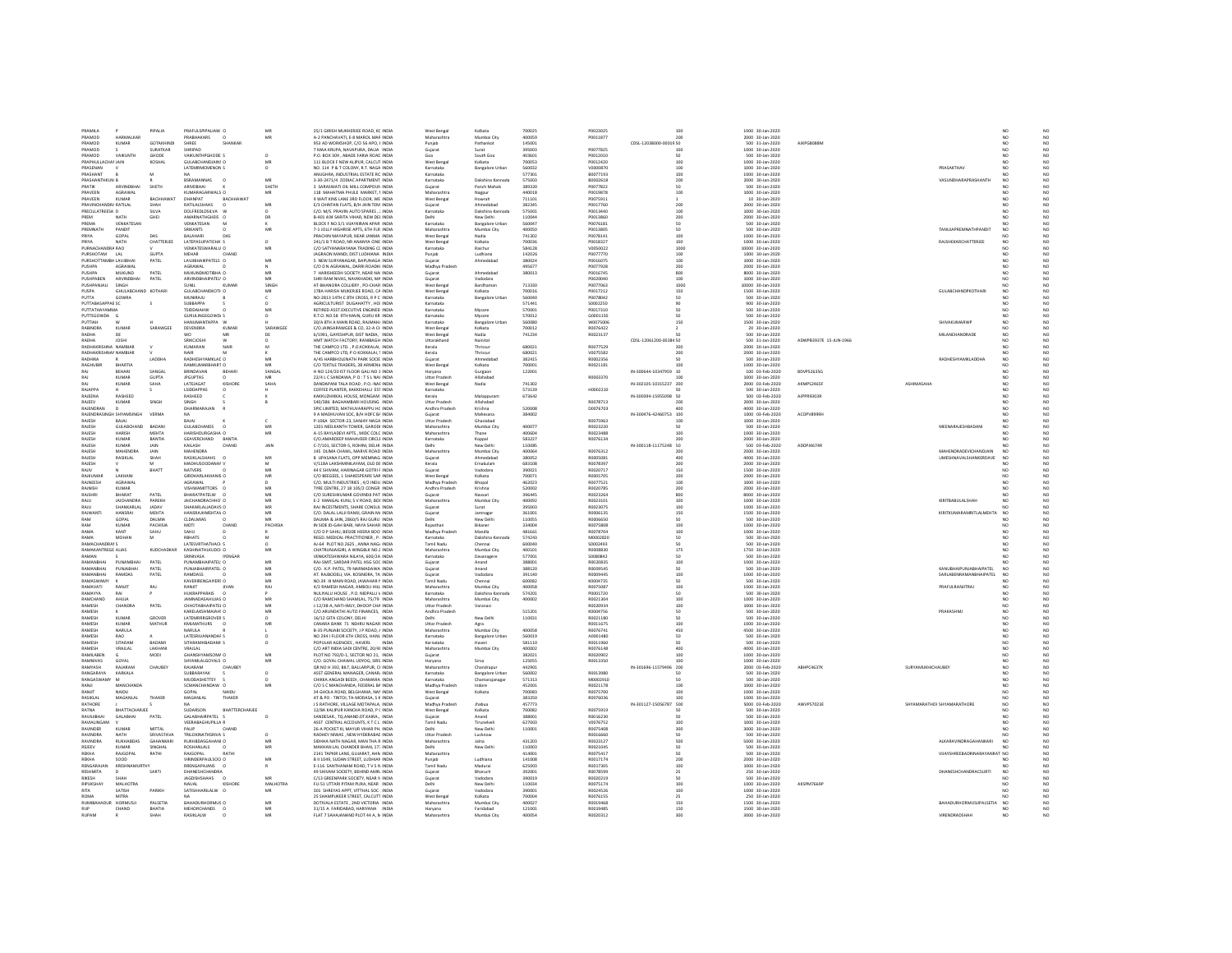| | | | | | | | | | | | | | | | | | | | | | |
|---|---|---|---|---|---|---|---|---|---|---|---|---|---|---|---|---|---|---|---|---|---|
| PRAMILA | P | PIPALIA | PRAFULSPIPALIAW | O | MR | 25/1 GIRISH MUKHERJEE ROAD, KC | INDIA | West Bengal | Kolkata | 700025 | P0020025 | | 100 | 1000 | 30-Jan-2020 | | | | | NO | NO |
| PRAMOD | HARMALKAR | | PRABHAKARS | O | | A-2 PANCHAVATI, E-8 MAROL MAR | INDIA | Maharashtra | Mumbai City | 400059 | P0011877 | | 200 | 2000 | 30-Jan-2020 | | | | | NO | NO |
| PRAMOD | KUMAR | GOTAKHINDI | SHREE | SHANKAR | | 953 AD WORKSHOP, C/O 56 APO, I | INDIA | Punjab | Pathankot | 145001 | | CDSL-12038000-00019 | 50 | 500 | 31-Jan-2020 | AJKPG8088M | | | | NO | NO |
| PRAMOD | S | SURATKAR | SHRIPAD | | | 7 NIKA KRUPA, NAVAPURA, DALIA | INDIA | Gujarat | Surat | 395003 | P0077825 | | 100 | 1000 | 30-Jan-2020 | | | | | NO | NO |
| PRAMOD | VAIKUNTH | GHODE | VAIKUNTHPGHODE | S | O | P.O. BOX 309 , ABADE FARIA ROAC | INDIA | Goa | South Goa | 403601 | P0012010 | | 50 | 500 | 30-Jan-2020 | | | | | NO | NO |
| PRAPHULLACHAI | JAIN | KOSHAL | GULABCHANDJAIN | O | MR | 131 BLOCK F NEW ALIPUR, CALCUT | INDIA | West Bengal | Kolkata | 700053 | P0012420 | | 100 | 1000 | 30-Jan-2020 | | | | | NO | NO |
| PRASENAN | V | | LATEMRMOMENON | S | O | NO. 134 P & T COLONY, R.T. NAGA | INDIA | Karnataka | Bangalore Urban | 560032 | V0000870 | | 100 | 1000 | 30-Jan-2020 | | | | PRASANTHAV | NO | NO |
| PRASHANT | B | M | NA | | | ANUGHRA, INDUSTRIAL ESTATE RC | INDIA | Karnataka | | 577301 | B0077193 | | 100 | 1000 | 30-Jan-2020 | | | | | NO | NO |
| PRASHANTHKUN | B | R | BSRAMANNAS | O | MR | 3-30-2471/4 ZODIAC APARTMENT | INDIA | Karnataka | Dakshina Kannada | 575003 | B0002618 | | 200 | 2000 | 30-Jan-2020 | | | | VASUNDHARAPRASHANTH | NO | NO |
| PRATIK | ARVINDBHAI | SHETH | ARVDBHAI | | SHETH | 3 SARASWATI OIL MILL COMPOUN | INDIA | Gujarat | Panch Mahals | 389320 | P0077822 | | 50 | 500 | 30-Jan-2020 | | | | | NO | NO |
| PRAVEEN | AGRAWAL | | KUMARAGARWALS | O | MR | 118 MAHATMA PHULE MARKET, I | INDIA | Maharashtra | Nagpur | 440018 | P0019878 | | 100 | 1000 | 30-Jan-2020 | | | | | NO | NO |
| PRAVEEN | KUMAR | BACHHAWAT | DHANPAT | | BACHHAWAT | 9 WAIT KINS LANE 3RD FLOOR, WE | INDIA | West Bengal | Howrah | 711101 | P0075911 | | 1 | 10 | 30-Jan-2020 | | | | | NO | NO |
| PRAVINCHANDR | RATILAL | SHAH | RATILALSHAHS | O | MR | E/3 CHINTAN FLATS, B/H JAIN TEM | INDIA | Gujarat | Ahmedabad | 382345 | P0077760 | | 200 | 2000 | 30-Jan-2020 | | | | | NO | NO |
| PREOLLATREESA | D | SILVA | DOLFREDLDSILVA | W | O | C/O. M/S. PRAVIN AUTO SPARES , I | INDIA | Karnataka | Dakshina Kannada | 575001 | P0013440 | | 100 | 1000 | 30-Jan-2020 | | | | | NO | NO |
| PREM | NATH | GHEI | AMARNATHGHEIS | O | DR | B-401 KHI SARITA VIHAR, NEW DEI | INDIA | Delhi | New Delhi | 110044 | P0013860 | | 200 | 2000 | 30-Jan-2020 | | | | | NO | NO |
| PREMA | VENKATESAN | | VENKATESAN | M | K | BLOCK F NO.5/1 VIJAYKIRAN APAR | INDIA | Karnataka | Bangalore Urban | 560047 | P0076181 | | 50 | 500 | 30-Jan-2020 | | | | | NO | NO |
| PREMNATH | PANDIT | | SRIKANTS | O | MR | 7-1 JOLLY HIGHRISE APTS, 6TH FLR | INDIA | Maharashtra | Mumbai City | 400050 | P0013805 | | 50 | 500 | 30-Jan-2020 | | | | TANUJAPREMNATHPANDIT | NO | NO |
| PRIYA | GOPAL | DAS | BALAHARI | | DAS | PRACHIN MAYAPUR, NEAR JAMMA | INDIA | West Bengal | Nadia | 741302 | P0078141 | | 100 | 1000 | 30-Jan-2020 | | | | | NO | NO |
| PRIYA | NATH | CHATTERJEE | LATEPASUPATICHA | S | O | 241/1 B T ROAD, NR ANANYA CINE | INDIA | West Bengal | Kolkata | 700036 | P0010327 | | 100 | 1000 | 30-Jan-2020 | | | | RAJSHEKARCHATTERJEE | NO | NO |
| PURNACHANDRA | RAO | V | VENKATESWARALU | O | MR | C/O SATYANARAYANA TRADING CC | INDIA | Karnataka | Raichur | 584128 | V0050022 | | 1000 | 10000 | 30-Jan-2020 | | | | | NO | NO |
| PURSHOTAM | LAL | GUPTA | MEHAR | | CHAND | JAGRAON MANDI, DIST LUDHIANA | INDIA | Punjab | Ludhiana | 142026 | P0077770 | | 100 | 1000 | 30-Jan-2020 | | | | | NO | NO |
| PURSHOTTAMBH | LAVJIBHAI | PATEL | LAVJIBHAIPATELS | O | | 5 NEW SURYANAGAR, BAPUNAGA | INDIA | Gujarat | Ahmedabad | 380024 | P0016075 | | 100 | 1000 | 30-Jan-2020 | | | | | NO | NO |
| PUSHPA | AGRAWAL | | AGRAWAL | D | N | C/O D N AGRAWAL, DARRI ROADK | INDIA | Madhya Pradesh | | 495677 | P0077928 | | 200 | 2000 | 30-Jan-2020 | | | | | NO | NO |
| PUSHPA | MUKUND | PATEL | MUKUNDMOTIBHA | O | | 7 HARSHKEDH SOCIETY, NEAR NA | INDIA | Gujarat | Ahmedabad | 380013 | P0016745 | | 800 | 8000 | 30-Jan-2020 | | | | | NO | NO |
| PUSHPABEN | ARVINDBHAI | PATEL | ARVINDBHAIPATEL | O | MR | SHRI RAM NIVAS, NAVKHADKI, MA | INDIA | Gujarat | Vadodara | | P0020040 | | 100 | 1000 | 30-Jan-2020 | | | | | NO | NO |
| PUSHPANJALI | SINGH | | SUNIL | KUMAR | SINGH | AT-BHANORA COLLIERY , PO-CHAR | INDIA | West Bengal | Bardhaman | 713330 | P0077063 | | 3000 | 30000 | 30-Jan-2020 | | | | | NO | NO |
| PUSPA | GHULABCHAND | KOTHARI | GULABCHANDKOTI | O | MR | 178A HARISH MUKERJEE ROAD, CA | INDIA | West Bengal | Kolkata | 700016 | P0017212 | | 150 | 1500 | 30-Jan-2020 | | | | GULABCHANDPKOTHARI | NO | NO |
| PUTTA | GOWRA | | MUNIRAJU | B | C | NO-2813 14TH C 8TH CROSS, R P C | INDIA | Karnataka | Bangalore Urban | 560040 | P0078042 | | 50 | 500 | 30-Jan-2020 | | | | | NO | NO |
| PUTTABASAPPAE | SC | S | SUBBAPPA | S | O | AGRICULTURIST DUGAHATTY , HO | INDIA | Karnataka | | 571441 | S0002250 | | 90 | 900 | 30-Jan-2020 | | | | | NO | NO |
| PUTTATHAYAMMA | | | TSIDDAIAHW | O | MR | RETIRED ASST.EXECUTIVE ENGINEE | INDIA | Karnataka | Mysore | 570001 | P0017310 | | 50 | 500 | 30-Jan-2020 | | | | | NO | NO |
| PUTTEGOWDA | G | | GURULINGEGOWDA | S | O | R.T.O. NO.58 9TH MAIN, GURU KR | INDIA | Karnataka | Mysore | 570012 | G0001150 | | 50 | 500 | 30-Jan-2020 | | | | | NO | NO |
| PUTTIAH | W | H | HANUMANTAPPA | W | H | 30/A 8TH A MAIN ROAD, RAJMAH | INDIA | Karnataka | Bangalore Urban | 560080 | W0075006 | | 150 | 1500 | 30-Jan-2020 | | | | SHIVAKUMARWP | NO | NO |
| RABINDRA | KUMAR | SARAWGEE | DEVENDRA | KUMAR | SARAWGEE | C/O.JAINSARAWGEE & CO, 32-A CH | INDIA | West Bengal | Kolkata | 700012 | R0076422 | | 2 | 20 | 30-Jan-2020 | | | | | NO | NO |
| RADHA | DE | | WO | MR | DE | 6/1991, GAYESHPUR, DIST NADIA, | INDIA | West Bengal | Nadia | 741234 | R0023137 | | 50 | 500 | 30-Jan-2020 | | | | MILANCHANDRADE | NO | NO |
| RADHA | JOSHI | | SRIKCJOSHI | W | O | HMT WATCH FACTORY, RANIBAGH | INDIA | Uttarakhand | Nainital | | | CDSL-12061200-00284 | 50 | 500 | 31-Jan-2020 | ADWPB3937E | 15-JUN-1966 | | | NO | NO |
| RADHAKRISHNA | NAMBIAR | | KUMARAN | NAIR | M | THE CAMPCO LTD, , P.O.KOKKALAI, | INDIA | Kerala | Thrissur | 680021 | R0077529 | | 200 | 2000 | 30-Jan-2020 | | | | | NO | NO |
| RADHAKRISHNAI | NAMBIAR | V | NAIR | M | K | THE CAMPCO LTD, P O KOKKALAI, | INDIA | Kerala | Thrissur | 680021 | V0075582 | | 200 | 2000 | 30-Jan-2020 | | | | | NO | NO |
| RADHIKA | R | LADDHA | RADHESHYAMKLAC | O | MR | A/45 HARBHOLENATH PARK SOCIE | INDIA | Gujarat | Ahmedabad | 382415 | R0002356 | | 50 | 500 | 30-Jan-2020 | | | | RADHESHYAMKLADDHA | NO | NO |
| RAGHUBIR | BHARTIA | | RAMKUMARBHART | O | MR | C/O TEXTILE TRADERS, 38 ARMENIA | INDIA | West Bengal | Kolkata | 700001 | R0021181 | | 100 | 1000 | 30-Jan-2020 | | | | | NO | NO |
| RAJ | BEHARI | SANGAL | BRINDAVAN | BEHARI | SANGAL | H NO 224/20 IST FLOOR GALI NO 1 | INDIA | Haryana | Gurgaon | 122001 | | IN-300644-10347959 | 10 | 100 | 03-Feb-2020 | BDVPS2635G | | | | NO | NO |
| RAJ | KUMAR | GUPTA | JPGUPTAS | O | MR | 22/4 L C SANDAWA, P.O : T S L NAI | INDIA | Uttar Pradesh | Allahabad | | R0003370 | | 100 | 1000 | 30-Jan-2020 | | | | | NO | NO |
| RAJ | KUMAR | SAHA | LATEJAGAT | KISHORE | SAHA | DANDAPANI TALA ROAD, P.O.-NAI | INDIA | West Bengal | Nadia | 741302 | | IN-302105-10315237 | 200 | 2000 | 03-Feb-2020 | AKMPS2465F | | ASHIMASAHA | | NO | NO |
| RAJAPPA | H | S | LSIDDAPPAS | O | H | COFFEE PLANTER, KAKKEHALLI EST | INDIA | Karnataka | | 573139 | H0002230 | | 50 | 500 | 30-Jan-2020 | | | | | NO | NO |
| RAJEENA | RASHEED | | RASHEED | C | K | KAKKUZHIKKAL HOUSE, MONGAM | INDIA | Kerala | Malappuram | 673642 | | IN-300394-15955098 | 50 | 500 | 03-Feb-2020 | AIPPR9303R | | | | NO | NO |
| RAJEEV | KUMAR | SINGH | SINGH | S | B | 540/386 BAGHAMBARI HOUSING | INDIA | Uttar Pradesh | Allahabad | | R0078713 | | 200 | 2000 | 30-Jan-2020 | | | | | NO | NO |
| RAJENDRAN | D | | DHARMARAJAN | R | | SPIC LIMITED, MATHUVARAPPU HC | INDIA | Andhra Pradesh | Krishna | 520008 | D0076703 | | 400 | 4000 | 30-Jan-2020 | | | | | NO | NO |
| RAJENDRASINGH | SHYAMSINGH | VERMA | NA | | | 9-A MADHUVAN SOC, B/H HDFC B/ | INDIA | Gujarat | Mahesana | 384002 | | IN-300476-42460753 | 100 | 1000 | 03-Feb-2020 | ACDPV8999H | | | | NO | NO |
| RAJESH | BAJAJ | | BAJAJ | K | C | P-106A SECTOR-23, SANJAY NAGA | INDIA | Uttar Pradesh | Ghaziabad | | R0075963 | | 100 | 1000 | 30-Jan-2020 | | | | | NO | NO |
| RAJESH | GULABCHAND | BADANI | GULABCHANDS | O | MR | 1201 NEELKANTH TOWER, GARODI | INDIA | Maharashtra | Mumbai City | 400077 | R0023220 | | 50 | 500 | 30-Jan-2020 | | | | MEENARAJESHBADANI | NO | NO |
| RAJESH | HARESH | MEHTA | HARISHDURGASHA | O | MR | A-15 RAYLADEVI APTS , MIDC COLC | INDIA | Maharashtra | Thane | 400604 | R0023488 | | 100 | 1000 | 30-Jan-2020 | | | | | NO | NO |
| RAJESH | KUMAR | BANTIA | GEAVERCHAND | | BANTIA | C/O,AMARDEEP MAHAVEER CIRCLI | INDIA | Karnataka | Koppal | 583227 | R0076134 | | 200 | 2000 | 30-Jan-2020 | | | | | NO | NO |
| RAJESH | KUMAR | JAIN | KAILASH | | CHAND | C-7/101, SECTOR-5, ROHINI, DELHI | INDIA | Delhi | New Delhi | 110085 | | IN-300118-11175248 | 50 | 500 | 03-Feb-2020 | ADDPJ4674R | | | | NO | NO |
| RAJESH | MAHENDRA | JAIN | MAHENDRA | | | 145 DLIMA CHAWL, MARVE ROAD | INDIA | Maharashtra | Mumbai City | 400064 | R0076312 | | 200 | 2000 | 30-Jan-2020 | | | | MAHENDRADEVICHANDJAIN | NO | NO |
| RAJESH | RASIKLAL | SHAH | RASIKLALSHAHS | O | MR | 8 UPASANA FLATS, OPP MEMNAG | INDIA | Gujarat | Ahmedabad | 380052 | R0005081 | | 400 | 4000 | 30-Jan-2020 | | | | UMESHNAVALSHANKERDAVE | NO | NO |
| RAJESH | V | M | MADHUSOODANAV | V | M | V/1188 LAKSHMINILAYAM, OLD DE | INDIA | Kerala | Ernakulam | 683108 | R0078397 | | 200 | 2000 | 30-Jan-2020 | | | | | NO | NO |
| RAJIV | N | BHATT | NATVERS | O | MR | 44 E SHIVAM, HARINAGAR GOTRI F | INDIA | Gujarat | Vadodara | 390021 | R0020717 | | 150 | 1500 | 30-Jan-2020 | | | | | NO | NO |
| RAJKUMAR | LAKHANI | | GIRDHARLAKHANIS | O | MR | C/O BEEGEES, 1 SHAKESPEARE SAR | INDIA | West Bengal | Kolkata | 700071 | R0005705 | | 200 | 2000 | 30-Jan-2020 | | | | | NO | NO |
| RAJNEESH | AGRAWAL | | AGRAWAL | P | D | C/O. MULTI INDUSTRIES , 4/2 INDU | INDIA | Madhya Pradesh | Bhopal | 462023 | R0077521 | | 100 | 1000 | 30-Jan-2020 | | | | | NO | NO |
| RAJNISH | KUMAR | | VISHWAMITTORS | O | MR | TYRE CENTRE, 27 18 106/2 CONGR | INDIA | Andhra Pradesh | Krishna | 520002 | R0020785 | | 200 | 2000 | 30-Jan-2020 | | | | | NO | NO |
| RAJSHRI | BHARAT | PATEL | BHARATPATELW | O | MR | C/O SURESHKUMAR GOVINDJI PAT | INDIA | Gujarat | Navsari | 396445 | R0023264 | | 800 | 8000 | 30-Jan-2020 | | | | | NO | NO |
| RAJU | JAICHANDRA | PAREKH | JAICHANDRACHHO | O | MR | E-2 MANGAL KUNJ, S V ROAD, BOI | INDIA | Maharashtra | Mumbai City | 400092 | R0023101 | | 300 | 3000 | 30-Jan-2020 | | | | KIRITBABULALSHAH | NO | NO |
| RAJU | SHANKARLAL | JADAV | SHAKARLALJADAVS | O | MR | RAJ INCESTMENTS, SHARE CONSUL | INDIA | Gujarat | Surat | 395003 | R0023075 | | 300 | 3000 | 30-Jan-2020 | | | | | NO | NO |
| RAJWANTI | HANSRAJ | MEHTA | HANSRAJHMEHTAS | O | MR | C/O. DALAL LALJI RAMJI, GRAIN MA | INDIA | Gujarat | Jamnagar | 361001 | R0006135 | | 150 | 1500 | 30-Jan-2020 | | | | KIRITKUMARAMRITLALMEHTA | NO | NO |
| RAM | GOPAL | DALMIA | CLDALMIAS | O | MR | DALMIA & JAIN, 2860/5 RAJ GURU | INDIA | Delhi | New Delhi | 110055 | R0006650 | | 50 | 500 | 30-Jan-2020 | | | | | NO | NO |
| RAM | KUMAR | PACHISIA | MOTI | CHAND | PACHISIA | IN SIDE 80-GHAI BARI, NAYA SAHAR | INDIA | Rajasthan | Bikaner | 334004 | R0075808 | | 100 | 1000 | 30-Jan-2020 | | | | | NO | NO |
| RAMA | KANT | SAHU | SAHU | D | R | C/O D P SAHU, BESIDE HEERA BOO | INDIA | Madhya Pradesh | Mandla | 481661 | R0078704 | | 100 | 1000 | 30-Jan-2020 | | | | | NO | NO |
| RAMA | MOHAN | M | RBHATS | O | M | REGD. MEDICAL PRACTITIONER , P | INDIA | Karnataka | Dakshina Kannada | 574243 | M0002820 | | 50 | 500 | 30-Jan-2020 | | | | | NO | NO |
| RAMACHANDRAI | S | | LATESVRTHATHAO | S | O | AJ-64 PLOT NO.2625 , ANNA NAGI | INDIA | Tamil Nadu | Chennai | 600040 | S0002493 | | 50 | 500 | 30-Jan-2020 | | | | | NO | NO |
| RAMAKANTREGE | ALIAS | KUDCHADKAR | KASHINATHJKUDO | O | MR | CHATRUNIAGIRI, A WINGBLK NO.2 | INDIA | Maharashtra | Mumbai City | 400101 | R0008830 | | 175 | 1750 | 30-Jan-2020 | | | | | NO | NO |
| RAMAN | S | | SRINIVASA | | IYENGAR | VENKATESHWARA NILAYA, 630/2A | INDIA | Karnataka | Davanagere | 577001 | S0080842 | | 50 | 500 | 30-Jan-2020 | | | | | NO | NO |
| RAMANBHAI | PUNAMBHAI | PATEL | PUNAMBHAIPATELS | O | | RAJ-SMIT, SARDAR PATEL HSG SOC | INDIA | Gujarat | Anand | 388001 | R0020835 | | 100 | 1000 | 30-Jan-2020 | | | | | NO | NO |
| RAMANBHAI | PUNABHAI | PATEL | PUNABHAIPATEL | O | MR | C/O. K.P. PATEL, 79 NARMADAWA | INDIA | Gujarat | Anand | 388120 | R0009545 | | 50 | 500 | 30-Jan-2020 | | | | KANUBHAIPUNJABHAIPATEL | NO | NO |
| RAMANBHAI | RAMDAS | PATEL | RAMDASS | O | MR | AT. RAJBODELI, VIA. KOSINDRA, TA | INDIA | Gujarat | Vadodara | 391140 | R0009945 | | 100 | 1000 | 30-Jan-2020 | | | | SARLABENRAMANBHAIPATEL | NO | NO |
| RAMASWAMY | K | | KAVERIRENGANYERI | O | MR | NO.39 III MAIN ROAD, JAWAHAR F | INDIA | Tamil Nadu | Chennai | 600082 | K0004735 | | 50 | 500 | 30-Jan-2020 | | | | | NO | NO |
| RAMAVATI | RANJIT | RAJ | RANJIT | JIVAN | RAJ | 4/2 RAMESH NAGAR, AMBOLI HILL | INDIA | Maharashtra | Mumbai City | 400058 | R0075087 | | 100 | 1000 | 30-Jan-2020 | | | | PRAFULRANJITRAJ | NO | NO |
| RAMAYYA | RAI | P | HUKRAPPARAIS | O | | NULIYALU HOUSE , P.O. NIDPALLI \ | INDIA | Karnataka | Dakshina Kannada | 574201 | P0001720 | | 50 | 500 | 30-Jan-2020 | | | | | NO | NO |
| RAMCHAND | AHUJA | | JAMNADASAHUJAS | O | MR | C/O RAMCHAND SHAMLAL, 75/79 | INDIA | Maharashtra | Mumbai City | 400002 | R0021304 | | 100 | 1000 | 30-Jan-2020 | | | | | NO | NO |
| RAMESH | CHANDRA | PATEL | CHHOTABHAIPATELS | O | MR | J-12/38-A, NATHMLY, DHOOP CHA | INDIA | Uttar Pradesh | Varanasi | | R0020934 | | 100 | 1000 | 30-Jan-2020 | | | | | NO | NO |
| RAMESH | K | | KARELANSHMAIAH | O | MR | C/O ARUNDATHI AUTO FINANCES, | INDIA | Andhra Pradesh | | 515201 | K0004756 | | 50 | 500 | 30-Jan-2020 | | | | PRAKASHMJ | NO | NO |
| RAMESH | KUMAR | GROVER | LATEMRRRGROVER | S | O | 16/12 GITA COLONY, DELHI | INDIA | Delhi | New Delhi | 110031 | R0021580 | | 50 | 500 | 30-Jan-2020 | | | | | NO | NO |
| RAMESH | KUMAR | MATHUR | KMLMATHURS | O | MR | CANARA BANK 71 NEHRU NAGAR | INDIA | Uttar Pradesh | Agra | | R0011675 | | 100 | 1000 | 30-Jan-2020 | | | | | NO | NO |
| RAMESH | NARULA | | NARULA | R | L | B-35 PUNJABI SOCIETY, J P ROAD, / | INDIA | Maharashtra | Mumbai City | 400058 | R0076741 | | 450 | 4500 | 30-Jan-2020 | | | | | NO | NO |
| RAMESH | RAO | A | LATESRIUANANDAS | O | | NO 294 I FLOOR 6TH CROSS, HANL | INDIA | Karnataka | Bangalore Urban | 560019 | A0001480 | | 50 | 500 | 30-Jan-2020 | | | | | NO | NO |
| RAMESH | SITARAM | BADAMI | SITARAMHBADAMI | S | | POPULAR AGENCIES , HAVERI | INDIA | Karnataka | Haveri | 581110 | R0011960 | | 50 | 500 | 30-Jan-2020 | | | | | NO | NO |
| RAMESH | VRAJLAL | LAKHANI | VRAJLAL | | | 20/7 INDIA SADI CENTRE, 20/48 INI | INDIA | Maharashtra | Mumbai City | 400002 | R0076148 | | 400 | 4000 | 30-Jan-2020 | | | | | NO | NO |
| RAMILABEN | G | MODI | GHANSHYAMSOMO | O | MR | PLOT NO 792/D-1, SECTOR NO 21, | INDIA | Gujarat | | 382021 | R0020902 | | 100 | 1000 | 30-Jan-2020 | | | | | NO | NO |
| RAMNIVAS | GOYAL | | SHYAMLALGOYALS | O | MR | C/O. GOYAL CHAWAL UDYOG, SIRS | INDIA | Haryana | Sirsa | 125055 | R0013350 | | 100 | 1000 | 30-Jan-2020 | | | | | NO | NO |
| RAMYASH | RAJARAM | CHAUBEY | RAJARAM | | CHAUBEY | QR NO H 392, BILT, BALLARPUR, D | INDIA | Maharashtra | Chandrapur | 442901 | | IN-301696-11579496 | 200 | 2000 | 03-Feb-2020 | ABHPC4637K | | | SURYAMUKHICHAUBEY | NO | NO |
| RANGARAYA | KARKALA | | SUBBARAYAK | S | O | ASST.GENERAL MANAGER, CANAR | INDIA | Karnataka | Bangalore Urban | 560002 | R0013980 | | 50 | 500 | 30-Jan-2020 | | | | | NO | NO |
| RANGASWAMY | M | | MUDDASHETTEY | S | O | CHIKKA ANGADI BEEDI, CHAMARA | INDIA | Karnataka | Chamarajanagar | 571313 | M0002910 | | 50 | 500 | 30-Jan-2020 | | | | | NO | NO |
| RANI | MANCHANDA | | SCMANCHANDAW | O | MR | C/O S C MANCHANDA, FEDERAL BA | INDIA | Madhya Pradesh | Indore | 452001 | R0021178 | | 100 | 1000 | 30-Jan-2020 | | | | | NO | NO |
| RANJIT | NAIDU | | GOPAL | | NAIDU | 34 GHOLA ROAD, BELGHARIA, NAI | INDIA | West Bengal | Kolkata | 700083 | R0075700 | | 100 | 1000 | 30-Jan-2020 | | | | | NO | NO |
| RASIKLAL | MAGANLAL | THAKER | MAGANLAL | | THAKER | AT & PO - TINTOI, TA-MODASA, S K | INDIA | Gujarat | | 383250 | R0076036 | | 100 | 1000 | 30-Jan-2020 | | | | | NO | NO |
| RATHORE | I | S | NA | | | I S RATHORE, VILLAGE MOTAPALA, | INDIA | Madhya Pradesh | Jhabua | 457773 | | IN-301127-15056787 | 500 | 5000 | 03-Feb-2020 | AWVPS7023E | | SHYAMARATHOD | SHYAMARATHORE | NO | NO |
| RATNA | BHATTACHARJEE | | SUDARSON | | BHATTERCHARJEE | 12/8A KALIPUR KANCHA ROAD, P.( | INDIA | West Bengal | Kolkata | 700082 | R0075919 | | 50 | 500 | 30-Jan-2020 | | | | | NO | NO |
| RAVAJIBHAI | GALABHAI | PATEL | GALABHAIPATEL | S | O | SANDESAR, TQ.ANAND,DT.KAIRA , | INDIA | Gujarat | Anand | 388001 | R0016230 | | 50 | 500 | 30-Jan-2020 | | | | | NO | NO |
| RAVALINGAM | V | | VEERABAGHUPILLA | R | | ASST CENTRAL ACCOUNTS, K T C L | INDIA | Tamil Nadu | Tirunelveli | 627003 | V0076752 | | 100 | 1000 | 30-Jan-2020 | | | | | NO | NO |
| RAVINDER | KUMAR | MITTAL | PALIP | | CHAND | 26-A POCKET III, MAYUR VIHAR PH | INDIA | Delhi | New Delhi | 110001 | R0075408 | | 300 | 3000 | 30-Jan-2020 | | | | | NO | NO |
| RAVINDRA | NATH | SRIVASTAVA | TRILOKINATHSRIVA | S | | RADHEY NIWAS , NEW HYDERABAE | INDIA | Uttar Pradesh | Lucknow | | R0016660 | | 50 | 500 | 30-Jan-2020 | | | | | NO | NO |
| RAVINDRA | RUKHABDAS | GAHANKARI | RUKHBDASGAHAN | O | MR | SIDHHA NATH NAGAR, MAN THA R | INDIA | Maharashtra | Jalna | 431203 | R0023127 | | 500 | 5000 | 30-Jan-2020 | | | | ALKARAVINDRAGAHANKARI | NO | NO |
| REJEEV | KUMAR | SINGHAL | ROSHANLALS | O | | MAKHAN LAL CHANDER BHAN, 17! | INDIA | Delhi | New Delhi | 110003 | R0021045 | | 50 | 500 | 30-Jan-2020 | | | | | NO | NO |
| REKHA | RAJGOPAL | RATHI | RAJGOPAL | | RATHI | 2141 TAPKIR LANE, GUJARAT, AHN | INDIA | Maharashtra | | 414001 | R0075417 | | 50 | 500 | 30-Jan-2020 | | | | VIJAYSHREEBADRINARAYANRAT | NO | NO |
| REKHA | SOOD | | VIRINDERPAULSOO | O | MR | B II 1049, SUDAN STREET, LUDHIAN | INDIA | Punjab | Ludhiana | 141008 | R0017174 | | 200 | 2000 | 30-Jan-2020 | | | | | NO | NO |
| RENGARAJAN | KRISHNAMURTHY | | RRENGAPAJANS | O | R | E-11G SANTHANAM ROAD, T V S N | INDIA | Tamil Nadu | Madurai | 625003 | R0017305 | | 200 | 2000 | 30-Jan-2020 | | | | | NO | NO |
| RESHMITA | D | SARTI | DHANESHCHANDRA | | | 49 SHIVAM SOCIETY, BEHIND AMR/ | INDIA | Gujarat | Bharuch | 392001 | R0078599 | | 25 | 250 | 30-Jan-2020 | | | | DHANESHCHANDRACSURTI | NO | NO |
| RIKESH | SHAH | | JAGDISHSHAHS | O | | C/13 GREENPARK SOCIETY, NEAR N | INDIA | Gujarat | Vadodara | 390019 | R0020219 | | 50 | 500 | 30-Jan-2020 | | | | | NO | NO |
| RIPUDSHAV | MALHOTRA | | NAUAL | KISHORE | MALHOTRA | FU-51 UTTARI PITAM PURA, NEAR | INDIA | Delhi | New Delhi | 110034 | R0075174 | | 50 | 500 | 30-Jan-2020 | AKSPM7669P | | | | NO | NO |
| RITA | SATISH | PARIKH | SATISHHARILALW | O | MR | 301 SHREYAS APPT, VITTHAL SOC | INDIA | Gujarat | Vadodara | 390001 | R0024526 | | 100 | 1000 | 30-Jan-2020 | | | | | NO | NO |
| ROMA | MITRA | | NA | | | 25 SHAMPUKER STREET, CALCUTT/ | INDIA | West Bengal | Kolkata | 700004 | R0076155 | | 25 | 250 | 30-Jan-2020 | | | | | NO | NO |
| RUMBAHADUR | HORMUSJI | PALSETIA | BAHADURHORMUS | O | MR | DOTIVALA ESTATE, 2ND VICTORIA | INDIA | Maharashtra | Mumbai City | 400027 | R0019468 | | 150 | 1500 | 30-Jan-2020 | | | | BAHADURHORMUSJIPALSETIA | NO | NO |
| RUP | CHAND | BHATIA | MEHORCHANDS | O | MR | 31/15 A FARIDABAD, HARYANA | INDIA | Haryana | Faridabad | 121001 | R0019485 | | 150 | 1500 | 30-Jan-2020 | | | | | NO | NO |
| RUPAM | R | SHAH | RASIKLALW | O | MR | FLAT 7 SAHAJANAND PLOT 64 A, N | INDIA | Maharashtra | Mumbai City | 400054 | R0020312 | | 300 | 3000 | 30-Jan-2020 | | | | VIRENDRAOSHAH | NO | NO |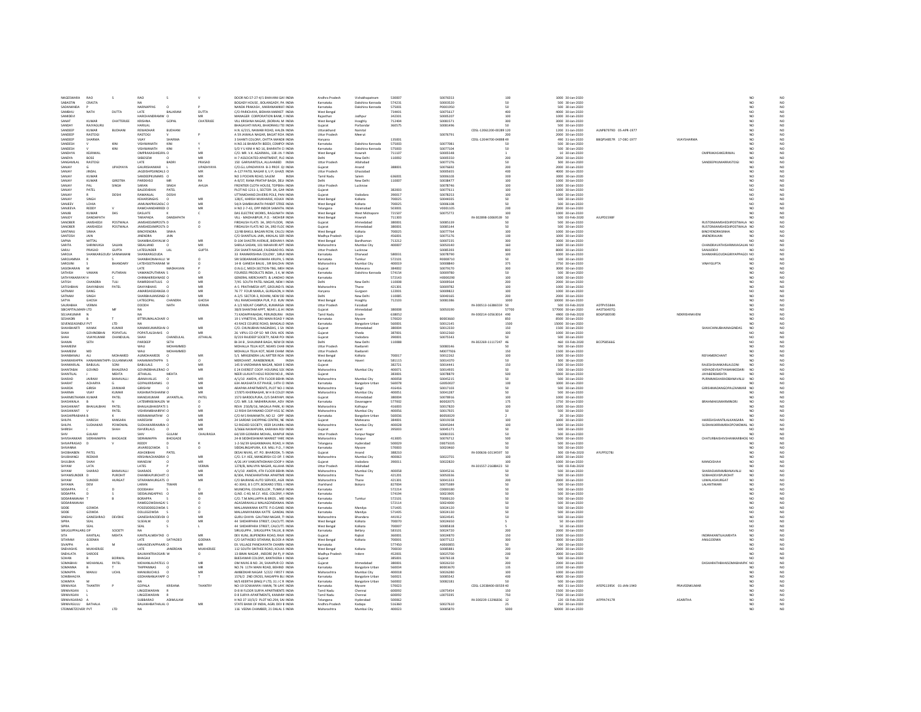| | | | | | | | | | | | | | | | | | | | | |
|---|---|---|---|---|---|---|---|---|---|---|---|---|---|---|---|---|---|---|---|---|
| NAGESWARA | RAO | S | RAO | S | V | DOOR NO.57-27-4/1 BHAVANI GAI INDIA | Andhra Pradesh | Vishakhapatnam | 530007 | S0076553 | | 100 | 1000 | 30-Jan-2020 | | | | | NO | NO |
| SABASTIN | CRASTA | | NA | | | BOGADY HOUSE , BOLANGADY, PA INDIA | Karnataka | Dakshina Kannada | 574231 | S0003520 | | 50 | 500 | 30-Jan-2020 | | | | | NO | NO |
| SADANANDA | P | | NARNAPPAS | O | P | NANDA PRAKASH , MARANAMIKAT INDIA | Karnataka | Dakshina Kannada | 575001 | P0001950 | | 50 | 500 | 30-Jan-2020 | | | | | NO | NO |
| SAMBHU | NATH | DUTTA | LATE | BALARAM | DUTTA | C/O PARICHAYA, BIDHAN MARKET INDIA | West Bengal | | 734401 | S0075617 | | 400 | 4000 | 30-Jan-2020 | | | | | NO | NO |
| SAMIDEVI | | | HARCHANDRAMM O | | MR | MANAGER CORPORATION BANK, I INDIA | Rajasthan | Jodhpur | 342301 | S0005207 | | 100 | 1000 | 30-Jan-2020 | | | | | NO | NO |
| SANAT | KUMAR | CHATTERJEE | KRISHNA | GOPAL | CHATTERJEE | VILL KRISHNA NAGAR, (BORHAL M INDIA | West Bengal | Hooghly | 712404 | S0081571 | | 300 | 3000 | 30-Jan-2020 | | | | | NO | NO |
| SANDAY | RAJYAGURU | | HARILAL | | | BHAGAVATI NIVAS, BHADRAKLI TE INDIA | Gujarat | Porbandar | 360575 | S0081496 | | 50 | 500 | 30-Jan-2020 | | | | | NO | NO |
| SANDEEP | KUMAR | BUDHANI | REWADHAR | BUDHANI | | H.N. 6/215, NAWABI ROAD, HALDV INDIA | Uttarakhand | Nainital | | | CDSL-12061200-00289 | 120 | 1200 | 31-Jan-2020 | ALNPB7979D | 05-APR-1977 | | | NO | NO |
| SANDEEP | RASTOGI | | RASTOGI | V | P | A 59 JAWALA NAGAR, BAGAT ROA INDIA | Uttar Pradesh | Meerut | | S0076791 | | 200 | 2000 | 30-Jan-2020 | | | | | NO | NO |
| SANDEEP | SHARMA | | VIJAY | SHARMA | | 3 SHANTI COLONY, CHITTA MANDI INDIA | Haryana | | 135001 | | CDSL-12044700-04898 | 49 | 490 | 31-Jan-2020 | BBQPS4857R | 17-DEC-1977 | VIJAYSHARMA | | NO | NO |
| SANDESH | V | KINI | VISHWANATH | KINI | Y | H.NO.16 BHARATH BEEDI, COMPOI INDIA | Karnataka | Dakshina Kannada | 575003 | S0077081 | | 50 | 500 | 30-Jan-2020 | | | | | NO | NO |
| SANDESH | V | KINI | VISHWANATH | KINI | Y | S/O Y U KINI H NO 16, BHARATH CI INDIA | Karnataka | Dakshina Kannada | 575003 | S0077104 | | 50 | 500 | 30-Jan-2020 | | | | | NO | NO |
| SANDHYA | KEJRIWAL | | OMPRAKASHKEJRIV O | | MR | C/O. MR. V.K. AGARWAL, 138 JN. F INDIA | West Bengal | Howrah | 711107 | S0005548 | | 1 | 10 | 30-Jan-2020 | | | | OMPRAKASHKEJRIWAL | NO | NO |
| SANDYA | BOSE | | SKBOSEW | O | MR | H-7 ASSOCIATED APARTMENT, PLC INDIA | Delhi | New Delhi | 110092 | S0005550 | | 200 | 2000 | 30-Jan-2020 | | | | | NO | NO |
| SANGAMLAL | RASTOGI | | LATE | BADRI | PRASAD | 150 GARIVANTOLA, ALLAHABAD INDIA | Uttar Pradesh | Allahabad | | S0077276 | | 50 | 500 | 30-Jan-2020 | | | | SANDEEPKUMARRASTOGI | NO | NO |
| SANJAY | G | UPADHYAYA | GAURISHANKAR | L | UPADHYAYA | C/O.G.L.UPADHYAYA B-3 PROF. QI INDIA | Gujarat | Anand | 388001 | S0076692 | | 200 | 2000 | 30-Jan-2020 | | | | | NO | NO |
| SANJAY | JINDAL | | JAGDISHPDJINDALS O | | MR | A-127 PATEL NAGAR II, U P, GHAZI INDIA | Uttar Pradesh | Ghaziabad | | S0005655 | | 400 | 4000 | 30-Jan-2020 | | | | | NO | NO |
| SANJAY | KUMAR | | SANDEEPKUMARS O | | MR | NO 3 POCHIN ROAD, SALEM INDIA | Tamil Nadu | Salem | 636001 | S0006103 | | 300 | 3000 | 30-Jan-2020 | | | | | NO | NO |
| SANJAY | KUMAR | GIROTRA | PARDEHSO | MR | RA | A-8/37, RANA PRATAP BAGH, DELI INDIA | Delhi | New Delhi | 110007 | S0038477 | | 100 | 1000 | 30-Jan-2020 | | | | | NO | NO |
| SANJAY | PAL | SINGH | SARAN | SINGH | AHUJA | FRONTIER CLOTH HOUSE, TOPEKH INDIA | Uttar Pradesh | Lucknow | | S0078746 | | 100 | 1000 | 30-Jan-2020 | | | | | NO | NO |
| SANJAY | PATEL | | BALDEVBHAI | PATEL | | PLOT NO 1211-1, SECTOR 3A, GAN INDIA | Gujarat | | 382003 | S0077611 | | 100 | 1000 | 30-Jan-2020 | | | | | NO | NO |
| SANJAY | R | DOSHI | RAMANLAL | DOSHI | | UTTAMCHAND ZAVERIS POLE, PAN INDIA | Gujarat | Vadodara | 390017 | S0078253 | | 100 | 1000 | 30-Jan-2020 | | | | | NO | NO |
| SANJAY | SINGH | | KEHARSINGHS | O | MR | 128/C, HARISH MUKHARJE, KOLKA INDIA | West Bengal | Kolkata | 700025 | S0044035 | | 50 | 500 | 30-Jan-2020 | | | | | NO | NO |
| SANJEEV | LOHIA | | JAMUNAPRASADLO O | | MR | 54/A SAMBHUNATH PANDIT STREE INDIA | West Bengal | Kolkata | 700025 | S0006108 | | 50 | 500 | 30-Jan-2020 | | | | | NO | NO |
| SANJEEVA | REDDY | V | RAMCHANDAREDI O | | MR | H NO 2-7-43, OPP INDOR SAMATH INDIA | Telangana | Nizamabad | 503001 | V0001105 | | 200 | 2000 | 30-Jan-2020 | | | | | NO | NO |
| SANJIB | KUMAR | DAS | DASLATE | K | C | DAS ELECTRIC WORKS, RAGUNATH INDIA | West Bengal | West Midnapore | 721507 | S0075772 | | 100 | 1000 | 30-Jan-2020 | | | | | NO | NO |
| SANJOY | DANDAPATH | | TARAPADA | DANDAPATH | | VILL - MADHABPUR, P.O. - MOHISR INDIA | West Bengal | Howrah | 711303 | | IN-302898-10069539 | 50 | 500 | 03-Feb-2020 | AIUPD1598F | | | | NO | NO |
| SANOBER | JAMSHEDJI | POSTWALA | JAMSHEDJIIMPOSTV D | | O | FIRDAUSH FLATS 3A, 3RD FLOOR, INDIA | Gujarat | Ahmedabad | 380001 | S0085139 | | 50 | 500 | 30-Jan-2020 | | | | RUSTOMJAMSHEDJIPOSTWALA | NO | NO |
| SANOBER | JAMSHEDJI | POSTWALA | JAMSHEDJIIMPOSTV D | | O | FIRDAUSH FLATS NO 3A, 3RD FLOC INDIA | Gujarat | Ahmedabad | 380001 | S0085144 | | 50 | 500 | 30-Jan-2020 | | | | RUSTOMJAMSHEDJIPOSTWALA | NO | NO |
| SANTANU | SINHA | | BINOYENDRA | SINHA | | 12/48 BAKUL BAGAN ROW, CALCU INDIA | West Bengal | Kolkata | 700025 | S0077764 | | 100 | 1000 | 30-Jan-2020 | | | | BINOYENDRASINHA | NO | NO |
| SANTOSH | JAIN | | JINENDRA | JAIN | | C/O SHANTILAL JAIN, 44KALAL SER INDIA | Madhya Pradesh | Ujjain | 456001 | S0075176 | | 100 | 1000 | 30-Jan-2020 | | | | JINENDRAJAIN | NO | NO |
| SAPNA | MITTAL | | SHAMBHUDAYALM O | | MR | D-104 SHASTRI AVENUE, BIDHAN N INDIA | West Bengal | Bardhaman | 713212 | S0007235 | | 300 | 3000 | 30-Jan-2020 | | | | | NO | NO |
| SARITA | SHRINIVASA | SALIAN | SBSALIAND | O | MR | SARILA SADAN, 101 MAHAVIR APT INDIA | Maharashtra | Mumbai City | 400007 | S0050140 | | 160 | 1600 | 30-Jan-2020 | | | | CHANDRAVATHISHRINIVASALIAN | NO | NO |
| SARJU | PRASAD | GUPTA | LATESUNDER | LAL | GUPTA | 254 SHAKTI NAGAR, FAIZABAD RO. INDIA | Uttar Pradesh | Lucknow | | S0085393 | | 800 | 8000 | 30-Jan-2020 | | | | SANJUDEVI | NO | NO |
| SAROJA | SHANKARGOUDA | SANNAMANI | SHANKARGOUDA | | | 33 RAMAKRISHNA COLONY, SIRUR INDIA | Karnataka | Dharwad | 580031 | S0078790 | | 100 | 1000 | 30-Jan-2020 | | | | SHANKARGOUDAGIRIYAPPAGOUDA | NO | NO |
| SAROJAMMA | R | S | SHANBHONAHALLI W | | O | SRI SIDDARAMESHWARA KRUPA, S INDIA | Karnataka | Tumkur | 572101 | R0008710 | | 50 | 500 | 30-Jan-2020 | | | | | NO | NO |
| SAROJINI | S | BHANDARY | LATESEETHARAM W | | O | 14-B GANESH BAUG, SIR BALCHAI INDIA | Maharashtra | Mumbai City | 400019 | S0008840 | | 375 | 3750 | 30-Jan-2020 | | | | VINAYGUPTA | NO | NO |
| SASIDHARAN | M | | LATE | MADHAVAN | P | O.N.G.C, MECH.SECTION-TBG, MEH INDIA | Gujarat | Mahesana | 384002 | S0079170 | | 300 | 3000 | 30-Jan-2020 | | | | | NO | NO |
| SATHISH | VAMAN | PUTHRAN | VAMANCPUTHRAN S | | O | FOURESS PRODUCTS INDIA , S K. M INDIA | Karnataka | Dakshina Kannada | 574154 | S0009780 | | 50 | 500 | 30-Jan-2020 | | | | | NO | NO |
| SATHYANARAYAI | H | C | CHINNAKRISHNASE O | | MR | GENERAL MERCHANTS & LANDHO INDIA | Karnataka | | 572143 | H0000290 | | 100 | 1000 | 30-Jan-2020 | | | | | NO | NO |
| SATISH | CHANDRA | TULI | RAMRIDHATULIS O | | MR | 7/45 SOUTH PATEL NAGAR, NEW I INDIA | Delhi | New Delhi | 110008 | S0009564 | | 200 | 2000 | 30-Jan-2020 | | | | | NO | NO |
| SATISHBHAI | DAHYABHAI | PATEL | DAHYABHAIS | O | MR | A-5 PRATHMESH APT, GROUND FL INDIA | Maharashtra | Thane | 421301 | S0009782 | | 100 | 1000 | 30-Jan-2020 | | | | | NO | NO |
| SATNAM | DANG | | AMARDASSDANGN O | | MR | 76 77 FOUR MARLA, GURGAON, H INDIA | Haryana | Gurgaon | 122001 | S0009822 | | 300 | 3000 | 30-Jan-2020 | | | | | NO | NO |
| SATNAM | SINGH | | SHARBHAJANSINGI O | | MR | A-2/5 SECTOR-3, ROHINI, NEW DE INDIA | Delhi | New Delhi | 110085 | S0040165 | | 200 | 2000 | 30-Jan-2020 | | | | | NO | NO |
| SATYA | GHOSH | | LATEGOPAL | CHANDRA | GHOSH | VILL RAMCHANDRA PUR, P.O. KUN INDIA | West Bengal | Hooghly | 712103 | S0081386 | | 3000 | 30000 | 30-Jan-2020 | | | | | NO | NO |
| SAURABHA | VERMA | | DOODH | NATH | VERMA | A 1/2 NDUAT CAMPUS, KUMARGA INDIA | Uttar Pradesh | Faizabad | | | IN-300513-16386559 | 50 | 500 | 03-Feb-2020 | ADTPV5584A | | | | NO | NO |
| SBICAPITALMARI | LTD | MF | NA | | | 38/8 SHANTAM APPT, NEAR L.G.HC INDIA | Gujarat | Ahmedabad | 380008 | S0050190 | | 57700 | 577000 | 30-Jan-2020 | AASTS6407Q | | | | NO | NO |
| SELVAKUMAR | N | | NA | | | 71 KADAPPANADAI, PERUNDURAI INDIA | Tamil Nadu | Erode | 638052 | | IN-300214-10563014 | 490 | 4900 | 03-Feb-2020 | BDGPS8059D | | NDKRISHNAVENI | | NO | NO |
| SESHADRI | B | T | BTTIRUMALACHARI O | | MR | 19 1 VYNETEYA, 3RD MAIN ROAD F INDIA | Karnataka | Mysore | 570020 | B0003660 | | 850 | 8500 | 30-Jan-2020 | | | | | NO | NO |
| SEVENSEASINDUST | PVT | LTD | NA | | | 43 RACE COURSE ROAD, BANGALO INDIA | Karnataka | Bangalore Urban | 560001 | S0012145 | | 1500 | 15000 | 30-Jan-2020 | | | | | NO | NO |
| SHAHBHARTI | KANAK | KUMAR | KANAKKUMARSHAI O | | MR | C/O. CHUNILBHAI NAGINDAS, 1 SA INDIA | Gujarat | Ahmedabad | 380004 | S0012330 | | 150 | 1500 | 30-Jan-2020 | | | | SHAHCHINUBHAINAGINDAS | NO | NO |
| SHAH | GOVINDBHAI | POPATLAL | POPATLALSHAHS O | | MR | 26 VIPUL CO-OP SO NR CIVIL HOS INDIA | Gujarat | Kheda | 387001 | S0012360 | | 100 | 1000 | 30-Jan-2020 | | | | | NO | NO |
| SHAH | VIJAYKUMAR | CHANDULAL | SHAH | CHANDULAL | JETHALAL | D/219 RAJDEEP SOCIETY, NEAR PO INDIA | Gujarat | Vadodara | 390001 | S0075543 | | 50 | 500 | 30-Jan-2020 | | | | | NO | NO |
| SHAMA | SETH | | PARDEEP | SETH | | BI-34 B , SHALIMAR BAGH, NEW DI INDIA | Delhi | New Delhi | 110088 | | IN-302269-11117247 | 46 | 460 | 03-Feb-2020 | BCCPS8566G | | | | NO | NO |
| SHAMEEM | | | WALI | MOHAMMED | | MOHALLA TELIA KOT, NEARS CHAI INDIA | Uttar Pradesh | Raebareli | | S0080146 | | 50 | 500 | 30-Jan-2020 | | | | | NO | NO |
| SHAMEEM | MD | | WALI | MOHAMMED | | MOHALLA TELIA KOT, NEAR CHAM INDIA | Uttar Pradesh | Raebareli | | M0077926 | | 150 | 1500 | 30-Jan-2020 | | | | | NO | NO |
| SHANBANALI | ALI | MOHAMED | ALIMOHAMEDS | O | MR | 5/1 MRIGENDRA LAL MITTER ROA INDIA | West Bengal | Kolkata | 700017 | S0012262 | | 100 | 1000 | 30-Jan-2020 | | | | REFIAMERCHANT | NO | NO |
| SHANKRAPPA | HANAMANTAPPI | GULANNAVAR | HANAMANTAPPA | S | | MERCHANT , RANEBENNUR, INDIA | Karnataka | Haveri | 581115 | S0014370 | | 50 | 500 | 30-Jan-2020 | | | | | NO | NO |
| SHANKARLAL | BABULAL | SONI | BABULALS | O | MR | 145 B VARDHMAN NAGAR, NEAR S INDIA | Gujarat | | 382721 | S0014441 | | 150 | 1500 | 30-Jan-2020 | | | | RAJESHSHANKARLALSONI | NO | NO |
| SHANTABAI | GOVIND | BHALERAO | GOVINDBHALERAO O | | MR | E 24 EVEREST COOP. HOUSING SOC INDIA | Maharashtra | Mumbai City | 400071 | S0014935 | | 50 | 500 | 30-Jan-2020 | | | | VIDYADEVSATYAWANKEDARI | NO | NO |
| SHANTILAL | J | MEHTA | JETHALAL | MEHTA | | NEER LILAVATI HOLE ROOM NO.8 , INDIA | Gujarat | | 383001 | S0078879 | | 500 | 5000 | 30-Jan-2020 | | | | JAYABENSMEHTA | NO | NO |
| SHARAD | JAIRAM | BANAVALLI | JBANAVALLIS | O | MR | 4/1/10 AMEYA, 4TH FLOOR BEHIN INDIA | Maharashtra | Mumbai City | 400058 | S0045215 | | 50 | 500 | 30-Jan-2020 | | | | PURNIMASHARADBANAVALLI | NO | NO |
| SHARAT | ACHARYA | G | GOPALKRISHNAS O | | MR | 634 AKASHATA IST PHASE, 14TH CI INDIA | Karnataka | Bangalore Urban | 560078 | G0050027 | | 100 | 1000 | 30-Jan-2020 | | | | | NO | NO |
| SHARDA | GIRISH | ZANWAR | GIRISHW | O | MR | ARAPAN APARTMENTS, PLOT NO-1 INDIA | Maharashtra | Sangli | 416416 | S0017103 | | 50 | 500 | 30-Jan-2020 | | | | GIRISHMADANGOPALZANWAR | NO | NO |
| SHARMA | VIJAY | KUMAR | KASHINATHSHARM O | | MR | 17/875 KHERNAGAR, M H B COLOI INDIA | Maharashtra | Mumbai City | 400051 | S0041287 | | 50 | 500 | 30-Jan-2020 | | | | | NO | NO |
| SHARMISTHAMA | KUMAR | PATEL | MANOJKUMAR | JAYANTILAL | PATEL | 1573 BARDOLPURA, O/S DARIYAPL INDIA | Gujarat | Ahmedabad | 380004 | S0078816 | | 100 | 1000 | 30-Jan-2020 | | | | | NO | NO |
| SHASHIKALA | B | N | LATEMRKBWAJLIN W | | O | C/O. MR. S.B. NABHIRAJAIAH, ADV INDIA | Karnataka | Davanagere | 577002 | B0002075 | | 175 | 1750 | 30-Jan-2020 | | | | BRAHMAKUMARMINORI | NO | NO |
| SHASHIKANT | BHAILALBHAI | PATEL | BHAILALBHAIPATI S | | O | REVA 250/B/16, NAGALA PARK, KI INDIA | Maharashtra | Kolhapur | 416003 | S0017820 | | 100 | 1000 | 30-Jan-2020 | | | | | NO | NO |
| SHASHIKANT | V | PATEL | VISHRAMBHAIRPAT O | | MR | 12 RISHI DAYANAND COOP HSG SC INDIA | Maharashtra | Mumbai City | 400056 | S0017925 | | 50 | 500 | 30-Jan-2020 | | | | | NO | NO |
| SHASHIPRABHA | B | K | MSRAMANATH | W | O | C/O M S RAMANATH, NO 12 OPP INDIA | Karnataka | Bangalore Urban | 560036 | B0050029 | | 2 | 20 | 30-Jan-2020 | | | | | NO | NO |
| SHILPA | HARESH | KANSARA | HARESHW | | O | 24 SARDAR SHOPPING CENTRE, NE INDIA | Gujarat | Mahesana | 384001 | S0019158 | | 100 | 1000 | 30-Jan-2020 | | | | HARESHSHANTILALKANSARA | NO | NO |
| SHILPA | SUDHAKAR | POWDWAL | SUDHAKARRAMRA O | | MR | 52 RIGVED SOCIETY, VEER SAVARK INDIA | Maharashtra | Mumbai City | 400028 | S0045044 | | 100 | 1000 | 30-Jan-2020 | | | | SUDHAKARRAMRAOPOWDWAL | NO | NO |
| SHIRISH | | SHAH | ISHVERLALS | | MR | 3/5666 NAWAPURA, KARAWA ROI INDIA | Gujarat | Surat | 395003 | S0045171 | | 50 | 500 | 30-Jan-2020 | | | | | NO | NO |
| SHIV | GULAM | | SHIV | GULAM | CHAURASIA | 64/199 GORAIRA MOHAL, KANPUR INDIA | Uttar Pradesh | Kanpur Nagar | | S0081555 | | 50 | 500 | 30-Jan-2020 | | | | | NO | NO |
| SHIVSHANKAR | SIDRAMAPPA | BHOGADE | SIDRAMAPPA | BHOGADE | | 26-B SIDDHESHWAR MARKET YARL INDIA | Maharashtra | Solapur | 413005 | S0076712 | | 500 | 5000 | 30-Jan-2020 | | | | CHATURBAISHIVSHANKARBHOGADE | NO | NO |
| SHIVAPRASAD | D | V | REDDY | D | R | 1-2-56/39 GAGANMAHAL ROAD, H INDIA | Telangana | Hyderabad | 500029 | S0075035 | | 50 | 500 | 30-Jan-2020 | | | | | NO | NO |
| SHIVANNA | | | JAVAREGOWDA | S | O | SIDDALINGAPURA, K.R. MILL P.O., I INDIA | Karnataka | Mysore | 570003 | S0020460 | | 50 | 500 | 30-Jan-2020 | | | | | NO | NO |
| SHOBHABEN | PATEL | | ASHOKBHAI | PATEL | | DESAI NIVAS, AT. PO. BHARODA, T. INDIA | Gujarat | Anand | 388210 | | IN-300636-10134597 | 50 | 500 | 03-Feb-2020 | AYLPP3278J | | | | NO | NO |
| SHUBHANGI | REDKAR | | KRISHNACHANDRA O | | MR | C/O. S.Y. KEE, MANGRISH CO OP. S INDIA | Maharashtra | Mumbai City | 400063 | S0022755 | | 100 | 1000 | 30-Jan-2020 | | | | | NO | NO |
| SHULBHA | SHAH | | MANOJW | | O | A/26 JAY VAIKUNTHDHAM COOP H INDIA | Gujarat | Vadodara | 390021 | S0022820 | | 100 | 1000 | 30-Jan-2020 | | | | MANOJSHAH | NO | NO |
| SHYAM | LATA | | LATES | | VERMA | 127B/8, MALVIYA NAGAR, ALLAHA INDIA | Uttar Pradesh | Allahabad | | | IN-301557-21688423 | 50 | 500 | 03-Feb-2020 | | | | | NO | NO |
| SHYAM | SHARAD | BANAVALLI | SHARADS | O | MR | 4/1/10 AMEYA, 4TH FLOOR BEHIN INDIA | Maharashtra | Mumbai City | 400058 | S0045216 | | 50 | 500 | 30-Jan-2020 | | | | SHARADJAIRAMBANAVALLI | NO | NO |
| SHYAMSUNDER | D | PUROHIT | DHANRAJPUROHIT O | | MR | B/304, PANCHARATHNA APARTME INDIA | Maharashtra | Thane | 421201 | S0050036 | | 50 | 500 | 30-Jan-2020 | | | | SOBHADEVIPUROHIT | NO | NO |
| SHYAM | SUNDER | HURGAT | SITARAMHURGATS O | | MR | C/O BAJRANG AUTO SERVICE, AGR INDIA | Maharashtra | Thane | 421301 | S0041333 | | 200 | 2000 | 30-Jan-2020 | | | | UJWALASHURGAT | NO | NO |
| SHYAMA | DEVI | | LARAN | TIWARI | | 4C-3043, B S CITY, BOKARO STEEL I INDIA | Jharkhand | Bokaro | 827004 | S0075389 | | 50 | 500 | 30-Jan-2020 | | | | LALANTIWARI | NO | NO |
| SIDDAPPA | C | D | DODDAIAH | | | MUNICIPAL COUNCILLOR , TUMKUI INDIA | Karnataka | | 572214 | C0000180 | | 50 | 500 | 30-Jan-2020 | | | | | NO | NO |
| SIDDAPPA | D | S | SIDDALINGAPPAS O | | MR | Q.NO. C-40, M.C.F. HSG. COLONY, I INDIA | Karnataka | | 574194 | S0023905 | | 50 | 500 | 30-Jan-2020 | | | | | NO | NO |
| SIDDARAMAIAH | T | B | BORAPPA | | O | C/O. T.M.MALLAPPA & BROS., ME INDIA | Karnataka | Tumkur | 572101 | T0000120 | | 50 | 500 | 30-Jan-2020 | | | | | NO | NO |
| SIDDARAMAIAH | | | RAMEGOWDAAGA S | | O | AGASARAHALLI MALAGONDANAL INDIA | Karnataka | | 572114 | S0024000 | | 50 | 500 | 30-Jan-2020 | | | | | NO | NO |
| SIDDE | GOWDA | | POSEGIDDEGOWDA S | | O | MALLANAYAKANA KATTE P.O.GAND INDIA | Karnataka | Mandya | 571405 | S0024120 | | 50 | 500 | 30-Jan-2020 | | | | | NO | NO |
| SIDDE | GOWDA | | DOLLEGOWDA | S | O | MALLANAYAKANA KATTE GANDAL INDIA | Karnataka | Mandya | 571405 | S0024130 | | 50 | 500 | 30-Jan-2020 | | | | | NO | NO |
| SINDHU | GANESHRAO | DEVDHE | GANESHRAODEVDI O | | MR | GURU CHHYA GAUTAM NAGAR, T INDIA | Maharashtra | Bhandara | 441912 | S0024545 | | 50 | 500 | 30-Jan-2020 | | | | | NO | NO |
| SIPRA | SEAL | | SLSEALW | | O | 44 SIKDARPARA STREET, CALCUTT INDIA | West Bengal | Kolkata | 700070 | S0024650 | | 5 | 50 | 30-Jan-2020 | | | | | NO | NO |
| SIPRA | SEAL | | SEAL | S | L | 44 SIKDARPARA STREET, CALCUTT INDIA | West Bengal | Kolkata | 700007 | S0085818 | | 5 | 50 | 30-Jan-2020 | | | | | NO | NO |
| SIRUGUPPALARG | OP | SOCIETY | NA | | | SIRUGUPPA , SIRUGUPPA TALUK, B INDIA | Karnataka | Bellary | 583101 | S0024720 | | 200 | 2000 | 30-Jan-2020 | | | | | NO | NO |
| SITA | KANTILAL | MEHTA | KANTILALMEHTAD O | | MR | DEV KUNJ, BUPENDRA ROAD, RAJK INDIA | Gujarat | Rajkot | 360001 | S0024870 | | 150 | 1500 | 30-Jan-2020 | | | | INDIRAKANTILALMEHTA | NO | NO |
| SITARAM | GOENKA | | LATE | SATYADEO | GOENKA | C/O SATYADEO SITARAM, BLOCK-A INDIA | West Bengal | Kolkata | 700001 | S0077122 | | 300 | 3000 | 30-Jan-2020 | | | | ANILGOENKA | NO | NO |
| SIVAPPA | A | M | MAHADEVAPPAARI O | | MR | EX. VILLAGE PANCHAYATH CHAIRM INDIA | Karnataka | | 577450 | A0000855 | | 50 | 500 | 30-Jan-2020 | | | | | NO | NO |
| SNEHASHIS | MUKHERJEE | | LATE | JANERDAN | MUKHERJEE | 112 SOUTH SINTHEE ROAD, KOLKA INDIA | West Bengal | Kolkata | 700030 | S0085881 | | 200 | 2000 | 30-Jan-2020 | | | | | NO | NO |
| SNEHLATA | SARODE | | BALWANTRAOSARI W | | O | 13-BIMA NAGAR , INDORE (M P), P INDIA | Madhya Pradesh | Indore | 452001 | S0025700 | | 200 | 2000 | 30-Jan-2020 | | | | | NO | NO |
| SOHAN | B | BORWAL | BHAGAJI | | | BIJESHWAR COLONY, KANTHERIA I INDIA | Gujarat | | 385001 | S0076518 | | 50 | 500 | 30-Jan-2020 | | | | | NO | NO |
| SOMABHAI | MOHANLAL | PATEL | MOHANLALPATELS O | | MR | OM NIVAS B NO. 24, SHAHPUR CO INDIA | Gujarat | Ahmedabad | 380001 | S0026150 | | 200 | 2000 | 30-Jan-2020 | | | | DASHARATHBHAISOMABHAIPATEL | NO | NO |
| SOMANNA | B | T | THIPPANNAS | O | MR | NO.76 11TH MAIN ROAD, BEHIND INDIA | Karnataka | Bangalore Urban | 560034 | B0003670 | | 135 | 1350 | 30-Jan-2020 | | | | | NO | NO |
| SOMAPPA | MANJU | UCHIL | MANJUBUCHILS | O | MR | AMBEDKAR NAGAR 5/222 FIRST F INDIA | Maharashtra | Mumbai City | 400018 | S0026280 | | 100 | 1000 | 30-Jan-2020 | | | | | NO | NO |
| SOMBHAGYA | | | GEDHANANJAYAPP O | | T | 1576/2 2ND CROSS, NAGAPPA BLI INDIA | Karnataka | Bangalore Urban | 560021 | S0085542 | | 400 | 4000 | 30-Jan-2020 | | | | | NO | NO |
| SOWMYA | M | | NA | | | M/S KEERTHI (BNG) P LTD, 31 J C R INDIA | Karnataka | Bangalore Urban | 560002 | S0082181 | | 50 | 500 | 30-Jan-2020 | | | | | NO | NO |
| SRINIVASA | THANTRY | P | GOPALA | KRISHNA | THANTRY | NO-19 SOWJANYA I MAIN, TK-LAY INDIA | Karnataka | Mysore | 570023 | | CDSL-12038400-00559 | 40 | 400 | 31-Jan-2020 | AFEPG1395K | 01-JAN-1940 | PRAVEENKUMAR | | NO | NO |
| SRINIVASAN | L | | LINGESWARAN | R | | D-8 III FLOOR SURYA APARTMENTS INDIA | Tamil Nadu | Chennai | 600092 | L0075454 | | 150 | 1500 | 30-Jan-2020 | | | | | NO | NO |
| SRINIVASAN | L | | LINGESWARAN | R | | D 8 SURYA APARTMENTS, KAMARA INDIA | Tamil Nadu | Chennai | 600092 | L0075595 | | 750 | 7500 | 30-Jan-2020 | | | | | NO | NO |
| SRINIVASARAO | A | | SUBBARAO | ADIMULAM | | H NO 37 10/3/2 PLOT NO.29A, SAI INDIA | Telangana | Hyderabad | 500062 | | IN-300239-13296836 | 12 | 120 | 03-Feb-2020 | AFPPA7417B | | ASARITHA | | NO | NO |
| SRINIVASULU | BATHALA | | BALAIAHBATHALAS O | | MR | STATE BANK OF INDIA, AGRL DEV B INDIA | Andhra Pradesh | Kadapa | 516360 | S0027610 | | 25 | 250 | 30-Jan-2020 | | | | | NO | NO |
| STEINMETZDIVER | PVT | LTD | NA | | | 116 VEENA CHAMBER, 21 DALAL S INDIA | Maharashtra | Mumbai City | 400023 | S0085870 | | 5000 | 50000 | 30-Jan-2020 | | | | | NO | NO |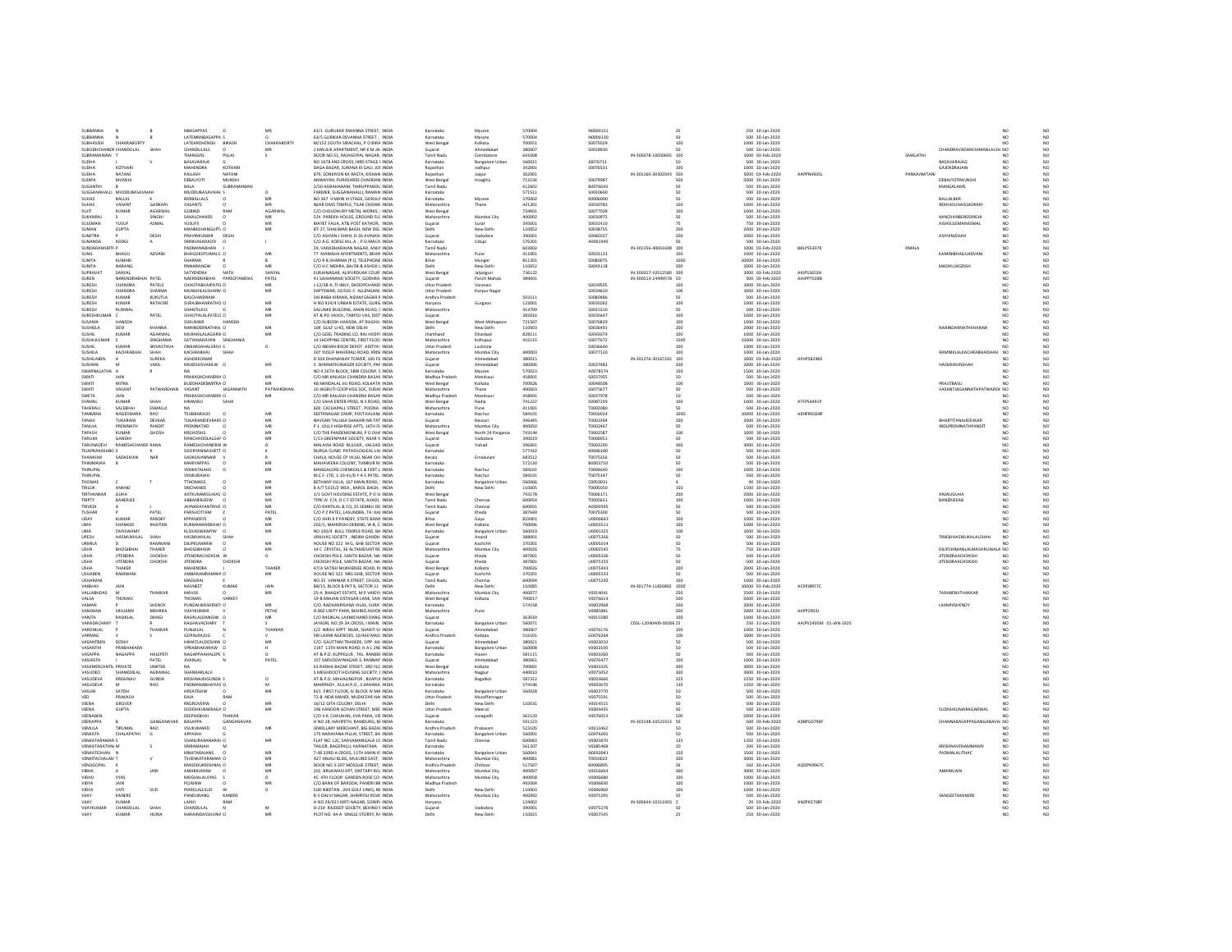| | | | | | | | | | | | | | | | | | | | |
|---|---|---|---|---|---|---|---|---|---|---|---|---|---|---|---|---|---|---|---|
| SUBBANNA | N | B | NBASAPPAS | O | MR | 63/1 GURUKAR DWARKA STREET, INDIA | Karnataka | Mysore | 570004 | N0000131 | | 25 | 250 | 30-Jan-2020 | | | | NO | NO |
| SUBBANNA | N | B | LATEMRNBASAPPA S | | O | 63/5 GURIKAR DEVANNA STREET, INDIA | Karnataka | Mysore | 570004 | N0000130 | | 50 | 500 | 30-Jan-2020 | | | | NO | NO |
| SUBHASISH | CHAKRABORTY | | LATEARDHENDU | BIKASH | CHAKRABORTY | M/152 SOUTH SIRACHAL, P O BIRA INDIA | West Bengal | Kolkata | 700051 | S0075029 | | 100 | 1000 | 30-Jan-2020 | | | | NO | NO |
| SUBODHCHANDR | CHANDULAL | SHAH | CHANDULALS | O | MR | 1 MAULIK APARTMENT, NR E M JA INDIA | Gujarat | Ahmedabad | 380007 | S0028930 | | 50 | 500 | 30-Jan-2020 | | | CHANDRAVADANCHIMANLALSH | NO | NO |
| SUBRAMANIAN | T | | THANGAVEL | PILLAI | S | DOOR NO.51, RAJAGOPAL NAGAR, INDIA | Tamil Nadu | Coimbatore | 641008 | | IN-300378-10050605 | 100 | 1000 | 03-Feb-2020 | | SMALATHI | | NO | NO |
| SUDHA | | V | BASAVARAJA | G | | NO 1678 IIND CROSS, IIIRD STAGE I INDIA | Karnataka | Bangalore Urban | 560021 | J0076711 | | 50 | 500 | 30-Jan-2020 | | | BASAVARAJAG | NO | NO |
| SUDHA | KOTHARI | | MAHENDRA | KOTHARI | | DAGA BAZAR, SURANA KI GALI, JOI INDIA | Rajasthan | Jodhpur | 342001 | S0076501 | | 100 | 1000 | 30-Jan-2020 | | | GAJENDRAJAIN | NO | NO |
| SUDHA | NATANI | | KAILASH | NATANI | | 879, SONIRYON KA RASTA, KISHAN INDIA | Rajasthan | Jaipur | 302001 | | IN-301160-30302043 | 500 | 5000 | 03-Feb-2020 | AAPPN4935L | PANKAJNATANI | | NO | NO |
| SUDIPA | MUNSHI | | DEBAJYOTI | MUNSHI | | ANNAYAN, PURASHREE CHANDAN INDIA | West Bengal | Hooghly | 712136 | S0079987 | | 500 | 5000 | 30-Jan-2020 | | | DEBAJYOTIMUNSHI | NO | NO |
| SUGANTHI | B | | BALA | SUBRAMANIAN | | 2/50 AGRAHARAM, THIRUPPANDU INDIA | Tamil Nadu | | 612602 | B0076643 | | 50 | 500 | 30-Jan-2020 | | | MANGALAMB | NO | NO |
| SUGGANAHALLI | MUDDUBASAVAIAH | | MUDDUBASAVAIAH S | | O | FARMER, SUGGANAHALLI, RAMAN INDIA | Karnataka | | 571511 | S0030690 | | 50 | 500 | 30-Jan-2020 | | | | NO | NO |
| SUHAS | BALLAL | K | BKBBALLALS | O | MR | NO 367 II MAIN III STAGE, GOKULA INDIA | Karnataka | Mysore | 570002 | K0006000 | | 50 | 500 | 30-Jan-2020 | | | BALLALBKR | NO | NO |
| SUHAS | VASANT | GADKARI | VASANTS | O | MR | NEAR DIVIS TEMPLE, TILAK CHOWK INDIA | Maharashtra | Thane | 421301 | S0030783 | | 300 | 3000 | 30-Jan-2020 | | | REKHASUHASGADKARI | NO | NO |
| SUJIT | KUMAR | AGARWAL | GOBIND | RAM | AGARWAL | C/O CHOUDHURY METAL WORKS, INDIA | West Bengal | | 734401 | S0077028 | | 100 | 1000 | 30-Jan-2020 | | | | NO | NO |
| SUKANRAJ | S | SINGHI | SAKALCHANDS | O | MR | 524 PAREKH HOUSE, GROUND FLC INDIA | Maharashtra | Mumbai City | 400002 | S0030875 | | 50 | 500 | 30-Jan-2020 | | | KANCHANBENSSINGHI | NO | NO |
| SULEMAN | YUSUF | ASMAL | YUSUFS | O | MR | MAYET FALIA, AT& POST KATHOR, INDIA | Gujarat | Surat | 395001 | S0031410 | | 75 | 750 | 30-Jan-2020 | | | AISHSULEMANASMAL | NO | NO |
| SUMAN | GUPTA | | MAINMOHANGUPT | O | | BT-27, SHALIMAR BAGH, NEW DEL INDIA | Delhi | New Delhi | 110052 | S0038755 | | 200 | 2000 | 30-Jan-2020 | | | | NO | NO |
| SUMITRA | P | DESAI | PRAVINKUMAR | DESAI | | C/O ASHVIN J SHAH, D-26 AVINASI INDIA | Gujarat | Vadodara | 390001 | S0082037 | | 200 | 2000 | 30-Jan-2020 | | | ASHVINJSHAH | NO | NO |
| SUNANDA | KODGI | A | SRINIVASARAOD | O | I | C/O A.G. KODGI M.L.A., P.O.MACH INDIA | Karnataka | Udupi | 576201 | A0001940 | | 50 | 500 | 30-Jan-2020 | | | | NO | NO |
| SUNDARAMURTI | P | | PADMANABHAN | J | | 29, VARADHARAJAN NAGAR, ANJU INDIA | Tamil Nadu | | 603002 | | IN-301356-40061698 | 300 | 3000 | 03-Feb-2020 | BBLPS5307K | RMALA | | NO | NO |
| SUNIL | BHAGU | ADVANI | BHAGUKOTUMALS | O | MR | 77 MANISHA APARTMENTS, BEHIN INDIA | Maharashtra | Pune | 411001 | S0032123 | | 100 | 1000 | 30-Jan-2020 | | | KAMINIBHAGUADVANI | NO | NO |
| SUNITA | KUMARI | | SHARMA | R | B | C/O R B SHARMA (P.I), TELEPHONE INDIA | Bihar | Munger | 811201 | S0080075 | | 1000 | 10000 | 30-Jan-2020 | | | | NO | NO |
| SUNITA | NARANG | | PNNARANGW | O | MR | C/O H C MEHRA, BA/38-B ASHOK V INDIA | Delhi | New Delhi | 110052 | S0043118 | | 200 | 2000 | 30-Jan-2020 | | | MADHUJAGDISH | NO | NO |
| SUPRAVAT | SANYAL | | SATYENDRA | NATH | SANYAL | SURIANNAGAR, ALIPURDUAR COUR INDIA | West Bengal | Jalpaiguri | 736122 | | IN-300327-10512580 | 300 | 3000 | 03-Feb-2020 | AKJPS3652H | | | NO | NO |
| SUREN | NARENDRABHAI | PATEL | NARENDRABHAI | PARSOTAMDAS | PATEL | 41 SAHJANAND SOCIETY, GODHRA INDIA | Gujarat | Panch Mahals | 389001 | | IN-300513-14499578 | 50 | 500 | 03-Feb-2020 | AIHPP7028B | | | NO | NO |
| SURESH | CHANDRA | PATELS | CHHOTABHAIPATELS | O | MR | I-12/38-A, TI-IMLY, DHOOPCHANDI INDIA | Uttar Pradesh | Varanasi | | S0030505 | | 100 | 1000 | 30-Jan-2020 | | | | NO | NO |
| SURESH | CHANDRA | SHARMA | MUNSHILALSHARM | O | MR | SAPTSWAR, 10/501-C ALLENGANJ INDIA | Uttar Pradesh | Kanpur Nagar | | S0034620 | | 100 | 1000 | 30-Jan-2020 | | | | NO | NO |
| SURESH | KUMAR | KUKUTLA | BALCHANDRAM | | | SAI BABA KIRANA, NIZAM SAGAR R INDIA | Andhra Pradesh | | 503111 | S0080486 | | 50 | 500 | 30-Jan-2020 | | | | NO | NO |
| SURESH | KUMAR | RATHORE | SURAJBHANRATHO | O | MR | H NO 924/4 URBAN ESTATE, GURG INDIA | Haryana | Gurgaon | 122001 | S0035002 | | 300 | 3000 | 30-Jan-2020 | | | | NO | NO |
| SURESH | RUNWAL | | SHANTILALS | O | MR | SALUNKE BUILDING, MAIN ROAD, F INDIA | Maharashtra | | 413709 | S0035310 | | 50 | 500 | 30-Jan-2020 | | | | NO | NO |
| SURESHKUMAR | C | PATEL | CHHOTALALPATELS | O | MR | AT & PO VAVOL, TARPOJ VAS, DIST INDIA | Gujarat | | 382016 | S0035647 | | 100 | 1000 | 30-Jan-2020 | | | | NO | NO |
| SUSAMA | HANSDA | | SUKUMAR | HANSDA | | C/O SUBODH HANSDA, AT-RAGHU INDIA | West Bengal | West Midnapore | 721507 | S0076829 | | 100 | 1000 | 30-Jan-2020 | | | | NO | NO |
| SUSHEELA | DEVI | KHANNA | NARINDERNATHKH | O | MR | 109 GULF LI-KS, NEW DELHI INDIA | Delhi | New Delhi | 110003 | S0036491 | | 200 | 2000 | 30-Jan-2020 | | | NARINDARNATHKHANNA | NO | NO |
| SUSHIL | KUMAR | AGARWAL | MURARILALAGARW | O | MR | C/O GOEL TRADING CO, RAJ HOSPI INDIA | Jharkhand | Dhanbad | 828111 | S0043074 | | 100 | 1000 | 30-Jan-2020 | | | | NO | NO |
| SUSHILKUMAR | S | SINGHANIA | SATYANARAYAN | SINGHANIA | | 14 SHOPPING CENTRE, FIRST FLOO INDIA | Maharashtra | Kolhapur | 416115 | S0077672 | | 1500 | 15000 | 30-Jan-2020 | | | | NO | NO |
| SUSHIL | KUMAR | SRIVASTAVA | ONKARSAHAISRIV | S | O | C/O INDIAN BOOK DEPOT ADITYA INDIA | Uttar Pradesh | Lucknow | | S0036640 | | 100 | 1000 | 30-Jan-2020 | | | | NO | NO |
| SUSHILA | KACHRABHAI | SHAH | KACHRABHAI | SHAH | | 307 YUSUF MAHERALI ROAD, KRISI INDIA | Maharashtra | Mumbai City | 400003 | S0077120 | | 300 | 3000 | 30-Jan-2020 | | | RAMNIKLALKACHRABHAISHAH | NO | NO |
| SUSHILABEN | A | SUREKA | ASHOKKUMAR | | | D 504 DHANANJAY TOWER, 100 FE INDIA | Gujarat | Ahmedabad | 380015 | | IN-301276-30167242 | 100 | 1000 | 03-Feb-2020 | AFHPS8248E | | | NO | NO |
| SUSHMA | M | VAKIL | MUKESHVVAKILW | O | MR | 3 SHRINATHJINAGER SOCIETY, PAP INDIA | Gujarat | Ahmedabad | 380006 | S0037483 | | 200 | 2000 | 30-Jan-2020 | | | HASMUKHNSHAH | NO | NO |
| SWARNALATHA | A | R | NA | | | NO 4 26TH BLOCK, SBM COLONY, S INDIA | Karnataka | Mysore | 570023 | A0078574 | | 150 | 1500 | 30-Jan-2020 | | | | NO | NO |
| SWATI | JAIN | | PRAKASHCHANDRJ | O | MR | C/O MR KAILASH CHANDRA BASAN INDIA | Madhya Pradesh | Mandsaur | 458001 | S0037935 | | 50 | 500 | 30-Jan-2020 | | | | NO | NO |
| SWATI | MITRA | | BUDDHADEBMITRA | O | MR | 48 MANDALAL JIU ROAD, KOLKATA INDIA | West Bengal | Kolkata | 700026 | S0048508 | | 100 | 1000 | 30-Jan-2020 | | | PRAJITBASU | NO | NO |
| SWATI | VASANT | PATWARDHAN | VASANT | JAGANNATH | PATWARDHAN | 10 JAGRUTI COOP HSG SOC, SUDAI INDIA | Maharashtra | Thane | 400603 | S0075677 | | 50 | 500 | 30-Jan-2020 | | | VASANTJAGANNATHPATWARDI | NO | NO |
| SWETA | JAIN | | PRAKASHCHANDRJ | O | MR | C/O MR KAILASH CHANDRA BASAN INDIA | Madhya Pradesh | Mandsaur | 458001 | S0037978 | | 50 | 500 | 30-Jan-2020 | | | | NO | NO |
| SYAMAL | KUMAR | SHAH | HIMANSU | SAHA | | C/O SAHA ENTER PRISE, N S ROAD, INDIA | West Bengal | Nadia | 741222 | S0087249 | | 100 | 1000 | 30-Jan-2020 | ATPPS6491P | | | NO | NO |
| TAHERALI | SALEBHAI | ESMAILJI | NA | | | 600 CACHAPALL STREET, POONA INDIA | Maharashtra | Pune | 411001 | T0002080 | | 50 | 500 | 30-Jan-2020 | | | | NO | NO |
| TAMMINA | NAGESWARA | RAO | TSUBBARAOS | O | MR | SEETANAGAR CAMP, POST KALLAI INDIA | Karnataka | Raichur | 584101 | T0050024 | | 1000 | 10000 | 30-Jan-2020 | AEMPR6568P | | | NO | NO |
| TANAJI | TUKARAM | DEVKAR | TUKARAMDEVKARS | O | MR | NAVSARI TALUKA SHAKARI NR.TAT INDIA | Gujarat | Navsari | 396445 | T0002394 | | 200 | 2000 | 30-Jan-2020 | | | BHARTITANAJIDEVKAR | NO | NO |
| TANUJA | PREMNATH | PANDIT | PREMNATHD | O | MR | P 1 JOLLY HIGHRISE APTS. 16TH FL INDIA | Maharashtra | Mumbai City | 400050 | T0002467 | | 50 | 500 | 30-Jan-2020 | | | INDUPREMNATHPANDIT | NO | NO |
| TAPASH | KUMAR | GHOSH | KRGHOSHS | O | MR | C/O THE PANDEMONIUM, P O ISHP INDIA | West Bengal | North 24 Parganas | 743144 | T0002587 | | 100 | 1000 | 30-Jan-2020 | | | | NO | NO |
| TARLIKA | GANDHI | | RANCHHODLALGAN | O | MR | C/13 GREENPARK SOCIETY, NEAR N INDIA | Gujarat | Vadodara | 390019 | T0006051 | | 50 | 500 | 30-Jan-2020 | | | | NO | NO |
| TARUNADEVI | RAMESHCHANDRA | RANA | RAMESHCHANDRAI | W | O | MALAVIA ROAD BULSAR, VALSAD INDIA | Gujarat | Valsad | 396001 | T0003290 | | 300 | 3000 | 30-Jan-2020 | | | | NO | NO |
| TEJAPRAKASHBO | S | | SOORYANNASHETT | O | K | DURGA CLINIC PATHOLOGICAL LAI INDIA | Karnataka | | 577432 | K0006180 | | 50 | 500 | 30-Jan-2020 | | | | NO | NO |
| THANKUM | SADASIVAN | NAIR | SADASIVANNAIR | V | | CHALIL HOUSE CP VII.60, NEAR CHI INDIA | Kerala | Ernakulam | 683516 | T0075356 | | 50 | 500 | 30-Jan-2020 | | | | NO | NO |
| THIMMAIAH | B | | MARIYAPPAS | O | MR | MAHAVEERA COLONY, TUMKUR RC INDIA | Karnataka | | 572130 | B0003710 | | 50 | 500 | 30-Jan-2020 | | | | NO | NO |
| THIRUPAL | | | VENKATAIAHS | O | MR | MANGALORE CHEMICALS & FERT L INDIA | Karnataka | Raichur | 584101 | T0004640 | | 100 | 1000 | 30-Jan-2020 | | | | NO | NO |
| THIRUPAL | | | VENKURAIAH | | | M.C.F. LTD, 1-10-41/D F A S PATEL INDIA | Karnataka | Raichur | 584101 | T0075347 | | 50 | 500 | 30-Jan-2020 | | | | NO | NO |
| THOMAS | C | T | TTHOMASS | O | MR | BETHANY VILLA, 167 MAIN ROAD, INDIA | Karnataka | Bangalore Urban | 560066 | C0050031 | | 4 | 40 | 30-Jan-2020 | | | | NO | NO |
| TIRLOK | ANAND | | SRICHANDS | O | MR | B A/T S115/2 WEA, KAROL BAGH, INDIA | Delhi | New Delhi | 110005 | T0005050 | | 150 | 1500 | 30-Jan-2020 | | | | NO | NO |
| TIRTHANKAR | GUHA | | AJITKUMARGUHAS | O | MR | 1/1 GOVT HOUSING ESTATE, P O SI INDIA | West Bengal | | 743178 | T0006171 | | 200 | 2000 | 30-Jan-2020 | | | ANJALIGUHA | NO | NO |
| TRIPTY | BANERJEE | | ABBANERJEEW | O | MR | TYPE-IV F/4, D C F ESTATE, AVADI, INDIA | Tamil Nadu | Chennai | 600054 | T0005631 | | 100 | 1000 | 30-Jan-2020 | | | BANERJEEAB | NO | NO |
| TRIVEDI | A | J | JAYNARAYANTRIVE | O | MR | C/O KANTILAL & CO, 35 SEMBU DO INDIA | Tamil Nadu | Chennai | 600001 | A0000595 | | 50 | 500 | 30-Jan-2020 | | | | NO | NO |
| TUSHAR | P | PATEL | PARSHOTTAM | Z | PATEL | C/O P Z PATEL, LASUNDRA, TA: KAI INDIA | Gujarat | Kheda | 387640 | T0075300 | | 50 | 500 | 30-Jan-2020 | | | | NO | NO |
| UDAY | KUMAR | PANDEY | KPPANDEYS | O | MR | C/O SHRI K P PANDEY, STATE BANK INDIA | Bihar | Gaya | 823001 | U0000643 | | 100 | 1000 | 30-Jan-2020 | | | | NO | NO |
| UMA | SHANKER | KHAITAN | RUKMANANDKHAIT | O | MR | 202/1, MAHERSHI DEBEND, W B, C INDIA | West Bengal | Kolkata | 700006 | U0003511 | | 100 | 1000 | 30-Jan-2020 | | | | NO | NO |
| UMA | SIVASWAMY | | KLSIVASWAMYW | O | MR | NO.100/4 BULL TEMPLE ROAD, BA INDIA | Karnataka | Bangalore Urban | 560019 | U0001325 | | 100 | 1000 | 30-Jan-2020 | | | | NO | NO |
| UPESH | HASMUKHLAL | SHAH | HASMUKHLAL | SHAH | | VRAJVAS SOCIETY, INDIRA GANDH INDIA | Gujarat | Anand | 388001 | U0075366 | | 50 | 500 | 30-Jan-2020 | | | TIMISHHASMUKHLALSHAH | NO | NO |
| URMILA | D | RAMWANI | DILIPKUMARW | O | MR | HOUSE NO 322 M.G, GHB SECTOR INDIA | Gujarat | Kachchh | 370201 | U0005014 | | 50 | 500 | 30-Jan-2020 | | | | NO | NO |
| USHA | BHOGIBHAI | THAKER | BHOGIBHAIW | O | MR | 14 C CRYSTAL, 36 ALTAMOUNT RC INDIA | Maharashtra | Mumbai City | 400026 | U0002545 | | 75 | 750 | 30-Jan-2020 | | | DILIPCHIMANLALMASHRUWALA | NO | NO |
| USHA | JITENDRA | CHOKSHI | JITENDRACHOKSHI | W | O | CHOKSHI POLE, SANTH BAZAR, NA INDIA | Gujarat | Kheda | 387001 | U0005506 | | 50 | 500 | 30-Jan-2020 | | | JITENDRAACHOKSHI | NO | NO |
| USHA | JITENDRA | CHOKSHI | JITENDRA | | CHOKSHI | CHOKSHI POLE, SANTH BAZAR, NA INDIA | Gujarat | Kheda | 387001 | U0075155 | | 50 | 500 | 30-Jan-2020 | | | JITENDRAACHOKSHI | NO | NO |
| USHA | THAKER | | MAHENDRA | | THAKER | 47/A SATISH MUKHERJEE ROAD, KI INDIA | West Bengal | Kolkata | 700026 | U0075443 | | 200 | 2000 | 30-Jan-2020 | | | | NO | NO |
| USHABEN | RAMWANI | | AMBARAMRAMW | O | MR | HOUSE NO 322 MIG GHB, SECTOR INDIA | Gujarat | Kachchh | 370201 | U0005533 | | 50 | 500 | 30-Jan-2020 | | | | NO | NO |
| USHARANI | | | MADURAI | E | | NO.35 VANNIAR 8 STREET, CHOOL INDIA | Tamil Nadu | Chennai | 600094 | U0075292 | | 100 | 1000 | 30-Jan-2020 | | | | NO | NO |
| VAIBHAV | JAIN | | NAVNEET | KUMAR | JAIN | 88/15, BLOCK B PKT III, SECTOR 11 INDIA | Delhi | New Delhi | 110085 | | IN-301774-11826802 | 1000 | 10000 | 03-Feb-2020 | ACXPJ8957C | | | NO | NO |
| VALLABHDAS | M | THAKKAR | MAVJIS | O | MR | 25-A BHAGAT ESTATE, M P VAIDYA INDIA | Maharashtra | Mumbai City | 400077 | V0014041 | | 250 | 2500 | 30-Jan-2020 | | | TARABENVTHAKKAR | NO | NO |
| VALSA | THOMAS | | THOMAS | VARKEY | | 19-B MALAN DSTAGAR LANE, SAM INDIA | West Bengal | Kolkata | 700017 | V0076614 | | 500 | 5000 | 30-Jan-2020 | | | | NO | NO |
| VAMAN | P | SHENOY | PUNDALIKASHENO | O | MR | C/O. RADHAKRISHNA VILAS, SURAT INDIA | Karnataka | | 574158 | V0002068 | | 200 | 2000 | 30-Jan-2020 | | | LAXMISHENOY | NO | NO |
| VANDANA | SRUJANN | MEHRRA | VIJAYKUMAR | V | PETHE | D-802 UNITY PARK, BEHIND ASHOK INDIA | Maharashtra | Pune | | V0085881 | | 200 | 2000 | 30-Jan-2020 | AJIPP2903J | | | NO | NO |
| VANITA | RASIKLAL | DANGI | RASIKLALDANGIW | O | MR | C/O RASIKLAL LAXMICHAND DANG INDIA | Gujarat | | 363030 | V0015580 | | 100 | 1000 | 30-Jan-2020 | | | | NO | NO |
| VARADACHARY | T | R | RAGHAVACHARY | T | S | JAYASRI, NO:29 3A CROSS, I MAIN INDIA | Karnataka | Bangalore Urban | 560071 | | CDSL-12040400-00006 | 25 | 250 | 31-Jan-2020 | AAJPV2405M | 01-JAN-1925 | | NO | NO |
| VARDHILAL | P | THAKKAR | PUNJALAL | | THAKKAR | C/2 NIRAV APPT NEAR, SHANTI VI INDIA | Gujarat | Ahmedabad | 380007 | V0076176 | | 100 | 1000 | 30-Jan-2020 | | | | NO | NO |
| VARMAG | V | S | GOPALRAJUG | C | V | SRI LAXMI AGENCIES, 10/460 MAD INDIA | Andhra Pradesh | Kadapa | 516101 | G0076264 | | 100 | 1000 | 30-Jan-2020 | | | | NO | NO |
| VASANTBEN | DOSHI | | HIMATLALDOSHIW | O | MR | C/O. GAUTTAM TRADERS, OPP. AN INDIA | Gujarat | Ahmedabad | 380021 | V0003010 | | 50 | 500 | 30-Jan-2020 | | | | NO | NO |
| VASANTHI | PRABHAKARA | | VPRABHAKARAW | O | H | 1187 13TH MAIN ROAD, H A L 2NI INDIA | Karnataka | Bangalore Urban | 560008 | V0003100 | | 50 | 500 | 30-Jan-2020 | | | | NO | NO |
| VASAPPA | NAGAPPA | HALEPETI | NAGAPPAHALEPE | S | O | AT & P.O. KUPPELUR, TAL. RANEBI INDIA | Karnataka | Haveri | 581115 | V0003260 | | 50 | 500 | 30-Jan-2020 | | | | NO | NO |
| VASHISTH | J | PATEL | JIVANLAL | N | PATEL | 157 SARVODAYNAGAR-3, RANNAP INDIA | Gujarat | Ahmedabad | 380061 | V0076477 | | 100 | 1000 | 30-Jan-2020 | | | | NO | NO |
| VASIMERCANTIL | PRIVATE | LIMITED | NA | | | 63 RADHA BAZAR STREET, 3RD FLC INDIA | West Bengal | Kolkata | 700001 | V0003335 | | 100 | 1000 | 30-Jan-2020 | | | | NO | NO |
| VASUDEO | SHANKERLAL | AGRAWAL | SHANKERLALJI | | | 5 MEGHDOOT HOUSING SOCIETY, I INDIA | Maharashtra | Nagpur | 440010 | V0075052 | | 300 | 3000 | 30-Jan-2020 | | | | NO | NO |
| VASUDEVA | KRISHNAJI | GUNDA | KRISHNAJIGUNDA | S | O | AT & P.O. MAHALINGPUR, BIJAPUR INDIA | Karnataka | Bagalkot | 587312 | V0003660 | | 225 | 2250 | 30-Jan-2020 | | | | NO | NO |
| VASUDEVA | M | RAO | PADMANABHAYAS | O | M | MARKPADY, KULAI P.O., S KANARA INDIA | Karnataka | | 574146 | V0003670 | | 135 | 1350 | 30-Jan-2020 | | | | NO | NO |
| VASUKI | SATISH | | HRSATISHW | O | MR | 80/1 FIRST FLOOR, IV BLOCK III MA INDIA | Karnataka | Bangalore Urban | 560028 | V0003770 | | 50 | 500 | 30-Jan-2020 | | | | NO | NO |
| VED | PRAKASH | | RAJA | RAM | | 73-B NEW MANDI, MUZAFFAR NA INDIA | Uttar Pradesh | Muzaffarnagar | | V0075591 | | 50 | 500 | 30-Jan-2020 | | | | NO | NO |
| VEENA | GROVER | | RKGROVERW | O | MR | 16/12 GITA COLONY, DELHI INDIA | Delhi | New Delhi | 110031 | V0014515 | | 50 | 500 | 30-Jan-2020 | | | | NO | NO |
| VEENA | GUPTA | | SUDISHKUMARAGA | O | MR | 196 KANOON GOYAN STREET, MEE INDIA | Uttar Pradesh | Meerut | | V0004435 | | 50 | 500 | 30-Jan-2020 | | | SUDISHKUMARAGARWAL | NO | NO |
| VEENABEN | | | DEEPAKBHAI | THAKAR | | C/O V.K. CHAUHAN, JIVA PARA, VIS INDIA | Gujarat | Junagadh | 362130 | V0076053 | | 500 | 5000 | 30-Jan-2020 | | | | NO | NO |
| VEERAPPA | B | GANGANAVAR | BASAPPA | GANGANAVAR | | H NO 28, NAVIPETH, RAMDURG, BI INDIA | Karnataka | | 591123 | | IN-302148-10521913 | 50 | 500 | 03-Feb-2020 | ADBPG0798F | | CHANNABASAPPAGANGANAVA | NO | NO |
| VEMULA | TIRUMAL | RAO | VSUKUMARD | O | MR | JEWELLARY MERCHANT, BIG BAZAI INDIA | Andhra Pradesh | Prakasam | 523105 | V0013462 | | 50 | 500 | 30-Jan-2020 | | | | NO | NO |
| VENKATA | CHALAPATHI | G | APPAIAH | G | | 175 NARAYANA PILLAI, STREET, BA INDIA | Karnataka | Bangalore Urban | 560001 | G0076001 | | 50 | 500 | 30-Jan-2020 | | | | NO | NO |
| VENKATARAMAN | S | | VSANKARANARAY | O | MR | FLAT NO. L2C, SARVAMANGALA CC INDIA | Tamil Nadu | Chennai | 600083 | V0005870 | | 135 | 1350 | 30-Jan-2020 | | | | NO | NO |
| VENKATARATHNA | M | S | SRIRAMAIAH | M | | TAILOR, BAGEPALLI, KARNATAKA INDIA | Karnataka | | 561207 | V0085468 | | 20 | 200 | 30-Jan-2020 | | | | NO | NO |
| VENKATESHAN | N | | MNATARAJANS | O | MR | T-48 33RD A CROSS, 11TH MAIN 4T INDIA | Karnataka | Bangalore Urban | 560041 | N0050041 | | 150 | 1500 | 30-Jan-2020 | | | KRISHNAVENIANIMAMV | NO | NO |
| VENKITACHALAM | T | V | TSVENKATARAMAN | O | MR | A27 ANJALI BLDG, MULUND EAST, INDIA | Maharashtra | Mumbai City | 400081 | T0050022 | | 300 | 3000 | 30-Jan-2020 | | | PADMALALITHAC | NO | NO |
| VENUGOPAL | K | | KMUDDUKRISHNAI | O | MR | DOOR NO 3-207 MOSQUE STREET, INDIA | Andhra Pradesh | Chittoor | 517507 | K0006895 | | 26 | 260 | 30-Jan-2020 | AQOPK9967C | | | NO | NO |
| VIBHA | A | JAIN | AMARKJAINW | O | MR | 201 BRIJAWASI APT, DAFTARY RO. INDIA | Maharashtra | Mumbai City | 400097 | V0016664 | | 300 | 3000 | 30-Jan-2020 | | | AMARKJAIN | NO | NO |
| VIDHU | VYAS | | MOGHALALVYAS | S | O | 4C 4TH FLOOR GARDEN ROSE CO. INDIA | Maharashtra | Mumbai City | 400058 | V0006680 | | 100 | 1000 | 30-Jan-2020 | | | | NO | NO |
| VIDYA | JAIN | | PCJAINW | O | MR | C/O BANK OF BARODA, PANDRI BR INDIA | Madhya Pradesh | | 492004 | V0006830 | | 50 | 500 | 30-Jan-2020 | | | | NO | NO |
| VIDYA | VATI | SUD | PIARELALSUD | W | O | SUD NIKETAN, 204 GOLF LINKS, NE INDIA | Delhi | New Delhi | 110003 | V0006960 | | 50 | 500 | 30-Jan-2020 | | | | NO | NO |
| VIJAY | KANERE | | PANDURANG | KANERE | | B-5 DALVI NAGAR, SHIMPOLI ROAI INDIA | Maharashtra | Mumbai City | 400092 | V0075295 | | 50 | 500 | 30-Jan-2020 | | | SANGEETAKANERE | NO | NO |
| VIJAY | KUMAR | | LAKHI | RAM | | H NO 29/921 KIRTI NAGAR, SONIP/ INDIA | Haryana | | 124002 | | IN-300644-10311003 | 2 | 20 | 03-Feb-2020 | ANZPK2708F | | | NO | NO |
| VIJAYKUMAR | CHANDULAL | SHAH | CHANDULAL | N | M | D-219 RAJDEEP SOCIETY, BEHIND I INDIA | Gujarat | Vadodara | 390001 | V0075378 | | 50 | 500 | 30-Jan-2020 | | | | NO | NO |
| VIJAY | KUMAR | NURIA | NARAINDASSHURIP | O | MR | PLOT NO. 44-A SINGLE STOREY, R/ INDIA | Delhi | New Delhi | 110015 | V0007545 | | 25 | 250 | 30-Jan-2020 | | | | NO | NO |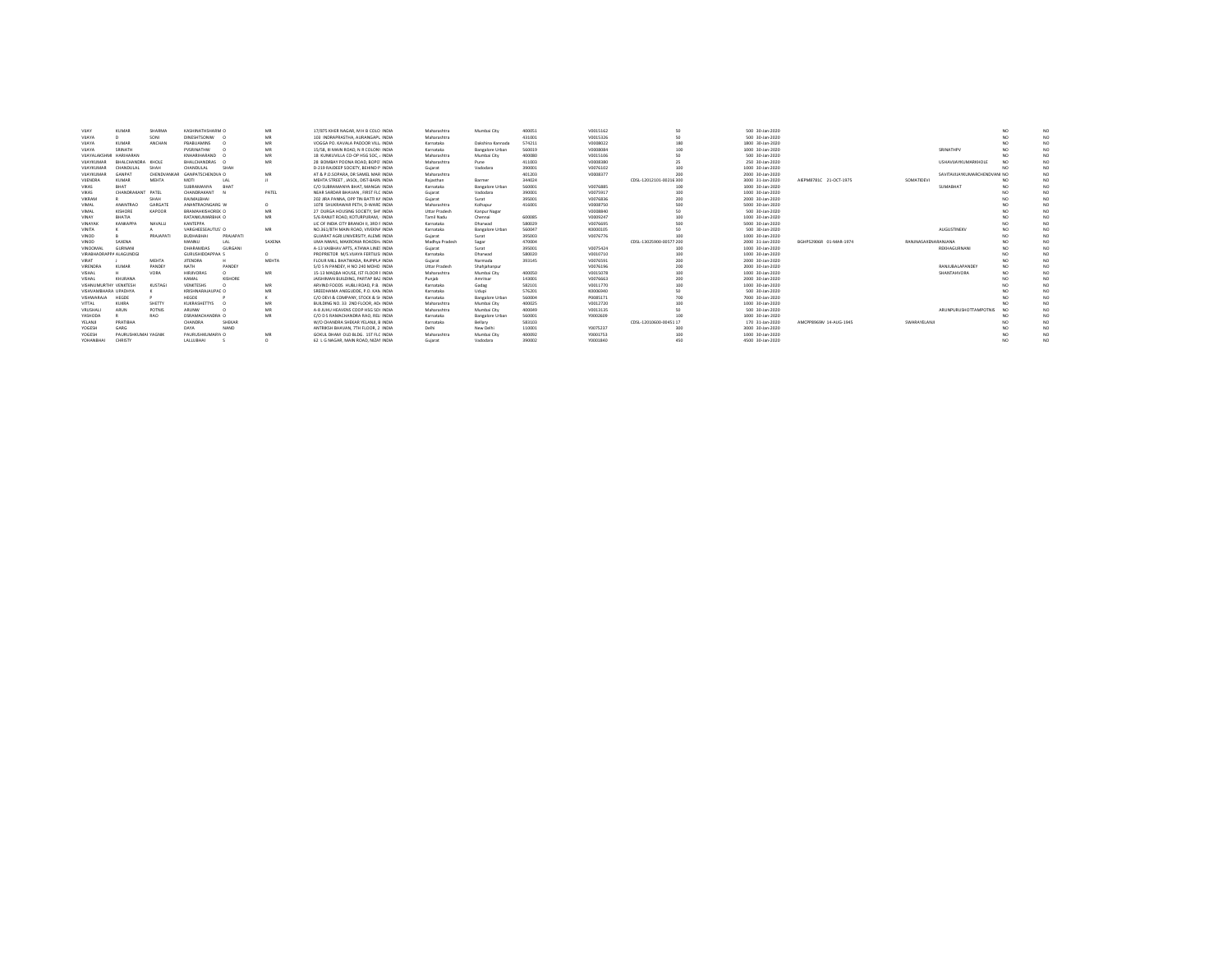| | | | | | | | | | | | | | | | | | | | | | |
|---|---|---|---|---|---|---|---|---|---|---|---|---|---|---|---|---|---|---|---|---|---|
| VIJAY | KUMAR | SHARMA | KASHINATHSHARM | O | MR | 17/875 KHER NAGAR, M H B COLO | INDIA | Maharashtra | Mumbai City | 400051 | V0015162 | | 50 | 500 | 30-Jan-2020 | | | | | NO | NO |
| VIJAYA | D | SONI | DINESHTSONIW | O | MR | 103 INDRAPRASTHA, AURANGAPL | INDIA | Maharashtra | | 431001 | V0015326 | | 50 | 500 | 30-Jan-2020 | | | | | NO | NO |
| VIJAYA | KUMAR | ANCHAN | PBABUAMINS | O | MR | VOGGA PO, KAVALA PADOOR VILL | INDIA | Karnataka | Dakshina Kannada | 574211 | V0008022 | | 180 | 1800 | 30-Jan-2020 | | | | | NO | NO |
| VIJAYA | SRINATH | | PVSRINATHW | O | MR | 15/58, III MAIN ROAD, N R COLONI | INDIA | Karnataka | Bangalore Urban | 560019 | V0008084 | | 100 | 1000 | 30-Jan-2020 | | | | SRINATHPV | NO | NO |
| VIJAYALAKSHMI | HARIHARAN | | KNHARIHARAND | O | MR | 1B KUNKUVILLA CO-OP HSG SOC, | INDIA | Maharashtra | Mumbai City | 400080 | V0015106 | | 50 | 500 | 30-Jan-2020 | | | | | NO | NO |
| VIJAYKUMAR | BHALCHANDRA | KHOLE | BHALCHANDRAG | O | MR | 28 BOMBAY POONA ROAD, BOPO | INDIA | Maharashtra | Pune | 411003 | V0008380 | | 25 | 250 | 30-Jan-2020 | | | | USHAVIJAYKUMARKHOLE | NO | NO |
| VIJAYKUMAR | CHANDULAL | SHAH | CHANDULAL | SHAH | | D-219 RAJDEEP SOCIETY, BEHIND P | INDIA | Gujarat | Vadodara | 390001 | V0076102 | | 100 | 1000 | 30-Jan-2020 | | | | | NO | NO |
| VIJAYKUMAR | GANPAT | CHENDVANKAR | GANPATSCHENDVA | O | MR | AT & P.O.SOPARA, DR SAMEL MAR | INDIA | Maharashtra | | 401203 | V0008377 | | 200 | 2000 | 30-Jan-2020 | | | | SAVITAVIJAYKUMARCHENDVANI | NO | NO |
| VIJENDRA | KUMAR | MEHTA | MOTI | LAL | JI | MEHTA STREET , JASOL, DIST-BARM | INDIA | Rajasthan | Barmer | 344024 | | CDSL-12012101-00216 | 300 | 3000 | 31-Jan-2020 | AIEPM8781C | 21-OCT-1975 | SOMATIDEVI | | NO | NO |
| VIKAS | BHAT | | SUBRAMANYA | BHAT | | C/O SUBRAMANYA BHAT, MANGAL | INDIA | Karnataka | Bangalore Urban | 560001 | V0076885 | | 100 | 1000 | 30-Jan-2020 | | | | SUMABHAT | NO | NO |
| VIKAS | CHANDRAKANT | PATEL | CHANDRAKANT | N | PATEL | NEAR SARDAR BHAVAN , FIRST FLC | INDIA | Gujarat | Vadodara | 390001 | V0075917 | | 100 | 1000 | 30-Jan-2020 | | | | | NO | NO |
| VIKRAM | R | SHAH | RAJMALBHAI | | | 202 JIRA PANNA, OPP TIN BATTI KA | INDIA | Gujarat | Surat | 395001 | V0076836 | | 200 | 2000 | 30-Jan-2020 | | | | | NO | NO |
| VIMAL | ANANTRAO | GARGATE | ANANTRAONGARG | W | O | 1078 SHUKRAWAR PETH, D-WARI | INDIA | Maharashtra | Kolhapur | 416001 | V0008750 | | 500 | 5000 | 30-Jan-2020 | | | | | NO | NO |
| VIMAL | KISHORE | KAPOOR | BRAMAHKISHOREK | O | MR | 27 DURGA HOUSING SOCIETY, SHI | INDIA | Uttar Pradesh | Kanpur Nagar | | V0008840 | | 50 | 500 | 30-Jan-2020 | | | | | NO | NO |
| VINAY | BHATIA | | RATANKUMARBHA | O | MR | 5/6 RANJIT ROAD, KOTURPURAM, | INDIA | Tamil Nadu | Chennai | 600085 | V0009247 | | 100 | 1000 | 30-Jan-2020 | | | | | NO | NO |
| VINAYAK | KANKAPPA | NAVALLI | KANTEPPA | | | LIC OF INDIA CITY BRANCH II, 3RD F | INDIA | Karnataka | Dharwad | 580029 | V0076695 | | 500 | 5000 | 30-Jan-2020 | | | | | NO | NO |
| VINITA | K | A | VARGHEESEAUTUS' | O | MR | NO.361/8TH MAIN ROAD, VIVEKN | INDIA | Karnataka | Bangalore Urban | 560047 | K0000105 | | 50 | 500 | 30-Jan-2020 | | | | AUGUSTINEKV | NO | NO |
| VINOD | B | PRAJAPATI | BUDHABHAI | PRAJAPATI | | GUJARAT AGRI.UNIVERSITY, ALEMI | INDIA | Gujarat | Surat | 395003 | V0076776 | | 100 | 1000 | 30-Jan-2020 | | | | | NO | NO |
| VINOD | SAXENA | | MANNU | LAL | SAXENA | UMA NIWAS, MAKRONIA ROADSA | INDIA | Madhya Pradesh | Sagar | 470004 | | CDSL-13025900-00577 | 200 | 2000 | 31-Jan-2020 | BGHPS2906R | 01-MAR-1974 | RANJNASAXENARANJANA | | NO | NO |
| VINODLAL | GURNANI | | DHARAMDAS | GURGANI | | A-13 VAIBHAV APTS, ATHWA LINES | INDIA | Gujarat | Surat | 395001 | V0075424 | | 100 | 1000 | 30-Jan-2020 | | | | REKHAGURNANI | NO | NO |
| VIRABHADRAPPA | ALAGUNDGI | | GURUSHIDDAPPAA | S | O | PROPRIETOR M/S.VIJAYA FERTILIS | INDIA | Karnataka | Dharwad | 580020 | V0010710 | | 100 | 1000 | 30-Jan-2020 | | | | | NO | NO |
| VIRAT | J | MEHTA | JITENDRA | H | MEHTA | FLOUR MILL BHATWADA, RAJPIPLA | INDIA | Gujarat | Narmada | 393145 | V0076591 | | 200 | 2000 | 30-Jan-2020 | | | | | NO | NO |
| VIRENDRA | KUMAR | PANDEY | NATH | PANDEY | | S/O S N PANDEY, H NO 240 MOHD | INDIA | Uttar Pradesh | Shahjahanpur | | V0076196 | | 200 | 2000 | 30-Jan-2020 | | | | RANJUBALAPANDEY | NO | NO |
| VISHAL | H | VORA | HIRJIVORAS | O | MR | 15-13 MAQBA HOUSE, IST FLOOR | INDIA | Maharashtra | Mumbai City | 400050 | V0015078 | | 100 | 1000 | 30-Jan-2020 | | | | SHANTAHVORA | NO | NO |
| VISHAL | KHURANA | | KAMAL | KISHORE | | JAISHMAN BUILDING, PARTAP BAZ | INDIA | Punjab | Amritsar | 143001 | V0076663 | | 200 | 2000 | 30-Jan-2020 | | | | | NO | NO |
| VISHNUMURTHY | VENKTESH | KUSTAGI | VENKTESHS | O | MR | ARVIND FOODS HUBLI ROAD, P.B. | INDIA | Karnataka | Gadag | 582101 | V0011770 | | 100 | 1000 | 30-Jan-2020 | | | | | NO | NO |
| VISHVAMBHARA | UPADHYA | K | KRISHNARAJAUPAD | O | MR | SREEDHAMA ANEGUDDE, P.O. KAN | INDIA | Karnataka | Udupi | 576201 | K0006940 | | 50 | 500 | 30-Jan-2020 | | | | | NO | NO |
| VISHWARAJA | HEGDE | P | HEGDE | P | K | C/O DEVI & COMPANY, STOCK & SH | INDIA | Karnataka | Bangalore Urban | 560004 | P0085171 | | 700 | 7000 | 30-Jan-2020 | | | | | NO | NO |
| VITTAL | KUKRA | SHETTY | KUKRASHETTYS | O | MR | BUILDING NO. 33 2ND FLOOR, ADI | INDIA | Maharashtra | Mumbai City | 400025 | V0012720 | | 100 | 1000 | 30-Jan-2020 | | | | | NO | NO |
| VRUSHALI | ARUN | POTNIS | ARUNW | O | MR | A-8 JUHU HEAVENS COOP HSG SO | INDIA | Maharashtra | Mumbai City | 400049 | V0013135 | | 50 | 500 | 30-Jan-2020 | | | | ARUNPURUSHOTTAMPOTNIS | NO | NO |
| YASHODA | R | RAO | DSRAMACHANDRA | O | MR | C/O D S RAMACHANDRA RAO, REL | INDIA | Karnataka | Bangalore Urban | 560001 | Y0002609 | | 100 | 1000 | 30-Jan-2020 | | | | | NO | NO |
| YELANJI | PRATIBHA | | CHANDRA | SHEKAR | | W/O CHANDRA SHEKAR YELANJI, 8 | INDIA | Karnataka | Bellary | 583103 | | CDSL-12010600-00451 | 17 | 170 | 31-Jan-2020 | AMCPP8969M | 14-AUG-1945 | SWARAYELANJI | | NO | NO |
| YOGESH | GARG | | DAYA | NAND | | ANTRIKSH BHAVAN, 7TH FLOOR, 2 | INDIA | Delhi | New Delhi | 110001 | Y0075237 | | 300 | 3000 | 30-Jan-2020 | | | | | NO | NO |
| YOGESH | PAURUSHKUMAI | YAGNIK | PAURUSHKUMARY | O | MR | GOKUL DHAM OLD BLDG. 1ST FLC | INDIA | Maharashtra | Mumbai City | 400092 | Y0001753 | | 100 | 1000 | 30-Jan-2020 | | | | | NO | NO |
| YOHANBHAI | CHRISTY | | LALLUBHAI | S | O | 62 L G NAGAR, MAIN ROAD, NIZAI | INDIA | Gujarat | Vadodara | 390002 | Y0001840 | | 450 | 4500 | 30-Jan-2020 | | | | | NO | NO |